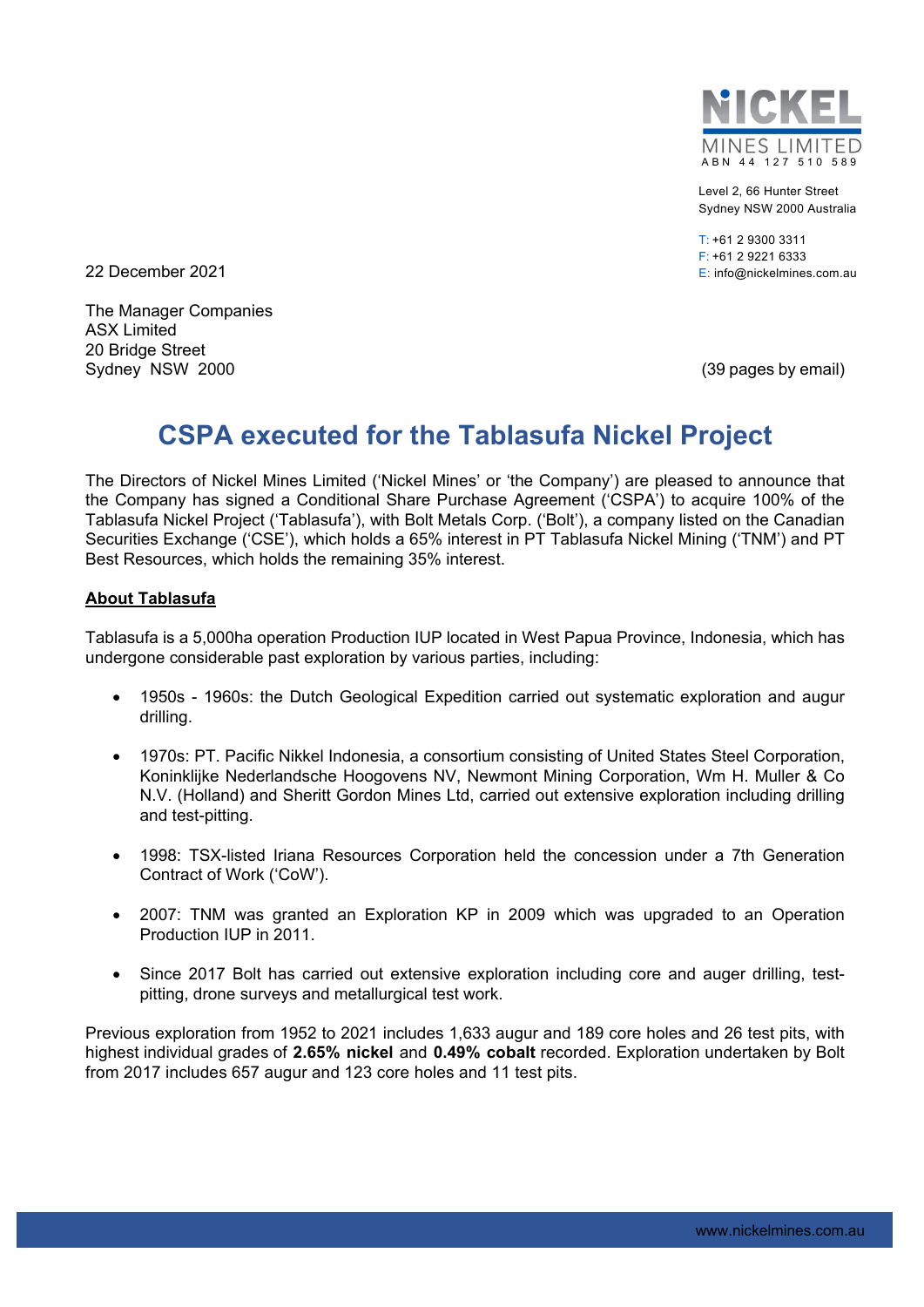NICKEL MINES LIMITED
ABN 44 127 510 589

Level 2, 66 Hunter Street
Sydney NSW 2000 Australia

T: +61 2 9300 3311
F: +61 2 9221 6333
E: info@nickelmines.com.au

22 December 2021

The Manager Companies
ASX Limited
20 Bridge Street
Sydney NSW 2000

(39 pages by email)

# CSPA executed for the Tablasufa Nickel Project

The Directors of Nickel Mines Limited ('Nickel Mines' or 'the Company') are pleased to announce that the Company has signed a Conditional Share Purchase Agreement ('CSPA') to acquire 100% of the Tablasufa Nickel Project ('Tablasufa'), with Bolt Metals Corp. ('Bolt'), a company listed on the Canadian Securities Exchange ('CSE'), which holds a 65% interest in PT Tablasufa Nickel Mining ('TNM') and PT Best Resources, which holds the remaining 35% interest.

## About Tablasufa

Tablasufa is a 5,000ha operation Production IUP located in West Papua Province, Indonesia, which has undergone considerable past exploration by various parties, including:

- 1950s - 1960s: the Dutch Geological Expedition carried out systematic exploration and augur drilling.
- 1970s: PT. Pacific Nikkel Indonesia, a consortium consisting of United States Steel Corporation, Koninklijke Nederlandsche Hoogovens NV, Newmont Mining Corporation, Wm H. Muller & Co N.V. (Holland) and Sheritt Gordon Mines Ltd, carried out extensive exploration including drilling and test-pitting.
- 1998: TSX-listed Iriana Resources Corporation held the concession under a 7th Generation Contract of Work ('CoW').
- 2007: TNM was granted an Exploration KP in 2009 which was upgraded to an Operation Production IUP in 2011.
- Since 2017 Bolt has carried out extensive exploration including core and auger drilling, test-pitting, drone surveys and metallurgical test work.

Previous exploration from 1952 to 2021 includes 1,633 augur and 189 core holes and 26 test pits, with highest individual grades of **2.65% nickel** and **0.49% cobalt** recorded. Exploration undertaken by Bolt from 2017 includes 657 augur and 123 core holes and 11 test pits.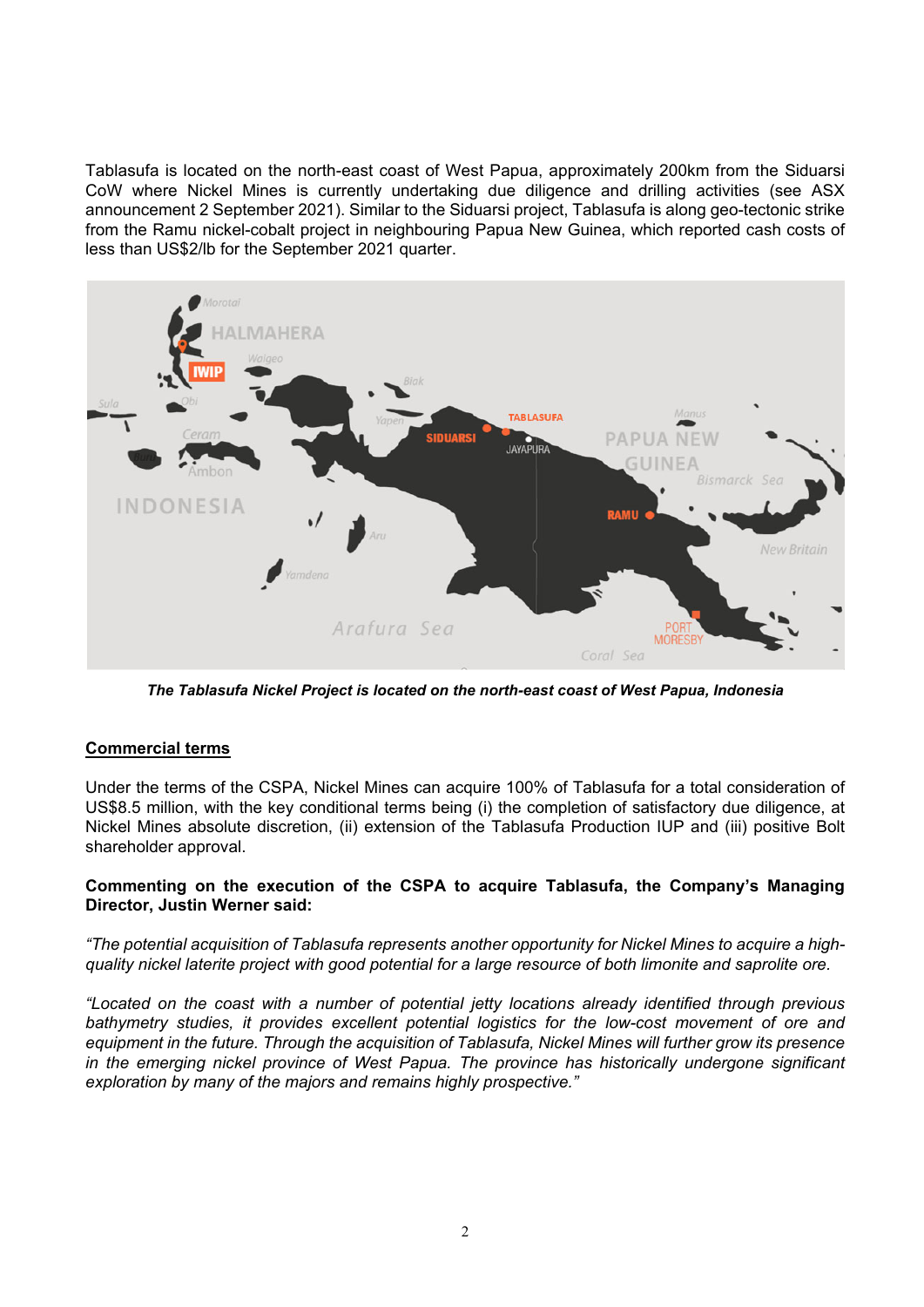Tablasufa is located on the north-east coast of West Papua, approximately 200km from the Siduarsi CoW where Nickel Mines is currently undertaking due diligence and drilling activities (see ASX announcement 2 September 2021). Similar to the Siduarsi project, Tablasufa is along geo-tectonic strike from the Ramu nickel-cobalt project in neighbouring Papua New Guinea, which reported cash costs of less than US$2/lb for the September 2021 quarter.

***The Tablasufa Nickel Project is located on the north-east coast of West Papua, Indonesia***

## Commercial terms

Under the terms of the CSPA, Nickel Mines can acquire 100% of Tablasufa for a total consideration of US$8.5 million, with the key conditional terms being (i) the completion of satisfactory due diligence, at Nickel Mines absolute discretion, (ii) extension of the Tablasufa Production IUP and (iii) positive Bolt shareholder approval.

**Commenting on the execution of the CSPA to acquire Tablasufa, the Company's Managing Director, Justin Werner said:**

*"The potential acquisition of Tablasufa represents another opportunity for Nickel Mines to acquire a high-quality nickel laterite project with good potential for a large resource of both limonite and saprolite ore.*

*"Located on the coast with a number of potential jetty locations already identified through previous bathymetry studies, it provides excellent potential logistics for the low-cost movement of ore and equipment in the future. Through the acquisition of Tablasufa, Nickel Mines will further grow its presence in the emerging nickel province of West Papua. The province has historically undergone significant exploration by many of the majors and remains highly prospective."*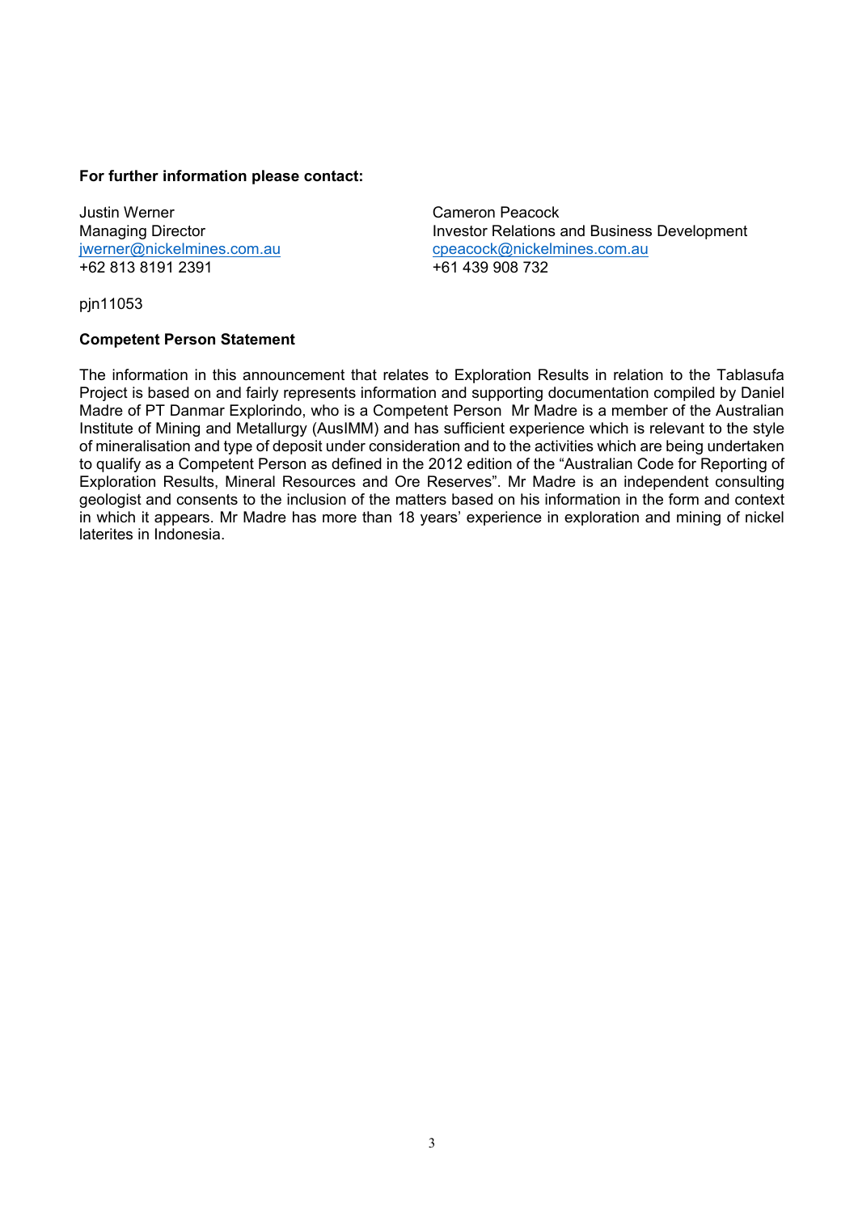**For further information please contact:**

Justin Werner
Managing Director
jwerner@nickelmines.com.au
+62 813 8191 2391

Cameron Peacock
Investor Relations and Business Development
cpeacock@nickelmines.com.au
+61 439 908 732

pjn11053

**Competent Person Statement**

The information in this announcement that relates to Exploration Results in relation to the Tablasufa Project is based on and fairly represents information and supporting documentation compiled by Daniel Madre of PT Danmar Explorindo, who is a Competent Person  Mr Madre is a member of the Australian Institute of Mining and Metallurgy (AusIMM) and has sufficient experience which is relevant to the style of mineralisation and type of deposit under consideration and to the activities which are being undertaken to qualify as a Competent Person as defined in the 2012 edition of the "Australian Code for Reporting of Exploration Results, Mineral Resources and Ore Reserves". Mr Madre is an independent consulting geologist and consents to the inclusion of the matters based on his information in the form and context in which it appears. Mr Madre has more than 18 years' experience in exploration and mining of nickel laterites in Indonesia.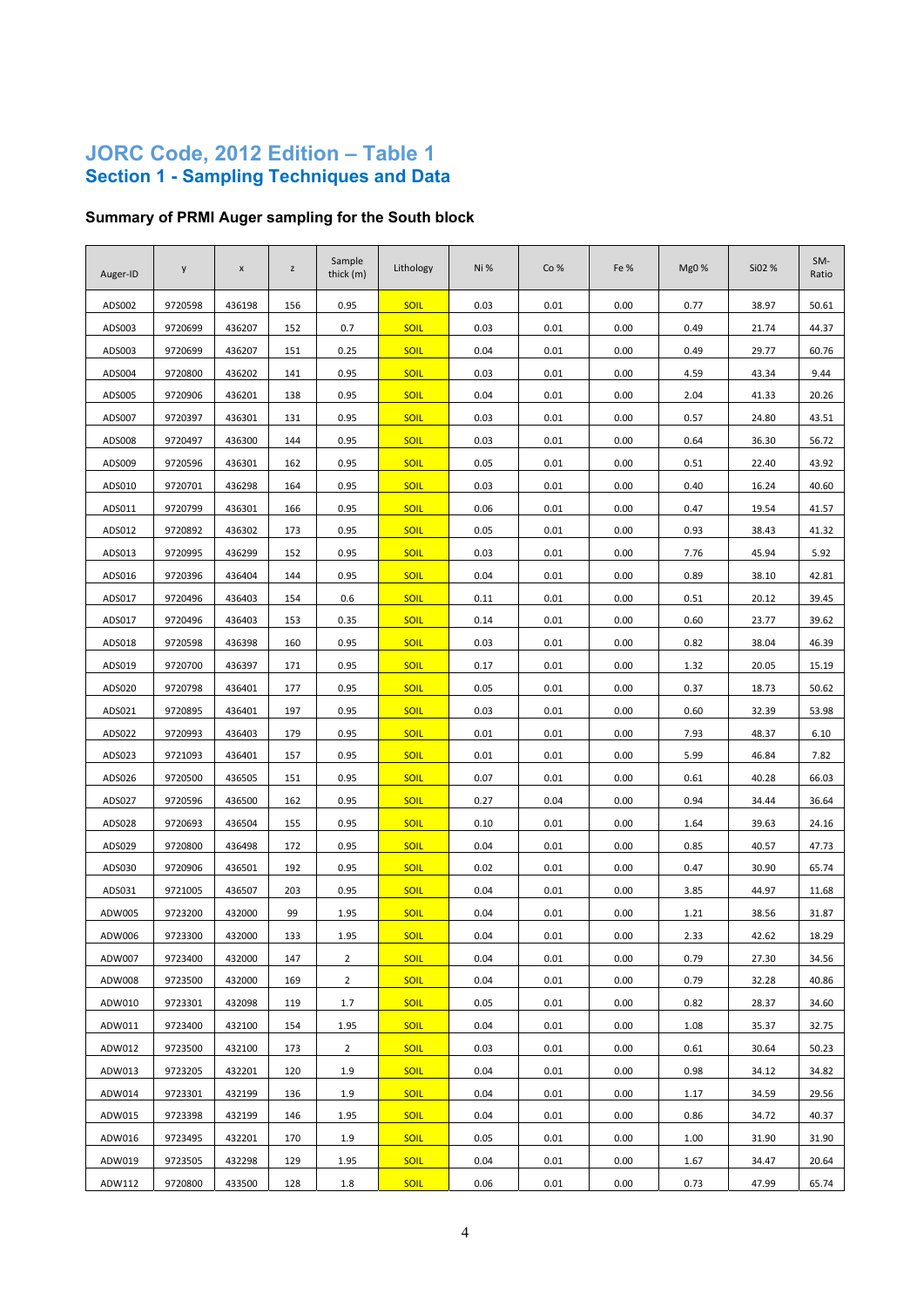# JORC Code, 2012 Edition – Table 1

## Section 1 - Sampling Techniques and Data

### Summary of PRMI Auger sampling for the South block

| Auger-ID | y | x | z | Sample thick (m) | Lithology | Ni % | Co % | Fe % | Mg0 % | Si02 % | SM-Ratio |
|---|---|---|---|---|---|---|---|---|---|---|---|
| ADS002 | 9720598 | 436198 | 156 | 0.95 | SOIL | 0.03 | 0.01 | 0.00 | 0.77 | 38.97 | 50.61 |
| ADS003 | 9720699 | 436207 | 152 | 0.7 | SOIL | 0.03 | 0.01 | 0.00 | 0.49 | 21.74 | 44.37 |
| ADS003 | 9720699 | 436207 | 151 | 0.25 | SOIL | 0.04 | 0.01 | 0.00 | 0.49 | 29.77 | 60.76 |
| ADS004 | 9720800 | 436202 | 141 | 0.95 | SOIL | 0.03 | 0.01 | 0.00 | 4.59 | 43.34 | 9.44 |
| ADS005 | 9720906 | 436201 | 138 | 0.95 | SOIL | 0.04 | 0.01 | 0.00 | 2.04 | 41.33 | 20.26 |
| ADS007 | 9720397 | 436301 | 131 | 0.95 | SOIL | 0.03 | 0.01 | 0.00 | 0.57 | 24.80 | 43.51 |
| ADS008 | 9720497 | 436300 | 144 | 0.95 | SOIL | 0.03 | 0.01 | 0.00 | 0.64 | 36.30 | 56.72 |
| ADS009 | 9720596 | 436301 | 162 | 0.95 | SOIL | 0.05 | 0.01 | 0.00 | 0.51 | 22.40 | 43.92 |
| ADS010 | 9720701 | 436298 | 164 | 0.95 | SOIL | 0.03 | 0.01 | 0.00 | 0.40 | 16.24 | 40.60 |
| ADS011 | 9720799 | 436301 | 166 | 0.95 | SOIL | 0.06 | 0.01 | 0.00 | 0.47 | 19.54 | 41.57 |
| ADS012 | 9720892 | 436302 | 173 | 0.95 | SOIL | 0.05 | 0.01 | 0.00 | 0.93 | 38.43 | 41.32 |
| ADS013 | 9720995 | 436299 | 152 | 0.95 | SOIL | 0.03 | 0.01 | 0.00 | 7.76 | 45.94 | 5.92 |
| ADS016 | 9720396 | 436404 | 144 | 0.95 | SOIL | 0.04 | 0.01 | 0.00 | 0.89 | 38.10 | 42.81 |
| ADS017 | 9720496 | 436403 | 154 | 0.6 | SOIL | 0.11 | 0.01 | 0.00 | 0.51 | 20.12 | 39.45 |
| ADS017 | 9720496 | 436403 | 153 | 0.35 | SOIL | 0.14 | 0.01 | 0.00 | 0.60 | 23.77 | 39.62 |
| ADS018 | 9720598 | 436398 | 160 | 0.95 | SOIL | 0.03 | 0.01 | 0.00 | 0.82 | 38.04 | 46.39 |
| ADS019 | 9720700 | 436397 | 171 | 0.95 | SOIL | 0.17 | 0.01 | 0.00 | 1.32 | 20.05 | 15.19 |
| ADS020 | 9720798 | 436401 | 177 | 0.95 | SOIL | 0.05 | 0.01 | 0.00 | 0.37 | 18.73 | 50.62 |
| ADS021 | 9720895 | 436401 | 197 | 0.95 | SOIL | 0.03 | 0.01 | 0.00 | 0.60 | 32.39 | 53.98 |
| ADS022 | 9720993 | 436403 | 179 | 0.95 | SOIL | 0.01 | 0.01 | 0.00 | 7.93 | 48.37 | 6.10 |
| ADS023 | 9721093 | 436401 | 157 | 0.95 | SOIL | 0.01 | 0.01 | 0.00 | 5.99 | 46.84 | 7.82 |
| ADS026 | 9720500 | 436505 | 151 | 0.95 | SOIL | 0.07 | 0.01 | 0.00 | 0.61 | 40.28 | 66.03 |
| ADS027 | 9720596 | 436500 | 162 | 0.95 | SOIL | 0.27 | 0.04 | 0.00 | 0.94 | 34.44 | 36.64 |
| ADS028 | 9720693 | 436504 | 155 | 0.95 | SOIL | 0.10 | 0.01 | 0.00 | 1.64 | 39.63 | 24.16 |
| ADS029 | 9720800 | 436498 | 172 | 0.95 | SOIL | 0.04 | 0.01 | 0.00 | 0.85 | 40.57 | 47.73 |
| ADS030 | 9720906 | 436501 | 192 | 0.95 | SOIL | 0.02 | 0.01 | 0.00 | 0.47 | 30.90 | 65.74 |
| ADS031 | 9721005 | 436507 | 203 | 0.95 | SOIL | 0.04 | 0.01 | 0.00 | 3.85 | 44.97 | 11.68 |
| ADW005 | 9723200 | 432000 | 99 | 1.95 | SOIL | 0.04 | 0.01 | 0.00 | 1.21 | 38.56 | 31.87 |
| ADW006 | 9723300 | 432000 | 133 | 1.95 | SOIL | 0.04 | 0.01 | 0.00 | 2.33 | 42.62 | 18.29 |
| ADW007 | 9723400 | 432000 | 147 | 2 | SOIL | 0.04 | 0.01 | 0.00 | 0.79 | 27.30 | 34.56 |
| ADW008 | 9723500 | 432000 | 169 | 2 | SOIL | 0.04 | 0.01 | 0.00 | 0.79 | 32.28 | 40.86 |
| ADW010 | 9723301 | 432098 | 119 | 1.7 | SOIL | 0.05 | 0.01 | 0.00 | 0.82 | 28.37 | 34.60 |
| ADW011 | 9723400 | 432100 | 154 | 1.95 | SOIL | 0.04 | 0.01 | 0.00 | 1.08 | 35.37 | 32.75 |
| ADW012 | 9723500 | 432100 | 173 | 2 | SOIL | 0.03 | 0.01 | 0.00 | 0.61 | 30.64 | 50.23 |
| ADW013 | 9723205 | 432201 | 120 | 1.9 | SOIL | 0.04 | 0.01 | 0.00 | 0.98 | 34.12 | 34.82 |
| ADW014 | 9723301 | 432199 | 136 | 1.9 | SOIL | 0.04 | 0.01 | 0.00 | 1.17 | 34.59 | 29.56 |
| ADW015 | 9723398 | 432199 | 146 | 1.95 | SOIL | 0.04 | 0.01 | 0.00 | 0.86 | 34.72 | 40.37 |
| ADW016 | 9723495 | 432201 | 170 | 1.9 | SOIL | 0.05 | 0.01 | 0.00 | 1.00 | 31.90 | 31.90 |
| ADW019 | 9723505 | 432298 | 129 | 1.95 | SOIL | 0.04 | 0.01 | 0.00 | 1.67 | 34.47 | 20.64 |
| ADW112 | 9720800 | 433500 | 128 | 1.8 | SOIL | 0.06 | 0.01 | 0.00 | 0.73 | 47.99 | 65.74 |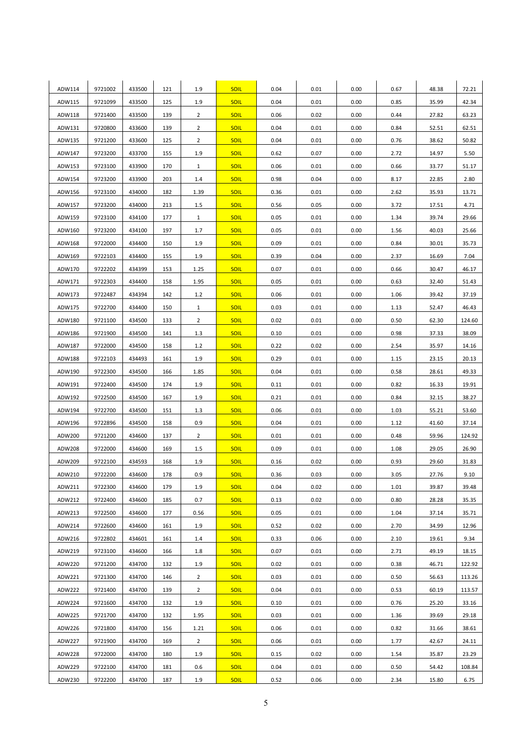| ADW114 | 9721002 | 433500 | 121 | 1.9 | SOIL | 0.04 | 0.01 | 0.00 | 0.67 | 48.38 | 72.21 |
|---|---|---|---|---|---|---|---|---|---|---|---|
| ADW115 | 9721099 | 433500 | 125 | 1.9 | SOIL | 0.04 | 0.01 | 0.00 | 0.85 | 35.99 | 42.34 |
| ADW118 | 9721400 | 433500 | 139 | 2 | SOIL | 0.06 | 0.02 | 0.00 | 0.44 | 27.82 | 63.23 |
| ADW131 | 9720800 | 433600 | 139 | 2 | SOIL | 0.04 | 0.01 | 0.00 | 0.84 | 52.51 | 62.51 |
| ADW135 | 9721200 | 433600 | 125 | 2 | SOIL | 0.04 | 0.01 | 0.00 | 0.76 | 38.62 | 50.82 |
| ADW147 | 9723200 | 433700 | 155 | 1.9 | SOIL | 0.62 | 0.07 | 0.00 | 2.72 | 14.97 | 5.50 |
| ADW153 | 9723100 | 433900 | 170 | 1 | SOIL | 0.06 | 0.01 | 0.00 | 0.66 | 33.77 | 51.17 |
| ADW154 | 9723200 | 433900 | 203 | 1.4 | SOIL | 0.98 | 0.04 | 0.00 | 8.17 | 22.85 | 2.80 |
| ADW156 | 9723100 | 434000 | 182 | 1.39 | SOIL | 0.36 | 0.01 | 0.00 | 2.62 | 35.93 | 13.71 |
| ADW157 | 9723200 | 434000 | 213 | 1.5 | SOIL | 0.56 | 0.05 | 0.00 | 3.72 | 17.51 | 4.71 |
| ADW159 | 9723100 | 434100 | 177 | 1 | SOIL | 0.05 | 0.01 | 0.00 | 1.34 | 39.74 | 29.66 |
| ADW160 | 9723200 | 434100 | 197 | 1.7 | SOIL | 0.05 | 0.01 | 0.00 | 1.56 | 40.03 | 25.66 |
| ADW168 | 9722000 | 434400 | 150 | 1.9 | SOIL | 0.09 | 0.01 | 0.00 | 0.84 | 30.01 | 35.73 |
| ADW169 | 9722103 | 434400 | 155 | 1.9 | SOIL | 0.39 | 0.04 | 0.00 | 2.37 | 16.69 | 7.04 |
| ADW170 | 9722202 | 434399 | 153 | 1.25 | SOIL | 0.07 | 0.01 | 0.00 | 0.66 | 30.47 | 46.17 |
| ADW171 | 9722303 | 434400 | 158 | 1.95 | SOIL | 0.05 | 0.01 | 0.00 | 0.63 | 32.40 | 51.43 |
| ADW173 | 9722487 | 434394 | 142 | 1.2 | SOIL | 0.06 | 0.01 | 0.00 | 1.06 | 39.42 | 37.19 |
| ADW175 | 9722700 | 434400 | 150 | 1 | SOIL | 0.03 | 0.01 | 0.00 | 1.13 | 52.47 | 46.43 |
| ADW180 | 9721100 | 434500 | 133 | 2 | SOIL | 0.02 | 0.01 | 0.00 | 0.50 | 62.30 | 124.60 |
| ADW186 | 9721900 | 434500 | 141 | 1.3 | SOIL | 0.10 | 0.01 | 0.00 | 0.98 | 37.33 | 38.09 |
| ADW187 | 9722000 | 434500 | 158 | 1.2 | SOIL | 0.22 | 0.02 | 0.00 | 2.54 | 35.97 | 14.16 |
| ADW188 | 9722103 | 434493 | 161 | 1.9 | SOIL | 0.29 | 0.01 | 0.00 | 1.15 | 23.15 | 20.13 |
| ADW190 | 9722300 | 434500 | 166 | 1.85 | SOIL | 0.04 | 0.01 | 0.00 | 0.58 | 28.61 | 49.33 |
| ADW191 | 9722400 | 434500 | 174 | 1.9 | SOIL | 0.11 | 0.01 | 0.00 | 0.82 | 16.33 | 19.91 |
| ADW192 | 9722500 | 434500 | 167 | 1.9 | SOIL | 0.21 | 0.01 | 0.00 | 0.84 | 32.15 | 38.27 |
| ADW194 | 9722700 | 434500 | 151 | 1.3 | SOIL | 0.06 | 0.01 | 0.00 | 1.03 | 55.21 | 53.60 |
| ADW196 | 9722896 | 434500 | 158 | 0.9 | SOIL | 0.04 | 0.01 | 0.00 | 1.12 | 41.60 | 37.14 |
| ADW200 | 9721200 | 434600 | 137 | 2 | SOIL | 0.01 | 0.01 | 0.00 | 0.48 | 59.96 | 124.92 |
| ADW208 | 9722000 | 434600 | 169 | 1.5 | SOIL | 0.09 | 0.01 | 0.00 | 1.08 | 29.05 | 26.90 |
| ADW209 | 9722100 | 434593 | 168 | 1.9 | SOIL | 0.16 | 0.02 | 0.00 | 0.93 | 29.60 | 31.83 |
| ADW210 | 9722200 | 434600 | 178 | 0.9 | SOIL | 0.36 | 0.03 | 0.00 | 3.05 | 27.76 | 9.10 |
| ADW211 | 9722300 | 434600 | 179 | 1.9 | SOIL | 0.04 | 0.02 | 0.00 | 1.01 | 39.87 | 39.48 |
| ADW212 | 9722400 | 434600 | 185 | 0.7 | SOIL | 0.13 | 0.02 | 0.00 | 0.80 | 28.28 | 35.35 |
| ADW213 | 9722500 | 434600 | 177 | 0.56 | SOIL | 0.05 | 0.01 | 0.00 | 1.04 | 37.14 | 35.71 |
| ADW214 | 9722600 | 434600 | 161 | 1.9 | SOIL | 0.52 | 0.02 | 0.00 | 2.70 | 34.99 | 12.96 |
| ADW216 | 9722802 | 434601 | 161 | 1.4 | SOIL | 0.33 | 0.06 | 0.00 | 2.10 | 19.61 | 9.34 |
| ADW219 | 9723100 | 434600 | 166 | 1.8 | SOIL | 0.07 | 0.01 | 0.00 | 2.71 | 49.19 | 18.15 |
| ADW220 | 9721200 | 434700 | 132 | 1.9 | SOIL | 0.02 | 0.01 | 0.00 | 0.38 | 46.71 | 122.92 |
| ADW221 | 9721300 | 434700 | 146 | 2 | SOIL | 0.03 | 0.01 | 0.00 | 0.50 | 56.63 | 113.26 |
| ADW222 | 9721400 | 434700 | 139 | 2 | SOIL | 0.04 | 0.01 | 0.00 | 0.53 | 60.19 | 113.57 |
| ADW224 | 9721600 | 434700 | 132 | 1.9 | SOIL | 0.10 | 0.01 | 0.00 | 0.76 | 25.20 | 33.16 |
| ADW225 | 9721700 | 434700 | 132 | 1.95 | SOIL | 0.03 | 0.01 | 0.00 | 1.36 | 39.69 | 29.18 |
| ADW226 | 9721800 | 434700 | 156 | 1.21 | SOIL | 0.06 | 0.01 | 0.00 | 0.82 | 31.66 | 38.61 |
| ADW227 | 9721900 | 434700 | 169 | 2 | SOIL | 0.06 | 0.01 | 0.00 | 1.77 | 42.67 | 24.11 |
| ADW228 | 9722000 | 434700 | 180 | 1.9 | SOIL | 0.15 | 0.02 | 0.00 | 1.54 | 35.87 | 23.29 |
| ADW229 | 9722100 | 434700 | 181 | 0.6 | SOIL | 0.04 | 0.01 | 0.00 | 0.50 | 54.42 | 108.84 |
| ADW230 | 9722200 | 434700 | 187 | 1.9 | SOIL | 0.52 | 0.06 | 0.00 | 2.34 | 15.80 | 6.75 |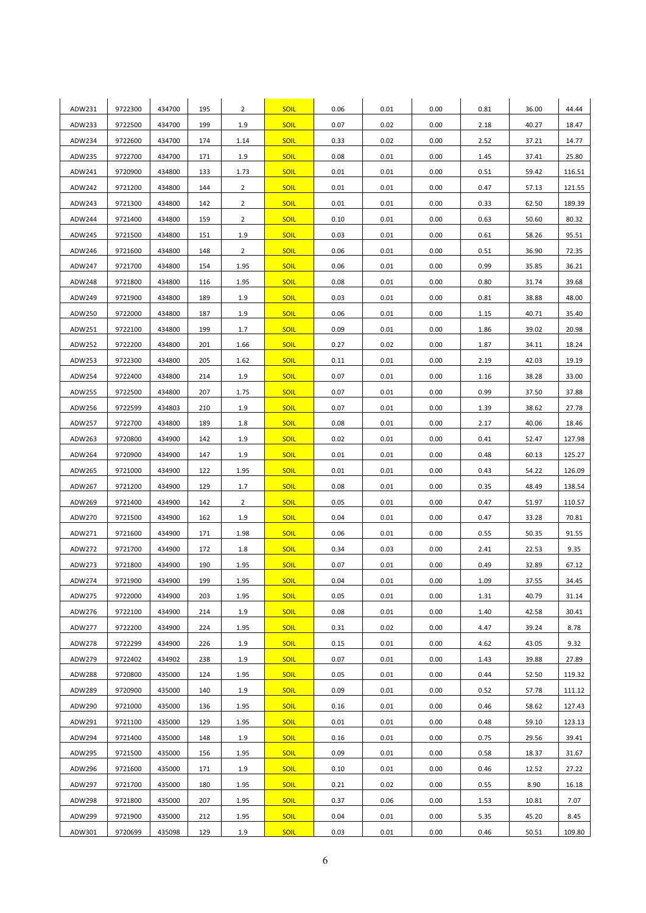| ADW231 | 9722300 | 434700 | 195 | 2 | SOIL | 0.06 | 0.01 | 0.00 | 0.81 | 36.00 | 44.44 |
|---|---|---|---|---|---|---|---|---|---|---|---|
| ADW233 | 9722500 | 434700 | 199 | 1.9 | SOIL | 0.07 | 0.02 | 0.00 | 2.18 | 40.27 | 18.47 |
| ADW234 | 9722600 | 434700 | 174 | 1.14 | SOIL | 0.33 | 0.02 | 0.00 | 2.52 | 37.21 | 14.77 |
| ADW235 | 9722700 | 434700 | 171 | 1.9 | SOIL | 0.08 | 0.01 | 0.00 | 1.45 | 37.41 | 25.80 |
| ADW241 | 9720900 | 434800 | 133 | 1.73 | SOIL | 0.01 | 0.01 | 0.00 | 0.51 | 59.42 | 116.51 |
| ADW242 | 9721200 | 434800 | 144 | 2 | SOIL | 0.01 | 0.01 | 0.00 | 0.47 | 57.13 | 121.55 |
| ADW243 | 9721300 | 434800 | 142 | 2 | SOIL | 0.01 | 0.01 | 0.00 | 0.33 | 62.50 | 189.39 |
| ADW244 | 9721400 | 434800 | 159 | 2 | SOIL | 0.10 | 0.01 | 0.00 | 0.63 | 50.60 | 80.32 |
| ADW245 | 9721500 | 434800 | 151 | 1.9 | SOIL | 0.03 | 0.01 | 0.00 | 0.61 | 58.26 | 95.51 |
| ADW246 | 9721600 | 434800 | 148 | 2 | SOIL | 0.06 | 0.01 | 0.00 | 0.51 | 36.90 | 72.35 |
| ADW247 | 9721700 | 434800 | 154 | 1.95 | SOIL | 0.06 | 0.01 | 0.00 | 0.99 | 35.85 | 36.21 |
| ADW248 | 9721800 | 434800 | 116 | 1.95 | SOIL | 0.08 | 0.01 | 0.00 | 0.80 | 31.74 | 39.68 |
| ADW249 | 9721900 | 434800 | 189 | 1.9 | SOIL | 0.03 | 0.01 | 0.00 | 0.81 | 38.88 | 48.00 |
| ADW250 | 9722000 | 434800 | 187 | 1.9 | SOIL | 0.06 | 0.01 | 0.00 | 1.15 | 40.71 | 35.40 |
| ADW251 | 9722100 | 434800 | 199 | 1.7 | SOIL | 0.09 | 0.01 | 0.00 | 1.86 | 39.02 | 20.98 |
| ADW252 | 9722200 | 434800 | 201 | 1.66 | SOIL | 0.27 | 0.02 | 0.00 | 1.87 | 34.11 | 18.24 |
| ADW253 | 9722300 | 434800 | 205 | 1.62 | SOIL | 0.11 | 0.01 | 0.00 | 2.19 | 42.03 | 19.19 |
| ADW254 | 9722400 | 434800 | 214 | 1.9 | SOIL | 0.07 | 0.01 | 0.00 | 1.16 | 38.28 | 33.00 |
| ADW255 | 9722500 | 434800 | 207 | 1.75 | SOIL | 0.07 | 0.01 | 0.00 | 0.99 | 37.50 | 37.88 |
| ADW256 | 9722599 | 434803 | 210 | 1.9 | SOIL | 0.07 | 0.01 | 0.00 | 1.39 | 38.62 | 27.78 |
| ADW257 | 9722700 | 434800 | 189 | 1.8 | SOIL | 0.08 | 0.01 | 0.00 | 2.17 | 40.06 | 18.46 |
| ADW263 | 9720800 | 434900 | 142 | 1.9 | SOIL | 0.02 | 0.01 | 0.00 | 0.41 | 52.47 | 127.98 |
| ADW264 | 9720900 | 434900 | 147 | 1.9 | SOIL | 0.01 | 0.01 | 0.00 | 0.48 | 60.13 | 125.27 |
| ADW265 | 9721000 | 434900 | 122 | 1.95 | SOIL | 0.01 | 0.01 | 0.00 | 0.43 | 54.22 | 126.09 |
| ADW267 | 9721200 | 434900 | 129 | 1.7 | SOIL | 0.08 | 0.01 | 0.00 | 0.35 | 48.49 | 138.54 |
| ADW269 | 9721400 | 434900 | 142 | 2 | SOIL | 0.05 | 0.01 | 0.00 | 0.47 | 51.97 | 110.57 |
| ADW270 | 9721500 | 434900 | 162 | 1.9 | SOIL | 0.04 | 0.01 | 0.00 | 0.47 | 33.28 | 70.81 |
| ADW271 | 9721600 | 434900 | 171 | 1.98 | SOIL | 0.06 | 0.01 | 0.00 | 0.55 | 50.35 | 91.55 |
| ADW272 | 9721700 | 434900 | 172 | 1.8 | SOIL | 0.34 | 0.03 | 0.00 | 2.41 | 22.53 | 9.35 |
| ADW273 | 9721800 | 434900 | 190 | 1.95 | SOIL | 0.07 | 0.01 | 0.00 | 0.49 | 32.89 | 67.12 |
| ADW274 | 9721900 | 434900 | 199 | 1.95 | SOIL | 0.04 | 0.01 | 0.00 | 1.09 | 37.55 | 34.45 |
| ADW275 | 9722000 | 434900 | 203 | 1.95 | SOIL | 0.05 | 0.01 | 0.00 | 1.31 | 40.79 | 31.14 |
| ADW276 | 9722100 | 434900 | 214 | 1.9 | SOIL | 0.08 | 0.01 | 0.00 | 1.40 | 42.58 | 30.41 |
| ADW277 | 9722200 | 434900 | 224 | 1.95 | SOIL | 0.31 | 0.02 | 0.00 | 4.47 | 39.24 | 8.78 |
| ADW278 | 9722299 | 434900 | 226 | 1.9 | SOIL | 0.15 | 0.01 | 0.00 | 4.62 | 43.05 | 9.32 |
| ADW279 | 9722402 | 434902 | 238 | 1.9 | SOIL | 0.07 | 0.01 | 0.00 | 1.43 | 39.88 | 27.89 |
| ADW288 | 9720800 | 435000 | 124 | 1.95 | SOIL | 0.05 | 0.01 | 0.00 | 0.44 | 52.50 | 119.32 |
| ADW289 | 9720900 | 435000 | 140 | 1.9 | SOIL | 0.09 | 0.01 | 0.00 | 0.52 | 57.78 | 111.12 |
| ADW290 | 9721000 | 435000 | 136 | 1.95 | SOIL | 0.16 | 0.01 | 0.00 | 0.46 | 58.62 | 127.43 |
| ADW291 | 9721100 | 435000 | 129 | 1.95 | SOIL | 0.01 | 0.01 | 0.00 | 0.48 | 59.10 | 123.13 |
| ADW294 | 9721400 | 435000 | 148 | 1.9 | SOIL | 0.16 | 0.01 | 0.00 | 0.75 | 29.56 | 39.41 |
| ADW295 | 9721500 | 435000 | 156 | 1.95 | SOIL | 0.09 | 0.01 | 0.00 | 0.58 | 18.37 | 31.67 |
| ADW296 | 9721600 | 435000 | 171 | 1.9 | SOIL | 0.10 | 0.01 | 0.00 | 0.46 | 12.52 | 27.22 |
| ADW297 | 9721700 | 435000 | 180 | 1.95 | SOIL | 0.21 | 0.02 | 0.00 | 0.55 | 8.90 | 16.18 |
| ADW298 | 9721800 | 435000 | 207 | 1.95 | SOIL | 0.37 | 0.06 | 0.00 | 1.53 | 10.81 | 7.07 |
| ADW299 | 9721900 | 435000 | 212 | 1.95 | SOIL | 0.04 | 0.01 | 0.00 | 5.35 | 45.20 | 8.45 |
| ADW301 | 9720699 | 435098 | 129 | 1.9 | SOIL | 0.03 | 0.01 | 0.00 | 0.46 | 50.51 | 109.80 |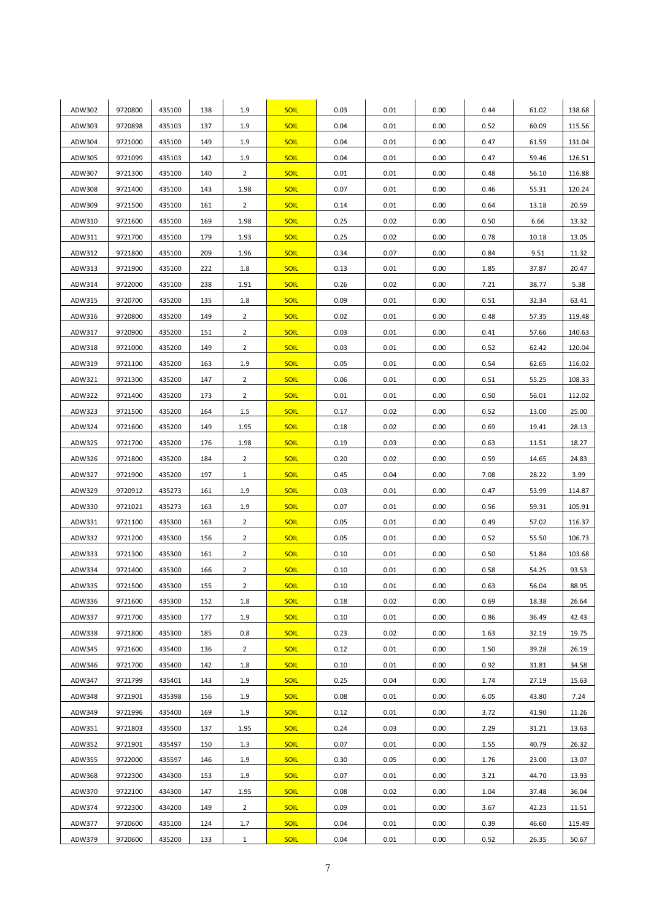| ADW302 | 9720800 | 435100 | 138 | 1.9 | SOIL | 0.03 | 0.01 | 0.00 | 0.44 | 61.02 | 138.68 |
|---|---|---|---|---|---|---|---|---|---|---|---|
| ADW303 | 9720898 | 435103 | 137 | 1.9 | SOIL | 0.04 | 0.01 | 0.00 | 0.52 | 60.09 | 115.56 |
| ADW304 | 9721000 | 435100 | 149 | 1.9 | SOIL | 0.04 | 0.01 | 0.00 | 0.47 | 61.59 | 131.04 |
| ADW305 | 9721099 | 435103 | 142 | 1.9 | SOIL | 0.04 | 0.01 | 0.00 | 0.47 | 59.46 | 126.51 |
| ADW307 | 9721300 | 435100 | 140 | 2 | SOIL | 0.01 | 0.01 | 0.00 | 0.48 | 56.10 | 116.88 |
| ADW308 | 9721400 | 435100 | 143 | 1.98 | SOIL | 0.07 | 0.01 | 0.00 | 0.46 | 55.31 | 120.24 |
| ADW309 | 9721500 | 435100 | 161 | 2 | SOIL | 0.14 | 0.01 | 0.00 | 0.64 | 13.18 | 20.59 |
| ADW310 | 9721600 | 435100 | 169 | 1.98 | SOIL | 0.25 | 0.02 | 0.00 | 0.50 | 6.66 | 13.32 |
| ADW311 | 9721700 | 435100 | 179 | 1.93 | SOIL | 0.25 | 0.02 | 0.00 | 0.78 | 10.18 | 13.05 |
| ADW312 | 9721800 | 435100 | 209 | 1.96 | SOIL | 0.34 | 0.07 | 0.00 | 0.84 | 9.51 | 11.32 |
| ADW313 | 9721900 | 435100 | 222 | 1.8 | SOIL | 0.13 | 0.01 | 0.00 | 1.85 | 37.87 | 20.47 |
| ADW314 | 9722000 | 435100 | 238 | 1.91 | SOIL | 0.26 | 0.02 | 0.00 | 7.21 | 38.77 | 5.38 |
| ADW315 | 9720700 | 435200 | 135 | 1.8 | SOIL | 0.09 | 0.01 | 0.00 | 0.51 | 32.34 | 63.41 |
| ADW316 | 9720800 | 435200 | 149 | 2 | SOIL | 0.02 | 0.01 | 0.00 | 0.48 | 57.35 | 119.48 |
| ADW317 | 9720900 | 435200 | 151 | 2 | SOIL | 0.03 | 0.01 | 0.00 | 0.41 | 57.66 | 140.63 |
| ADW318 | 9721000 | 435200 | 149 | 2 | SOIL | 0.03 | 0.01 | 0.00 | 0.52 | 62.42 | 120.04 |
| ADW319 | 9721100 | 435200 | 163 | 1.9 | SOIL | 0.05 | 0.01 | 0.00 | 0.54 | 62.65 | 116.02 |
| ADW321 | 9721300 | 435200 | 147 | 2 | SOIL | 0.06 | 0.01 | 0.00 | 0.51 | 55.25 | 108.33 |
| ADW322 | 9721400 | 435200 | 173 | 2 | SOIL | 0.01 | 0.01 | 0.00 | 0.50 | 56.01 | 112.02 |
| ADW323 | 9721500 | 435200 | 164 | 1.5 | SOIL | 0.17 | 0.02 | 0.00 | 0.52 | 13.00 | 25.00 |
| ADW324 | 9721600 | 435200 | 149 | 1.95 | SOIL | 0.18 | 0.02 | 0.00 | 0.69 | 19.41 | 28.13 |
| ADW325 | 9721700 | 435200 | 176 | 1.98 | SOIL | 0.19 | 0.03 | 0.00 | 0.63 | 11.51 | 18.27 |
| ADW326 | 9721800 | 435200 | 184 | 2 | SOIL | 0.20 | 0.02 | 0.00 | 0.59 | 14.65 | 24.83 |
| ADW327 | 9721900 | 435200 | 197 | 1 | SOIL | 0.45 | 0.04 | 0.00 | 7.08 | 28.22 | 3.99 |
| ADW329 | 9720912 | 435273 | 161 | 1.9 | SOIL | 0.03 | 0.01 | 0.00 | 0.47 | 53.99 | 114.87 |
| ADW330 | 9721021 | 435273 | 163 | 1.9 | SOIL | 0.07 | 0.01 | 0.00 | 0.56 | 59.31 | 105.91 |
| ADW331 | 9721100 | 435300 | 163 | 2 | SOIL | 0.05 | 0.01 | 0.00 | 0.49 | 57.02 | 116.37 |
| ADW332 | 9721200 | 435300 | 156 | 2 | SOIL | 0.05 | 0.01 | 0.00 | 0.52 | 55.50 | 106.73 |
| ADW333 | 9721300 | 435300 | 161 | 2 | SOIL | 0.10 | 0.01 | 0.00 | 0.50 | 51.84 | 103.68 |
| ADW334 | 9721400 | 435300 | 166 | 2 | SOIL | 0.10 | 0.01 | 0.00 | 0.58 | 54.25 | 93.53 |
| ADW335 | 9721500 | 435300 | 155 | 2 | SOIL | 0.10 | 0.01 | 0.00 | 0.63 | 56.04 | 88.95 |
| ADW336 | 9721600 | 435300 | 152 | 1.8 | SOIL | 0.18 | 0.02 | 0.00 | 0.69 | 18.38 | 26.64 |
| ADW337 | 9721700 | 435300 | 177 | 1.9 | SOIL | 0.10 | 0.01 | 0.00 | 0.86 | 36.49 | 42.43 |
| ADW338 | 9721800 | 435300 | 185 | 0.8 | SOIL | 0.23 | 0.02 | 0.00 | 1.63 | 32.19 | 19.75 |
| ADW345 | 9721600 | 435400 | 136 | 2 | SOIL | 0.12 | 0.01 | 0.00 | 1.50 | 39.28 | 26.19 |
| ADW346 | 9721700 | 435400 | 142 | 1.8 | SOIL | 0.10 | 0.01 | 0.00 | 0.92 | 31.81 | 34.58 |
| ADW347 | 9721799 | 435401 | 143 | 1.9 | SOIL | 0.25 | 0.04 | 0.00 | 1.74 | 27.19 | 15.63 |
| ADW348 | 9721901 | 435398 | 156 | 1.9 | SOIL | 0.08 | 0.01 | 0.00 | 6.05 | 43.80 | 7.24 |
| ADW349 | 9721996 | 435400 | 169 | 1.9 | SOIL | 0.12 | 0.01 | 0.00 | 3.72 | 41.90 | 11.26 |
| ADW351 | 9721803 | 435500 | 137 | 1.95 | SOIL | 0.24 | 0.03 | 0.00 | 2.29 | 31.21 | 13.63 |
| ADW352 | 9721901 | 435497 | 150 | 1.3 | SOIL | 0.07 | 0.01 | 0.00 | 1.55 | 40.79 | 26.32 |
| ADW355 | 9722000 | 435597 | 146 | 1.9 | SOIL | 0.30 | 0.05 | 0.00 | 1.76 | 23.00 | 13.07 |
| ADW368 | 9722300 | 434300 | 153 | 1.9 | SOIL | 0.07 | 0.01 | 0.00 | 3.21 | 44.70 | 13.93 |
| ADW370 | 9722100 | 434300 | 147 | 1.95 | SOIL | 0.08 | 0.02 | 0.00 | 1.04 | 37.48 | 36.04 |
| ADW374 | 9722300 | 434200 | 149 | 2 | SOIL | 0.09 | 0.01 | 0.00 | 3.67 | 42.23 | 11.51 |
| ADW377 | 9720600 | 435100 | 124 | 1.7 | SOIL | 0.04 | 0.01 | 0.00 | 0.39 | 46.60 | 119.49 |
| ADW379 | 9720600 | 435200 | 133 | 1 | SOIL | 0.04 | 0.01 | 0.00 | 0.52 | 26.35 | 50.67 |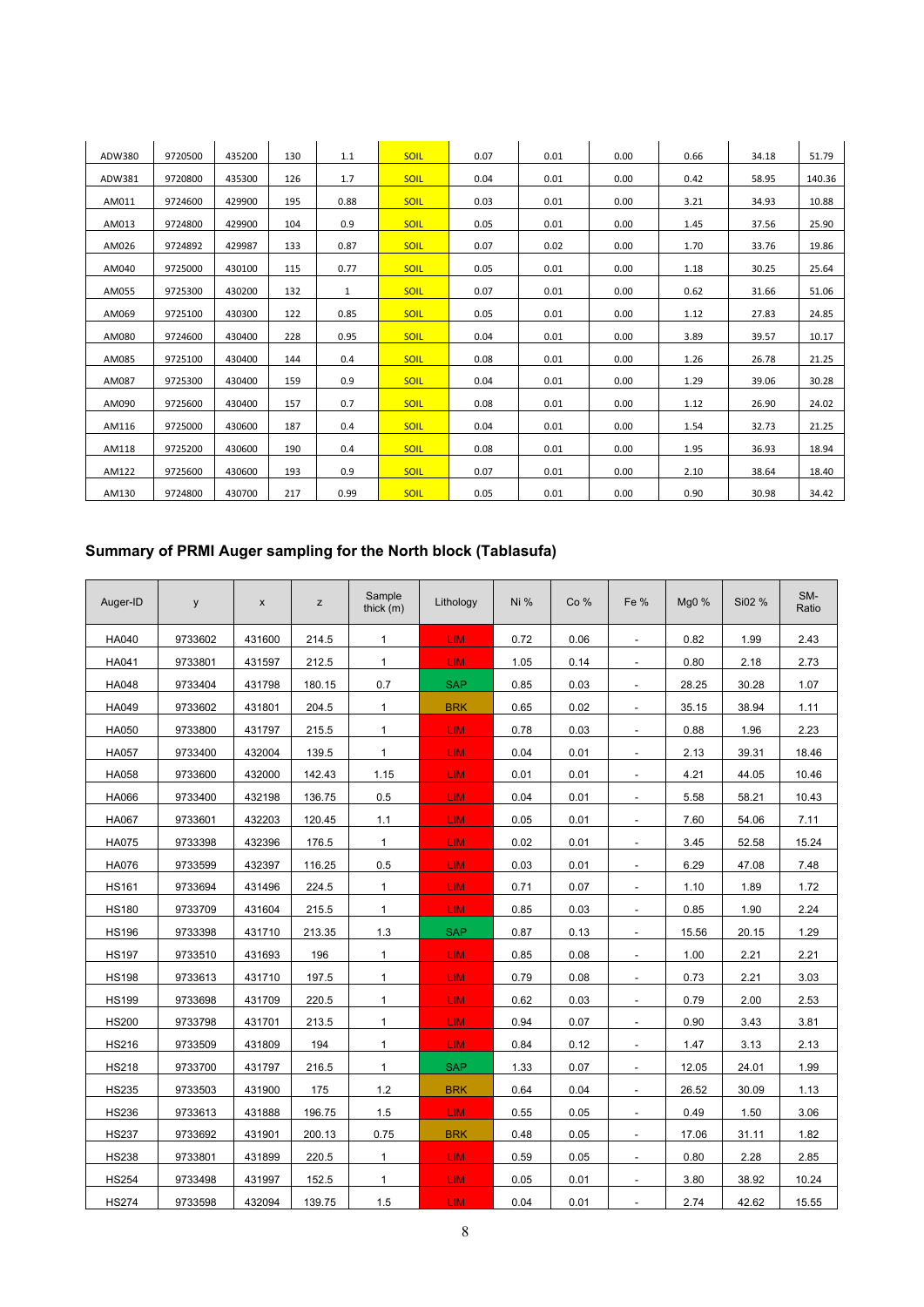| ADW380 | 9720500 | 435200 | 130 | 1.1 | SOIL | 0.07 | 0.01 | 0.00 | 0.66 | 34.18 | 51.79 |
|---|---|---|---|---|---|---|---|---|---|---|---|
| ADW381 | 9720800 | 435300 | 126 | 1.7 | SOIL | 0.04 | 0.01 | 0.00 | 0.42 | 58.95 | 140.36 |
| AM011 | 9724600 | 429900 | 195 | 0.88 | SOIL | 0.03 | 0.01 | 0.00 | 3.21 | 34.93 | 10.88 |
| AM013 | 9724800 | 429900 | 104 | 0.9 | SOIL | 0.05 | 0.01 | 0.00 | 1.45 | 37.56 | 25.90 |
| AM026 | 9724892 | 429987 | 133 | 0.87 | SOIL | 0.07 | 0.02 | 0.00 | 1.70 | 33.76 | 19.86 |
| AM040 | 9725000 | 430100 | 115 | 0.77 | SOIL | 0.05 | 0.01 | 0.00 | 1.18 | 30.25 | 25.64 |
| AM055 | 9725300 | 430200 | 132 | 1 | SOIL | 0.07 | 0.01 | 0.00 | 0.62 | 31.66 | 51.06 |
| AM069 | 9725100 | 430300 | 122 | 0.85 | SOIL | 0.05 | 0.01 | 0.00 | 1.12 | 27.83 | 24.85 |
| AM080 | 9724600 | 430400 | 228 | 0.95 | SOIL | 0.04 | 0.01 | 0.00 | 3.89 | 39.57 | 10.17 |
| AM085 | 9725100 | 430400 | 144 | 0.4 | SOIL | 0.08 | 0.01 | 0.00 | 1.26 | 26.78 | 21.25 |
| AM087 | 9725300 | 430400 | 159 | 0.9 | SOIL | 0.04 | 0.01 | 0.00 | 1.29 | 39.06 | 30.28 |
| AM090 | 9725600 | 430400 | 157 | 0.7 | SOIL | 0.08 | 0.01 | 0.00 | 1.12 | 26.90 | 24.02 |
| AM116 | 9725000 | 430600 | 187 | 0.4 | SOIL | 0.04 | 0.01 | 0.00 | 1.54 | 32.73 | 21.25 |
| AM118 | 9725200 | 430600 | 190 | 0.4 | SOIL | 0.08 | 0.01 | 0.00 | 1.95 | 36.93 | 18.94 |
| AM122 | 9725600 | 430600 | 193 | 0.9 | SOIL | 0.07 | 0.01 | 0.00 | 2.10 | 38.64 | 18.40 |
| AM130 | 9724800 | 430700 | 217 | 0.99 | SOIL | 0.05 | 0.01 | 0.00 | 0.90 | 30.98 | 34.42 |

## Summary of PRMI Auger sampling for the North block (Tablasufa)

| Auger-ID | y | x | z | Sample thick (m) | Lithology | Ni % | Co % | Fe % | Mg0 % | Si02 % | SM-Ratio |
|---|---|---|---|---|---|---|---|---|---|---|---|
| HA040 | 9733602 | 431600 | 214.5 | 1 | LIM | 0.72 | 0.06 | - | 0.82 | 1.99 | 2.43 |
| HA041 | 9733801 | 431597 | 212.5 | 1 | LIM | 1.05 | 0.14 | - | 0.80 | 2.18 | 2.73 |
| HA048 | 9733404 | 431798 | 180.15 | 0.7 | SAP | 0.85 | 0.03 | - | 28.25 | 30.28 | 1.07 |
| HA049 | 9733602 | 431801 | 204.5 | 1 | BRK | 0.65 | 0.02 | - | 35.15 | 38.94 | 1.11 |
| HA050 | 9733800 | 431797 | 215.5 | 1 | LIM | 0.78 | 0.03 | - | 0.88 | 1.96 | 2.23 |
| HA057 | 9733400 | 432004 | 139.5 | 1 | LIM | 0.04 | 0.01 | - | 2.13 | 39.31 | 18.46 |
| HA058 | 9733600 | 432000 | 142.43 | 1.15 | LIM | 0.01 | 0.01 | - | 4.21 | 44.05 | 10.46 |
| HA066 | 9733400 | 432198 | 136.75 | 0.5 | LIM | 0.04 | 0.01 | - | 5.58 | 58.21 | 10.43 |
| HA067 | 9733601 | 432203 | 120.45 | 1.1 | LIM | 0.05 | 0.01 | - | 7.60 | 54.06 | 7.11 |
| HA075 | 9733398 | 432396 | 176.5 | 1 | LIM | 0.02 | 0.01 | - | 3.45 | 52.58 | 15.24 |
| HA076 | 9733599 | 432397 | 116.25 | 0.5 | LIM | 0.03 | 0.01 | - | 6.29 | 47.08 | 7.48 |
| HS161 | 9733694 | 431496 | 224.5 | 1 | LIM | 0.71 | 0.07 | - | 1.10 | 1.89 | 1.72 |
| HS180 | 9733709 | 431604 | 215.5 | 1 | LIM | 0.85 | 0.03 | - | 0.85 | 1.90 | 2.24 |
| HS196 | 9733398 | 431710 | 213.35 | 1.3 | SAP | 0.87 | 0.13 | - | 15.56 | 20.15 | 1.29 |
| HS197 | 9733510 | 431693 | 196 | 1 | LIM | 0.85 | 0.08 | - | 1.00 | 2.21 | 2.21 |
| HS198 | 9733613 | 431710 | 197.5 | 1 | LIM | 0.79 | 0.08 | - | 0.73 | 2.21 | 3.03 |
| HS199 | 9733698 | 431709 | 220.5 | 1 | LIM | 0.62 | 0.03 | - | 0.79 | 2.00 | 2.53 |
| HS200 | 9733798 | 431701 | 213.5 | 1 | LIM | 0.94 | 0.07 | - | 0.90 | 3.43 | 3.81 |
| HS216 | 9733509 | 431809 | 194 | 1 | LIM | 0.84 | 0.12 | - | 1.47 | 3.13 | 2.13 |
| HS218 | 9733700 | 431797 | 216.5 | 1 | SAP | 1.33 | 0.07 | - | 12.05 | 24.01 | 1.99 |
| HS235 | 9733503 | 431900 | 175 | 1.2 | BRK | 0.64 | 0.04 | - | 26.52 | 30.09 | 1.13 |
| HS236 | 9733613 | 431888 | 196.75 | 1.5 | LIM | 0.55 | 0.05 | - | 0.49 | 1.50 | 3.06 |
| HS237 | 9733692 | 431901 | 200.13 | 0.75 | BRK | 0.48 | 0.05 | - | 17.06 | 31.11 | 1.82 |
| HS238 | 9733801 | 431899 | 220.5 | 1 | LIM | 0.59 | 0.05 | - | 0.80 | 2.28 | 2.85 |
| HS254 | 9733498 | 431997 | 152.5 | 1 | LIM | 0.05 | 0.01 | - | 3.80 | 38.92 | 10.24 |
| HS274 | 9733598 | 432094 | 139.75 | 1.5 | LIM | 0.04 | 0.01 | - | 2.74 | 42.62 | 15.55 |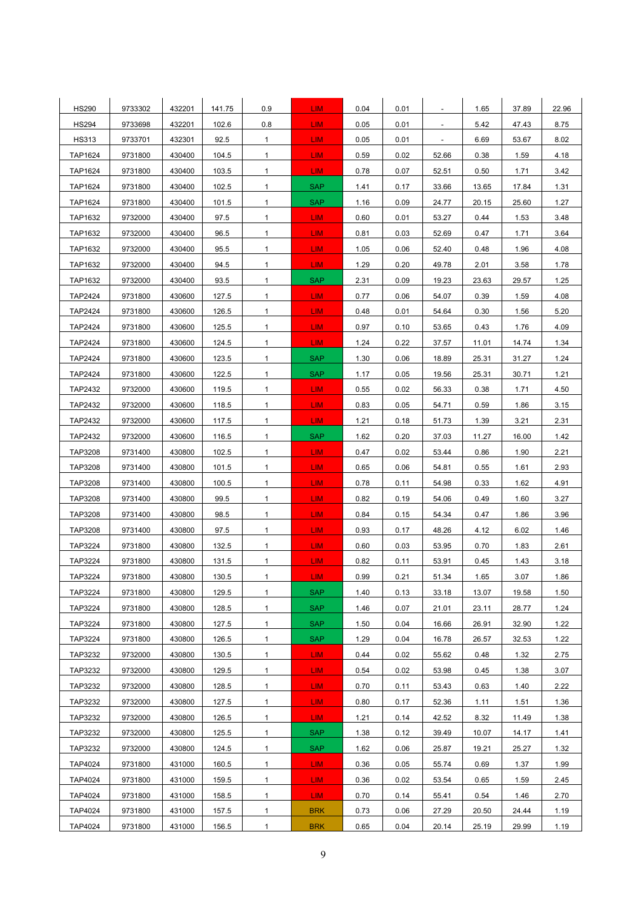| HS290 | 9733302 | 432201 | 141.75 | 0.9 | LIM | 0.04 | 0.01 | - | 1.65 | 37.89 | 22.96 |
|---|---|---|---|---|---|---|---|---|---|---|---|
| HS294 | 9733698 | 432201 | 102.6 | 0.8 | LIM | 0.05 | 0.01 | - | 5.42 | 47.43 | 8.75 |
| HS313 | 9733701 | 432301 | 92.5 | 1 | LIM | 0.05 | 0.01 | - | 6.69 | 53.67 | 8.02 |
| TAP1624 | 9731800 | 430400 | 104.5 | 1 | LIM | 0.59 | 0.02 | 52.66 | 0.38 | 1.59 | 4.18 |
| TAP1624 | 9731800 | 430400 | 103.5 | 1 | LIM | 0.78 | 0.07 | 52.51 | 0.50 | 1.71 | 3.42 |
| TAP1624 | 9731800 | 430400 | 102.5 | 1 | SAP | 1.41 | 0.17 | 33.66 | 13.65 | 17.84 | 1.31 |
| TAP1624 | 9731800 | 430400 | 101.5 | 1 | SAP | 1.16 | 0.09 | 24.77 | 20.15 | 25.60 | 1.27 |
| TAP1632 | 9732000 | 430400 | 97.5 | 1 | LIM | 0.60 | 0.01 | 53.27 | 0.44 | 1.53 | 3.48 |
| TAP1632 | 9732000 | 430400 | 96.5 | 1 | LIM | 0.81 | 0.03 | 52.69 | 0.47 | 1.71 | 3.64 |
| TAP1632 | 9732000 | 430400 | 95.5 | 1 | LIM | 1.05 | 0.06 | 52.40 | 0.48 | 1.96 | 4.08 |
| TAP1632 | 9732000 | 430400 | 94.5 | 1 | LIM | 1.29 | 0.20 | 49.78 | 2.01 | 3.58 | 1.78 |
| TAP1632 | 9732000 | 430400 | 93.5 | 1 | SAP | 2.31 | 0.09 | 19.23 | 23.63 | 29.57 | 1.25 |
| TAP2424 | 9731800 | 430600 | 127.5 | 1 | LIM | 0.77 | 0.06 | 54.07 | 0.39 | 1.59 | 4.08 |
| TAP2424 | 9731800 | 430600 | 126.5 | 1 | LIM | 0.48 | 0.01 | 54.64 | 0.30 | 1.56 | 5.20 |
| TAP2424 | 9731800 | 430600 | 125.5 | 1 | LIM | 0.97 | 0.10 | 53.65 | 0.43 | 1.76 | 4.09 |
| TAP2424 | 9731800 | 430600 | 124.5 | 1 | LIM | 1.24 | 0.22 | 37.57 | 11.01 | 14.74 | 1.34 |
| TAP2424 | 9731800 | 430600 | 123.5 | 1 | SAP | 1.30 | 0.06 | 18.89 | 25.31 | 31.27 | 1.24 |
| TAP2424 | 9731800 | 430600 | 122.5 | 1 | SAP | 1.17 | 0.05 | 19.56 | 25.31 | 30.71 | 1.21 |
| TAP2432 | 9732000 | 430600 | 119.5 | 1 | LIM | 0.55 | 0.02 | 56.33 | 0.38 | 1.71 | 4.50 |
| TAP2432 | 9732000 | 430600 | 118.5 | 1 | LIM | 0.83 | 0.05 | 54.71 | 0.59 | 1.86 | 3.15 |
| TAP2432 | 9732000 | 430600 | 117.5 | 1 | LIM | 1.21 | 0.18 | 51.73 | 1.39 | 3.21 | 2.31 |
| TAP2432 | 9732000 | 430600 | 116.5 | 1 | SAP | 1.62 | 0.20 | 37.03 | 11.27 | 16.00 | 1.42 |
| TAP3208 | 9731400 | 430800 | 102.5 | 1 | LIM | 0.47 | 0.02 | 53.44 | 0.86 | 1.90 | 2.21 |
| TAP3208 | 9731400 | 430800 | 101.5 | 1 | LIM | 0.65 | 0.06 | 54.81 | 0.55 | 1.61 | 2.93 |
| TAP3208 | 9731400 | 430800 | 100.5 | 1 | LIM | 0.78 | 0.11 | 54.98 | 0.33 | 1.62 | 4.91 |
| TAP3208 | 9731400 | 430800 | 99.5 | 1 | LIM | 0.82 | 0.19 | 54.06 | 0.49 | 1.60 | 3.27 |
| TAP3208 | 9731400 | 430800 | 98.5 | 1 | LIM | 0.84 | 0.15 | 54.34 | 0.47 | 1.86 | 3.96 |
| TAP3208 | 9731400 | 430800 | 97.5 | 1 | LIM | 0.93 | 0.17 | 48.26 | 4.12 | 6.02 | 1.46 |
| TAP3224 | 9731800 | 430800 | 132.5 | 1 | LIM | 0.60 | 0.03 | 53.95 | 0.70 | 1.83 | 2.61 |
| TAP3224 | 9731800 | 430800 | 131.5 | 1 | LIM | 0.82 | 0.11 | 53.91 | 0.45 | 1.43 | 3.18 |
| TAP3224 | 9731800 | 430800 | 130.5 | 1 | LIM | 0.99 | 0.21 | 51.34 | 1.65 | 3.07 | 1.86 |
| TAP3224 | 9731800 | 430800 | 129.5 | 1 | SAP | 1.40 | 0.13 | 33.18 | 13.07 | 19.58 | 1.50 |
| TAP3224 | 9731800 | 430800 | 128.5 | 1 | SAP | 1.46 | 0.07 | 21.01 | 23.11 | 28.77 | 1.24 |
| TAP3224 | 9731800 | 430800 | 127.5 | 1 | SAP | 1.50 | 0.04 | 16.66 | 26.91 | 32.90 | 1.22 |
| TAP3224 | 9731800 | 430800 | 126.5 | 1 | SAP | 1.29 | 0.04 | 16.78 | 26.57 | 32.53 | 1.22 |
| TAP3232 | 9732000 | 430800 | 130.5 | 1 | LIM | 0.44 | 0.02 | 55.62 | 0.48 | 1.32 | 2.75 |
| TAP3232 | 9732000 | 430800 | 129.5 | 1 | LIM | 0.54 | 0.02 | 53.98 | 0.45 | 1.38 | 3.07 |
| TAP3232 | 9732000 | 430800 | 128.5 | 1 | LIM | 0.70 | 0.11 | 53.43 | 0.63 | 1.40 | 2.22 |
| TAP3232 | 9732000 | 430800 | 127.5 | 1 | LIM | 0.80 | 0.17 | 52.36 | 1.11 | 1.51 | 1.36 |
| TAP3232 | 9732000 | 430800 | 126.5 | 1 | LIM | 1.21 | 0.14 | 42.52 | 8.32 | 11.49 | 1.38 |
| TAP3232 | 9732000 | 430800 | 125.5 | 1 | SAP | 1.38 | 0.12 | 39.49 | 10.07 | 14.17 | 1.41 |
| TAP3232 | 9732000 | 430800 | 124.5 | 1 | SAP | 1.62 | 0.06 | 25.87 | 19.21 | 25.27 | 1.32 |
| TAP4024 | 9731800 | 431000 | 160.5 | 1 | LIM | 0.36 | 0.05 | 55.74 | 0.69 | 1.37 | 1.99 |
| TAP4024 | 9731800 | 431000 | 159.5 | 1 | LIM | 0.36 | 0.02 | 53.54 | 0.65 | 1.59 | 2.45 |
| TAP4024 | 9731800 | 431000 | 158.5 | 1 | LIM | 0.70 | 0.14 | 55.41 | 0.54 | 1.46 | 2.70 |
| TAP4024 | 9731800 | 431000 | 157.5 | 1 | BRK | 0.73 | 0.06 | 27.29 | 20.50 | 24.44 | 1.19 |
| TAP4024 | 9731800 | 431000 | 156.5 | 1 | BRK | 0.65 | 0.04 | 20.14 | 25.19 | 29.99 | 1.19 |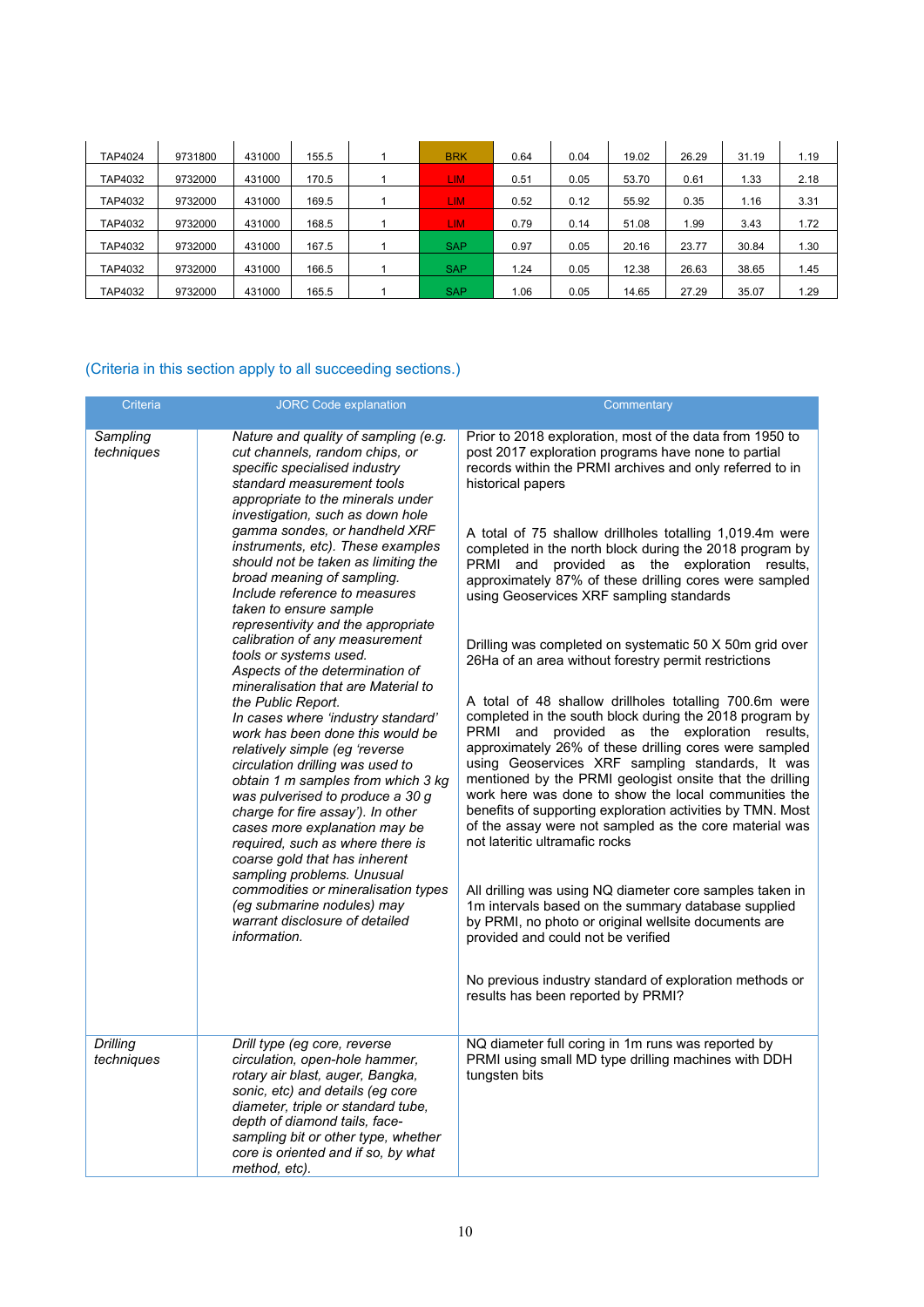| | | | | | | | | | | | |
|---|---|---|---|---|---|---|---|---|---|---|---|
| TAP4024 | 9731800 | 431000 | 155.5 | 1 | BRK | 0.64 | 0.04 | 19.02 | 26.29 | 31.19 | 1.19 |
| TAP4032 | 9732000 | 431000 | 170.5 | 1 | LIM | 0.51 | 0.05 | 53.70 | 0.61 | 1.33 | 2.18 |
| TAP4032 | 9732000 | 431000 | 169.5 | 1 | LIM | 0.52 | 0.12 | 55.92 | 0.35 | 1.16 | 3.31 |
| TAP4032 | 9732000 | 431000 | 168.5 | 1 | LIM | 0.79 | 0.14 | 51.08 | 1.99 | 3.43 | 1.72 |
| TAP4032 | 9732000 | 431000 | 167.5 | 1 | SAP | 0.97 | 0.05 | 20.16 | 23.77 | 30.84 | 1.30 |
| TAP4032 | 9732000 | 431000 | 166.5 | 1 | SAP | 1.24 | 0.05 | 12.38 | 26.63 | 38.65 | 1.45 |
| TAP4032 | 9732000 | 431000 | 165.5 | 1 | SAP | 1.06 | 0.05 | 14.65 | 27.29 | 35.07 | 1.29 |

(Criteria in this section apply to all succeeding sections.)

| Criteria | JORC Code explanation | Commentary |
|---|---|---|
| *Sampling techniques* | *Nature and quality of sampling (e.g. cut channels, random chips, or specific specialised industry standard measurement tools appropriate to the minerals under investigation, such as down hole gamma sondes, or handheld XRF instruments, etc). These examples should not be taken as limiting the broad meaning of sampling.*<br>*Include reference to measures taken to ensure sample representivity and the appropriate calibration of any measurement tools or systems used.*<br>*Aspects of the determination of mineralisation that are Material to the Public Report.*<br>*In cases where 'industry standard' work has been done this would be relatively simple (eg 'reverse circulation drilling was used to obtain 1 m samples from which 3 kg was pulverised to produce a 30 g charge for fire assay'). In other cases more explanation may be required, such as where there is coarse gold that has inherent sampling problems. Unusual commodities or mineralisation types (eg submarine nodules) may warrant disclosure of detailed information.* | Prior to 2018 exploration, most of the data from 1950 to post 2017 exploration programs have none to partial records within the PRMI archives and only referred to in historical papers<br><br>A total of 75 shallow drillholes totalling 1,019.4m were completed in the north block during the 2018 program by PRMI and provided as the exploration results, approximately 87% of these drilling cores were sampled using Geoservices XRF sampling standards<br><br>Drilling was completed on systematic 50 X 50m grid over 26Ha of an area without forestry permit restrictions<br><br>A total of 48 shallow drillholes totalling 700.6m were completed in the south block during the 2018 program by PRMI and provided as the exploration results, approximately 26% of these drilling cores were sampled using Geoservices XRF sampling standards, It was mentioned by the PRMI geologist onsite that the drilling work here was done to show the local communities the benefits of supporting exploration activities by TMN. Most of the assay were not sampled as the core material was not lateritic ultramafic rocks<br><br>All drilling was using NQ diameter core samples taken in 1m intervals based on the summary database supplied by PRMI, no photo or original wellsite documents are provided and could not be verified<br><br>No previous industry standard of exploration methods or results has been reported by PRMI? |
| *Drilling techniques* | *Drill type (eg core, reverse circulation, open-hole hammer, rotary air blast, auger, Bangka, sonic, etc) and details (eg core diameter, triple or standard tube, depth of diamond tails, face-sampling bit or other type, whether core is oriented and if so, by what method, etc).* | NQ diameter full coring in 1m runs was reported by PRMI using small MD type drilling machines with DDH tungsten bits |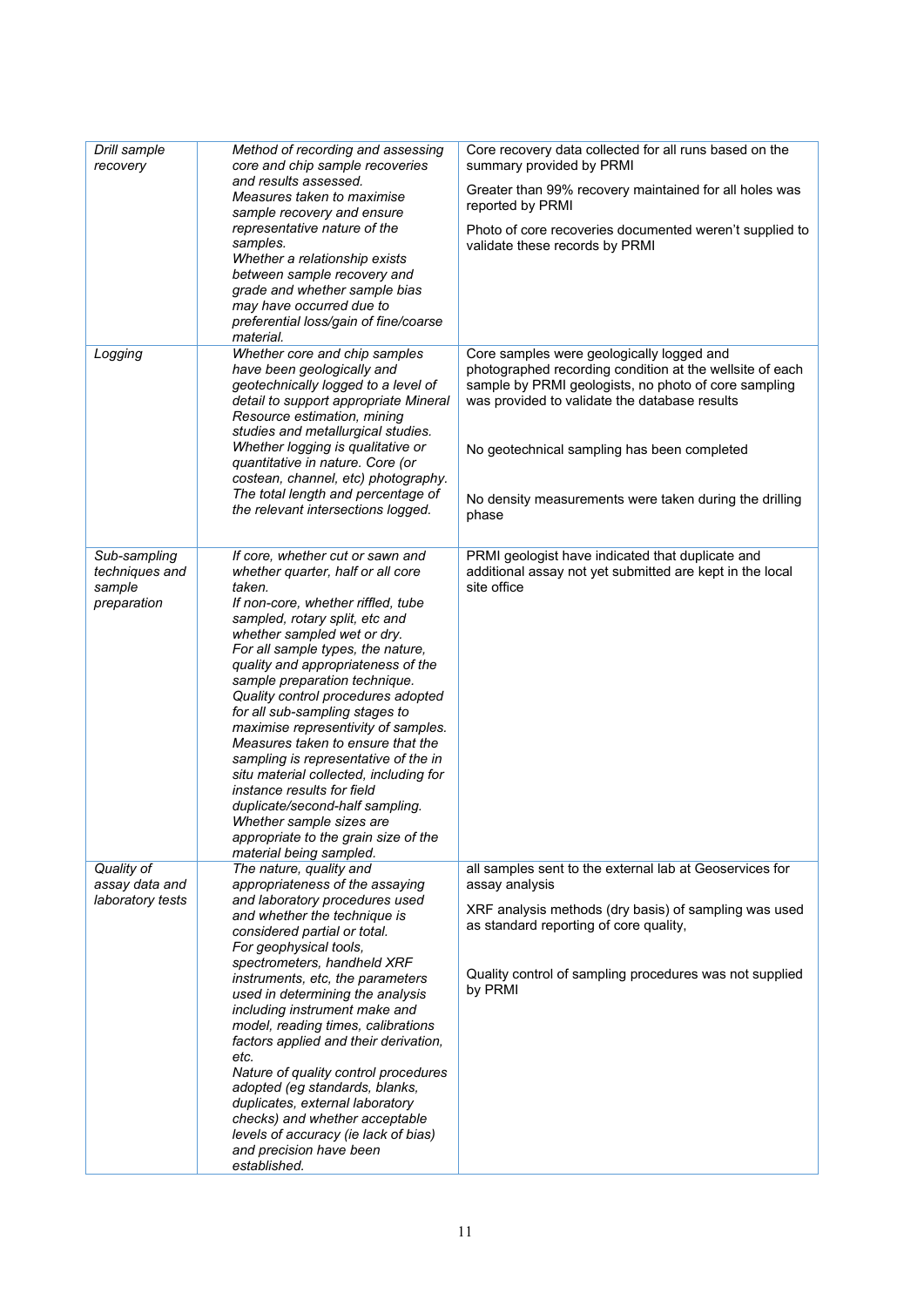| | | |
|---|---|---|
| *Drill sample recovery* | *Method of recording and assessing core and chip sample recoveries and results assessed.* *Measures taken to maximise sample recovery and ensure representative nature of the samples.* *Whether a relationship exists between sample recovery and grade and whether sample bias may have occurred due to preferential loss/gain of fine/coarse material.* | Core recovery data collected for all runs based on the summary provided by PRMI<br><br>Greater than 99% recovery maintained for all holes was reported by PRMI<br><br>Photo of core recoveries documented weren't supplied to validate these records by PRMI |
| *Logging* | *Whether core and chip samples have been geologically and geotechnically logged to a level of detail to support appropriate Mineral Resource estimation, mining studies and metallurgical studies.* *Whether logging is qualitative or quantitative in nature. Core (or costean, channel, etc) photography.* *The total length and percentage of the relevant intersections logged.* | Core samples were geologically logged and photographed recording condition at the wellsite of each sample by PRMI geologists, no photo of core sampling was provided to validate the database results<br><br>No geotechnical sampling has been completed<br><br>No density measurements were taken during the drilling phase |
| *Sub-sampling techniques and sample preparation* | *If core, whether cut or sawn and whether quarter, half or all core taken.* *If non-core, whether riffled, tube sampled, rotary split, etc and whether sampled wet or dry.* *For all sample types, the nature, quality and appropriateness of the sample preparation technique.* *Quality control procedures adopted for all sub-sampling stages to maximise representivity of samples.* *Measures taken to ensure that the sampling is representative of the in situ material collected, including for instance results for field duplicate/second-half sampling.* *Whether sample sizes are appropriate to the grain size of the material being sampled.* | PRMI geologist have indicated that duplicate and additional assay not yet submitted are kept in the local site office |
| *Quality of assay data and laboratory tests* | *The nature, quality and appropriateness of the assaying and laboratory procedures used and whether the technique is considered partial or total.* *For geophysical tools, spectrometers, handheld XRF instruments, etc, the parameters used in determining the analysis including instrument make and model, reading times, calibrations factors applied and their derivation, etc.* *Nature of quality control procedures adopted (eg standards, blanks, duplicates, external laboratory checks) and whether acceptable levels of accuracy (ie lack of bias) and precision have been established.* | all samples sent to the external lab at Geoservices for assay analysis<br><br>XRF analysis methods (dry basis) of sampling was used as standard reporting of core quality,<br><br>Quality control of sampling procedures was not supplied by PRMI |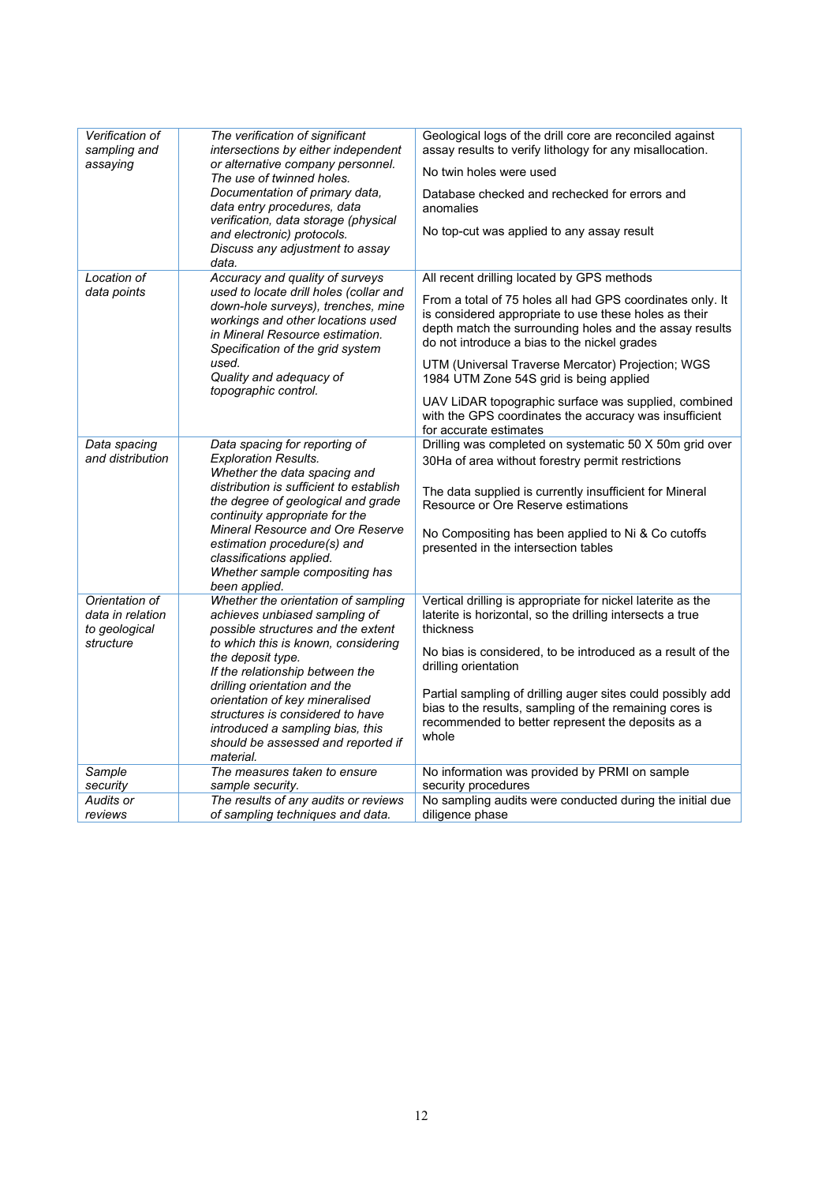| | | |
|---|---|---|
| *Verification of sampling and assaying* | *The verification of significant intersections by either independent or alternative company personnel. The use of twinned holes. Documentation of primary data, data entry procedures, data verification, data storage (physical and electronic) protocols. Discuss any adjustment to assay data.* | Geological logs of the drill core are reconciled against assay results to verify lithology for any misallocation.<br><br>No twin holes were used<br><br>Database checked and rechecked for errors and anomalies<br><br>No top-cut was applied to any assay result |
| *Location of data points* | *Accuracy and quality of surveys used to locate drill holes (collar and down-hole surveys), trenches, mine workings and other locations used in Mineral Resource estimation. Specification of the grid system used. Quality and adequacy of topographic control.* | All recent drilling located by GPS methods<br><br>From a total of 75 holes all had GPS coordinates only. It is considered appropriate to use these holes as their depth match the surrounding holes and the assay results do not introduce a bias to the nickel grades<br><br>UTM (Universal Traverse Mercator) Projection; WGS 1984 UTM Zone 54S grid is being applied<br><br>UAV LiDAR topographic surface was supplied, combined with the GPS coordinates the accuracy was insufficient for accurate estimates |
| *Data spacing and distribution* | *Data spacing for reporting of Exploration Results. Whether the data spacing and distribution is sufficient to establish the degree of geological and grade continuity appropriate for the Mineral Resource and Ore Reserve estimation procedure(s) and classifications applied. Whether sample compositing has been applied.* | Drilling was completed on systematic 50 X 50m grid over 30Ha of area without forestry permit restrictions<br><br>The data supplied is currently insufficient for Mineral Resource or Ore Reserve estimations<br><br>No Compositing has been applied to Ni & Co cutoffs presented in the intersection tables |
| *Orientation of data in relation to geological structure* | *Whether the orientation of sampling achieves unbiased sampling of possible structures and the extent to which this is known, considering the deposit type. If the relationship between the drilling orientation and the orientation of key mineralised structures is considered to have introduced a sampling bias, this should be assessed and reported if material.* | Vertical drilling is appropriate for nickel laterite as the laterite is horizontal, so the drilling intersects a true thickness<br><br>No bias is considered, to be introduced as a result of the drilling orientation<br><br>Partial sampling of drilling auger sites could possibly add bias to the results, sampling of the remaining cores is recommended to better represent the deposits as a whole |
| *Sample security* | *The measures taken to ensure sample security.* | No information was provided by PRMI on sample security procedures |
| *Audits or reviews* | *The results of any audits or reviews of sampling techniques and data.* | No sampling audits were conducted during the initial due diligence phase |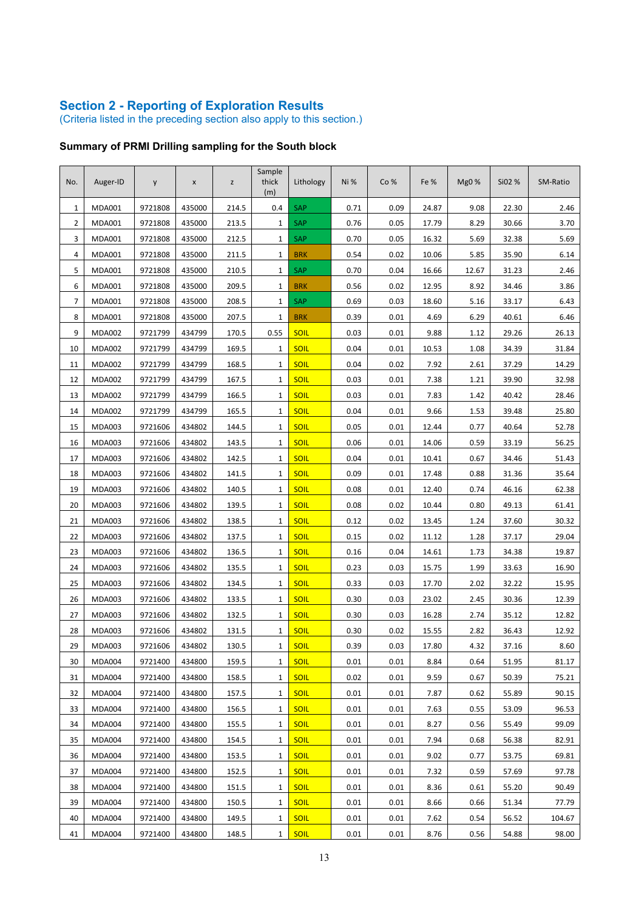## Section 2 - Reporting of Exploration Results

(Criteria listed in the preceding section also apply to this section.)

### Summary of PRMI Drilling sampling for the South block

| No. | Auger-ID | y | x | z | Sample thick (m) | Lithology | Ni % | Co % | Fe % | Mg0 % | Si02 % | SM-Ratio |
|---|---|---|---|---|---|---|---|---|---|---|---|---|
| 1 | MDA001 | 9721808 | 435000 | 214.5 | 0.4 | SAP | 0.71 | 0.09 | 24.87 | 9.08 | 22.30 | 2.46 |
| 2 | MDA001 | 9721808 | 435000 | 213.5 | 1 | SAP | 0.76 | 0.05 | 17.79 | 8.29 | 30.66 | 3.70 |
| 3 | MDA001 | 9721808 | 435000 | 212.5 | 1 | SAP | 0.70 | 0.05 | 16.32 | 5.69 | 32.38 | 5.69 |
| 4 | MDA001 | 9721808 | 435000 | 211.5 | 1 | BRK | 0.54 | 0.02 | 10.06 | 5.85 | 35.90 | 6.14 |
| 5 | MDA001 | 9721808 | 435000 | 210.5 | 1 | SAP | 0.70 | 0.04 | 16.66 | 12.67 | 31.23 | 2.46 |
| 6 | MDA001 | 9721808 | 435000 | 209.5 | 1 | BRK | 0.56 | 0.02 | 12.95 | 8.92 | 34.46 | 3.86 |
| 7 | MDA001 | 9721808 | 435000 | 208.5 | 1 | SAP | 0.69 | 0.03 | 18.60 | 5.16 | 33.17 | 6.43 |
| 8 | MDA001 | 9721808 | 435000 | 207.5 | 1 | BRK | 0.39 | 0.01 | 4.69 | 6.29 | 40.61 | 6.46 |
| 9 | MDA002 | 9721799 | 434799 | 170.5 | 0.55 | SOIL | 0.03 | 0.01 | 9.88 | 1.12 | 29.26 | 26.13 |
| 10 | MDA002 | 9721799 | 434799 | 169.5 | 1 | SOIL | 0.04 | 0.01 | 10.53 | 1.08 | 34.39 | 31.84 |
| 11 | MDA002 | 9721799 | 434799 | 168.5 | 1 | SOIL | 0.04 | 0.02 | 7.92 | 2.61 | 37.29 | 14.29 |
| 12 | MDA002 | 9721799 | 434799 | 167.5 | 1 | SOIL | 0.03 | 0.01 | 7.38 | 1.21 | 39.90 | 32.98 |
| 13 | MDA002 | 9721799 | 434799 | 166.5 | 1 | SOIL | 0.03 | 0.01 | 7.83 | 1.42 | 40.42 | 28.46 |
| 14 | MDA002 | 9721799 | 434799 | 165.5 | 1 | SOIL | 0.04 | 0.01 | 9.66 | 1.53 | 39.48 | 25.80 |
| 15 | MDA003 | 9721606 | 434802 | 144.5 | 1 | SOIL | 0.05 | 0.01 | 12.44 | 0.77 | 40.64 | 52.78 |
| 16 | MDA003 | 9721606 | 434802 | 143.5 | 1 | SOIL | 0.06 | 0.01 | 14.06 | 0.59 | 33.19 | 56.25 |
| 17 | MDA003 | 9721606 | 434802 | 142.5 | 1 | SOIL | 0.04 | 0.01 | 10.41 | 0.67 | 34.46 | 51.43 |
| 18 | MDA003 | 9721606 | 434802 | 141.5 | 1 | SOIL | 0.09 | 0.01 | 17.48 | 0.88 | 31.36 | 35.64 |
| 19 | MDA003 | 9721606 | 434802 | 140.5 | 1 | SOIL | 0.08 | 0.01 | 12.40 | 0.74 | 46.16 | 62.38 |
| 20 | MDA003 | 9721606 | 434802 | 139.5 | 1 | SOIL | 0.08 | 0.02 | 10.44 | 0.80 | 49.13 | 61.41 |
| 21 | MDA003 | 9721606 | 434802 | 138.5 | 1 | SOIL | 0.12 | 0.02 | 13.45 | 1.24 | 37.60 | 30.32 |
| 22 | MDA003 | 9721606 | 434802 | 137.5 | 1 | SOIL | 0.15 | 0.02 | 11.12 | 1.28 | 37.17 | 29.04 |
| 23 | MDA003 | 9721606 | 434802 | 136.5 | 1 | SOIL | 0.16 | 0.04 | 14.61 | 1.73 | 34.38 | 19.87 |
| 24 | MDA003 | 9721606 | 434802 | 135.5 | 1 | SOIL | 0.23 | 0.03 | 15.75 | 1.99 | 33.63 | 16.90 |
| 25 | MDA003 | 9721606 | 434802 | 134.5 | 1 | SOIL | 0.33 | 0.03 | 17.70 | 2.02 | 32.22 | 15.95 |
| 26 | MDA003 | 9721606 | 434802 | 133.5 | 1 | SOIL | 0.30 | 0.03 | 23.02 | 2.45 | 30.36 | 12.39 |
| 27 | MDA003 | 9721606 | 434802 | 132.5 | 1 | SOIL | 0.30 | 0.03 | 16.28 | 2.74 | 35.12 | 12.82 |
| 28 | MDA003 | 9721606 | 434802 | 131.5 | 1 | SOIL | 0.30 | 0.02 | 15.55 | 2.82 | 36.43 | 12.92 |
| 29 | MDA003 | 9721606 | 434802 | 130.5 | 1 | SOIL | 0.39 | 0.03 | 17.80 | 4.32 | 37.16 | 8.60 |
| 30 | MDA004 | 9721400 | 434800 | 159.5 | 1 | SOIL | 0.01 | 0.01 | 8.84 | 0.64 | 51.95 | 81.17 |
| 31 | MDA004 | 9721400 | 434800 | 158.5 | 1 | SOIL | 0.02 | 0.01 | 9.59 | 0.67 | 50.39 | 75.21 |
| 32 | MDA004 | 9721400 | 434800 | 157.5 | 1 | SOIL | 0.01 | 0.01 | 7.87 | 0.62 | 55.89 | 90.15 |
| 33 | MDA004 | 9721400 | 434800 | 156.5 | 1 | SOIL | 0.01 | 0.01 | 7.63 | 0.55 | 53.09 | 96.53 |
| 34 | MDA004 | 9721400 | 434800 | 155.5 | 1 | SOIL | 0.01 | 0.01 | 8.27 | 0.56 | 55.49 | 99.09 |
| 35 | MDA004 | 9721400 | 434800 | 154.5 | 1 | SOIL | 0.01 | 0.01 | 7.94 | 0.68 | 56.38 | 82.91 |
| 36 | MDA004 | 9721400 | 434800 | 153.5 | 1 | SOIL | 0.01 | 0.01 | 9.02 | 0.77 | 53.75 | 69.81 |
| 37 | MDA004 | 9721400 | 434800 | 152.5 | 1 | SOIL | 0.01 | 0.01 | 7.32 | 0.59 | 57.69 | 97.78 |
| 38 | MDA004 | 9721400 | 434800 | 151.5 | 1 | SOIL | 0.01 | 0.01 | 8.36 | 0.61 | 55.20 | 90.49 |
| 39 | MDA004 | 9721400 | 434800 | 150.5 | 1 | SOIL | 0.01 | 0.01 | 8.66 | 0.66 | 51.34 | 77.79 |
| 40 | MDA004 | 9721400 | 434800 | 149.5 | 1 | SOIL | 0.01 | 0.01 | 7.62 | 0.54 | 56.52 | 104.67 |
| 41 | MDA004 | 9721400 | 434800 | 148.5 | 1 | SOIL | 0.01 | 0.01 | 8.76 | 0.56 | 54.88 | 98.00 |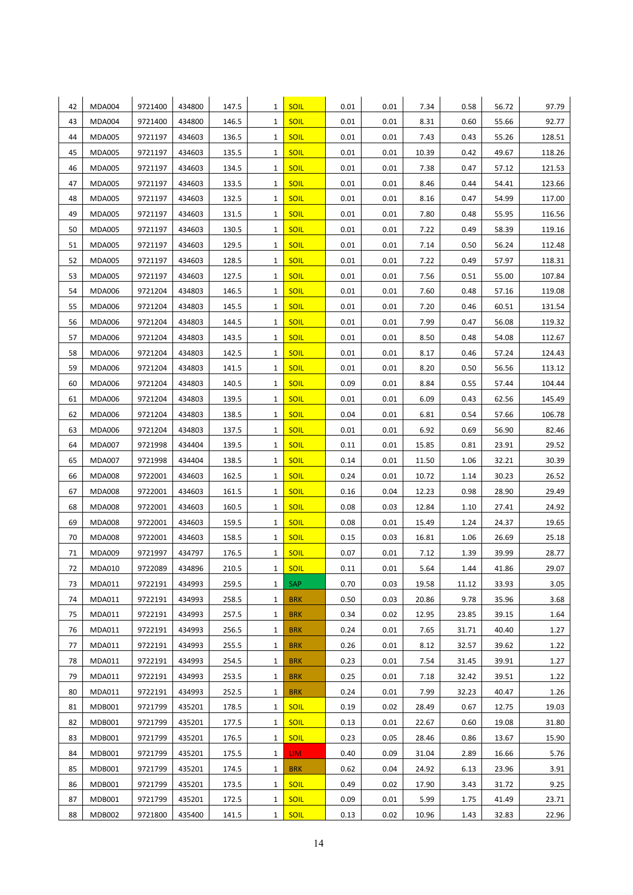| | | | | | | | | | | | | |
|---|---|---|---|---|---|---|---|---|---|---|---|---|
| 42 | MDA004 | 9721400 | 434800 | 147.5 | 1 | SOIL | 0.01 | 0.01 | 7.34 | 0.58 | 56.72 | 97.79 |
| 43 | MDA004 | 9721400 | 434800 | 146.5 | 1 | SOIL | 0.01 | 0.01 | 8.31 | 0.60 | 55.66 | 92.77 |
| 44 | MDA005 | 9721197 | 434603 | 136.5 | 1 | SOIL | 0.01 | 0.01 | 7.43 | 0.43 | 55.26 | 128.51 |
| 45 | MDA005 | 9721197 | 434603 | 135.5 | 1 | SOIL | 0.01 | 0.01 | 10.39 | 0.42 | 49.67 | 118.26 |
| 46 | MDA005 | 9721197 | 434603 | 134.5 | 1 | SOIL | 0.01 | 0.01 | 7.38 | 0.47 | 57.12 | 121.53 |
| 47 | MDA005 | 9721197 | 434603 | 133.5 | 1 | SOIL | 0.01 | 0.01 | 8.46 | 0.44 | 54.41 | 123.66 |
| 48 | MDA005 | 9721197 | 434603 | 132.5 | 1 | SOIL | 0.01 | 0.01 | 8.16 | 0.47 | 54.99 | 117.00 |
| 49 | MDA005 | 9721197 | 434603 | 131.5 | 1 | SOIL | 0.01 | 0.01 | 7.80 | 0.48 | 55.95 | 116.56 |
| 50 | MDA005 | 9721197 | 434603 | 130.5 | 1 | SOIL | 0.01 | 0.01 | 7.22 | 0.49 | 58.39 | 119.16 |
| 51 | MDA005 | 9721197 | 434603 | 129.5 | 1 | SOIL | 0.01 | 0.01 | 7.14 | 0.50 | 56.24 | 112.48 |
| 52 | MDA005 | 9721197 | 434603 | 128.5 | 1 | SOIL | 0.01 | 0.01 | 7.22 | 0.49 | 57.97 | 118.31 |
| 53 | MDA005 | 9721197 | 434603 | 127.5 | 1 | SOIL | 0.01 | 0.01 | 7.56 | 0.51 | 55.00 | 107.84 |
| 54 | MDA006 | 9721204 | 434803 | 146.5 | 1 | SOIL | 0.01 | 0.01 | 7.60 | 0.48 | 57.16 | 119.08 |
| 55 | MDA006 | 9721204 | 434803 | 145.5 | 1 | SOIL | 0.01 | 0.01 | 7.20 | 0.46 | 60.51 | 131.54 |
| 56 | MDA006 | 9721204 | 434803 | 144.5 | 1 | SOIL | 0.01 | 0.01 | 7.99 | 0.47 | 56.08 | 119.32 |
| 57 | MDA006 | 9721204 | 434803 | 143.5 | 1 | SOIL | 0.01 | 0.01 | 8.50 | 0.48 | 54.08 | 112.67 |
| 58 | MDA006 | 9721204 | 434803 | 142.5 | 1 | SOIL | 0.01 | 0.01 | 8.17 | 0.46 | 57.24 | 124.43 |
| 59 | MDA006 | 9721204 | 434803 | 141.5 | 1 | SOIL | 0.01 | 0.01 | 8.20 | 0.50 | 56.56 | 113.12 |
| 60 | MDA006 | 9721204 | 434803 | 140.5 | 1 | SOIL | 0.09 | 0.01 | 8.84 | 0.55 | 57.44 | 104.44 |
| 61 | MDA006 | 9721204 | 434803 | 139.5 | 1 | SOIL | 0.01 | 0.01 | 6.09 | 0.43 | 62.56 | 145.49 |
| 62 | MDA006 | 9721204 | 434803 | 138.5 | 1 | SOIL | 0.04 | 0.01 | 6.81 | 0.54 | 57.66 | 106.78 |
| 63 | MDA006 | 9721204 | 434803 | 137.5 | 1 | SOIL | 0.01 | 0.01 | 6.92 | 0.69 | 56.90 | 82.46 |
| 64 | MDA007 | 9721998 | 434404 | 139.5 | 1 | SOIL | 0.11 | 0.01 | 15.85 | 0.81 | 23.91 | 29.52 |
| 65 | MDA007 | 9721998 | 434404 | 138.5 | 1 | SOIL | 0.14 | 0.01 | 11.50 | 1.06 | 32.21 | 30.39 |
| 66 | MDA008 | 9722001 | 434603 | 162.5 | 1 | SOIL | 0.24 | 0.01 | 10.72 | 1.14 | 30.23 | 26.52 |
| 67 | MDA008 | 9722001 | 434603 | 161.5 | 1 | SOIL | 0.16 | 0.04 | 12.23 | 0.98 | 28.90 | 29.49 |
| 68 | MDA008 | 9722001 | 434603 | 160.5 | 1 | SOIL | 0.08 | 0.03 | 12.84 | 1.10 | 27.41 | 24.92 |
| 69 | MDA008 | 9722001 | 434603 | 159.5 | 1 | SOIL | 0.08 | 0.01 | 15.49 | 1.24 | 24.37 | 19.65 |
| 70 | MDA008 | 9722001 | 434603 | 158.5 | 1 | SOIL | 0.15 | 0.03 | 16.81 | 1.06 | 26.69 | 25.18 |
| 71 | MDA009 | 9721997 | 434797 | 176.5 | 1 | SOIL | 0.07 | 0.01 | 7.12 | 1.39 | 39.99 | 28.77 |
| 72 | MDA010 | 9722089 | 434896 | 210.5 | 1 | SOIL | 0.11 | 0.01 | 5.64 | 1.44 | 41.86 | 29.07 |
| 73 | MDA011 | 9722191 | 434993 | 259.5 | 1 | SAP | 0.70 | 0.03 | 19.58 | 11.12 | 33.93 | 3.05 |
| 74 | MDA011 | 9722191 | 434993 | 258.5 | 1 | BRK | 0.50 | 0.03 | 20.86 | 9.78 | 35.96 | 3.68 |
| 75 | MDA011 | 9722191 | 434993 | 257.5 | 1 | BRK | 0.34 | 0.02 | 12.95 | 23.85 | 39.15 | 1.64 |
| 76 | MDA011 | 9722191 | 434993 | 256.5 | 1 | BRK | 0.24 | 0.01 | 7.65 | 31.71 | 40.40 | 1.27 |
| 77 | MDA011 | 9722191 | 434993 | 255.5 | 1 | BRK | 0.26 | 0.01 | 8.12 | 32.57 | 39.62 | 1.22 |
| 78 | MDA011 | 9722191 | 434993 | 254.5 | 1 | BRK | 0.23 | 0.01 | 7.54 | 31.45 | 39.91 | 1.27 |
| 79 | MDA011 | 9722191 | 434993 | 253.5 | 1 | BRK | 0.25 | 0.01 | 7.18 | 32.42 | 39.51 | 1.22 |
| 80 | MDA011 | 9722191 | 434993 | 252.5 | 1 | BRK | 0.24 | 0.01 | 7.99 | 32.23 | 40.47 | 1.26 |
| 81 | MDB001 | 9721799 | 435201 | 178.5 | 1 | SOIL | 0.19 | 0.02 | 28.49 | 0.67 | 12.75 | 19.03 |
| 82 | MDB001 | 9721799 | 435201 | 177.5 | 1 | SOIL | 0.13 | 0.01 | 22.67 | 0.60 | 19.08 | 31.80 |
| 83 | MDB001 | 9721799 | 435201 | 176.5 | 1 | SOIL | 0.23 | 0.05 | 28.46 | 0.86 | 13.67 | 15.90 |
| 84 | MDB001 | 9721799 | 435201 | 175.5 | 1 | LIM | 0.40 | 0.09 | 31.04 | 2.89 | 16.66 | 5.76 |
| 85 | MDB001 | 9721799 | 435201 | 174.5 | 1 | BRK | 0.62 | 0.04 | 24.92 | 6.13 | 23.96 | 3.91 |
| 86 | MDB001 | 9721799 | 435201 | 173.5 | 1 | SOIL | 0.49 | 0.02 | 17.90 | 3.43 | 31.72 | 9.25 |
| 87 | MDB001 | 9721799 | 435201 | 172.5 | 1 | SOIL | 0.09 | 0.01 | 5.99 | 1.75 | 41.49 | 23.71 |
| 88 | MDB002 | 9721800 | 435400 | 141.5 | 1 | SOIL | 0.13 | 0.02 | 10.96 | 1.43 | 32.83 | 22.96 |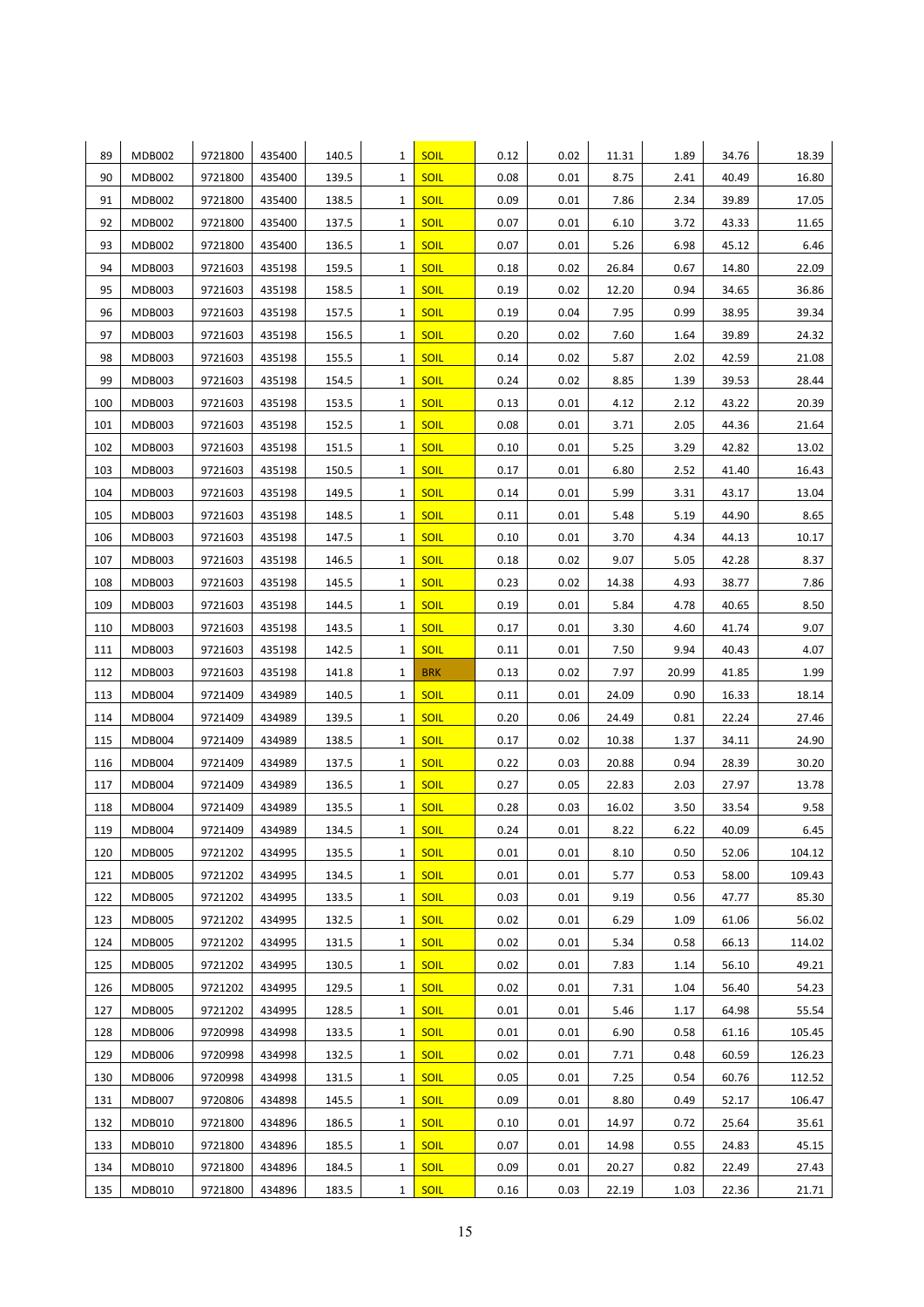| 89 | MDB002 | 9721800 | 435400 | 140.5 | 1 | SOIL | 0.12 | 0.02 | 11.31 | 1.89 | 34.76 | 18.39 |
|---|---|---|---|---|---|---|---|---|---|---|---|---|
| 90 | MDB002 | 9721800 | 435400 | 139.5 | 1 | SOIL | 0.08 | 0.01 | 8.75 | 2.41 | 40.49 | 16.80 |
| 91 | MDB002 | 9721800 | 435400 | 138.5 | 1 | SOIL | 0.09 | 0.01 | 7.86 | 2.34 | 39.89 | 17.05 |
| 92 | MDB002 | 9721800 | 435400 | 137.5 | 1 | SOIL | 0.07 | 0.01 | 6.10 | 3.72 | 43.33 | 11.65 |
| 93 | MDB002 | 9721800 | 435400 | 136.5 | 1 | SOIL | 0.07 | 0.01 | 5.26 | 6.98 | 45.12 | 6.46 |
| 94 | MDB003 | 9721603 | 435198 | 159.5 | 1 | SOIL | 0.18 | 0.02 | 26.84 | 0.67 | 14.80 | 22.09 |
| 95 | MDB003 | 9721603 | 435198 | 158.5 | 1 | SOIL | 0.19 | 0.02 | 12.20 | 0.94 | 34.65 | 36.86 |
| 96 | MDB003 | 9721603 | 435198 | 157.5 | 1 | SOIL | 0.19 | 0.04 | 7.95 | 0.99 | 38.95 | 39.34 |
| 97 | MDB003 | 9721603 | 435198 | 156.5 | 1 | SOIL | 0.20 | 0.02 | 7.60 | 1.64 | 39.89 | 24.32 |
| 98 | MDB003 | 9721603 | 435198 | 155.5 | 1 | SOIL | 0.14 | 0.02 | 5.87 | 2.02 | 42.59 | 21.08 |
| 99 | MDB003 | 9721603 | 435198 | 154.5 | 1 | SOIL | 0.24 | 0.02 | 8.85 | 1.39 | 39.53 | 28.44 |
| 100 | MDB003 | 9721603 | 435198 | 153.5 | 1 | SOIL | 0.13 | 0.01 | 4.12 | 2.12 | 43.22 | 20.39 |
| 101 | MDB003 | 9721603 | 435198 | 152.5 | 1 | SOIL | 0.08 | 0.01 | 3.71 | 2.05 | 44.36 | 21.64 |
| 102 | MDB003 | 9721603 | 435198 | 151.5 | 1 | SOIL | 0.10 | 0.01 | 5.25 | 3.29 | 42.82 | 13.02 |
| 103 | MDB003 | 9721603 | 435198 | 150.5 | 1 | SOIL | 0.17 | 0.01 | 6.80 | 2.52 | 41.40 | 16.43 |
| 104 | MDB003 | 9721603 | 435198 | 149.5 | 1 | SOIL | 0.14 | 0.01 | 5.99 | 3.31 | 43.17 | 13.04 |
| 105 | MDB003 | 9721603 | 435198 | 148.5 | 1 | SOIL | 0.11 | 0.01 | 5.48 | 5.19 | 44.90 | 8.65 |
| 106 | MDB003 | 9721603 | 435198 | 147.5 | 1 | SOIL | 0.10 | 0.01 | 3.70 | 4.34 | 44.13 | 10.17 |
| 107 | MDB003 | 9721603 | 435198 | 146.5 | 1 | SOIL | 0.18 | 0.02 | 9.07 | 5.05 | 42.28 | 8.37 |
| 108 | MDB003 | 9721603 | 435198 | 145.5 | 1 | SOIL | 0.23 | 0.02 | 14.38 | 4.93 | 38.77 | 7.86 |
| 109 | MDB003 | 9721603 | 435198 | 144.5 | 1 | SOIL | 0.19 | 0.01 | 5.84 | 4.78 | 40.65 | 8.50 |
| 110 | MDB003 | 9721603 | 435198 | 143.5 | 1 | SOIL | 0.17 | 0.01 | 3.30 | 4.60 | 41.74 | 9.07 |
| 111 | MDB003 | 9721603 | 435198 | 142.5 | 1 | SOIL | 0.11 | 0.01 | 7.50 | 9.94 | 40.43 | 4.07 |
| 112 | MDB003 | 9721603 | 435198 | 141.8 | 1 | BRK | 0.13 | 0.02 | 7.97 | 20.99 | 41.85 | 1.99 |
| 113 | MDB004 | 9721409 | 434989 | 140.5 | 1 | SOIL | 0.11 | 0.01 | 24.09 | 0.90 | 16.33 | 18.14 |
| 114 | MDB004 | 9721409 | 434989 | 139.5 | 1 | SOIL | 0.20 | 0.06 | 24.49 | 0.81 | 22.24 | 27.46 |
| 115 | MDB004 | 9721409 | 434989 | 138.5 | 1 | SOIL | 0.17 | 0.02 | 10.38 | 1.37 | 34.11 | 24.90 |
| 116 | MDB004 | 9721409 | 434989 | 137.5 | 1 | SOIL | 0.22 | 0.03 | 20.88 | 0.94 | 28.39 | 30.20 |
| 117 | MDB004 | 9721409 | 434989 | 136.5 | 1 | SOIL | 0.27 | 0.05 | 22.83 | 2.03 | 27.97 | 13.78 |
| 118 | MDB004 | 9721409 | 434989 | 135.5 | 1 | SOIL | 0.28 | 0.03 | 16.02 | 3.50 | 33.54 | 9.58 |
| 119 | MDB004 | 9721409 | 434989 | 134.5 | 1 | SOIL | 0.24 | 0.01 | 8.22 | 6.22 | 40.09 | 6.45 |
| 120 | MDB005 | 9721202 | 434995 | 135.5 | 1 | SOIL | 0.01 | 0.01 | 8.10 | 0.50 | 52.06 | 104.12 |
| 121 | MDB005 | 9721202 | 434995 | 134.5 | 1 | SOIL | 0.01 | 0.01 | 5.77 | 0.53 | 58.00 | 109.43 |
| 122 | MDB005 | 9721202 | 434995 | 133.5 | 1 | SOIL | 0.03 | 0.01 | 9.19 | 0.56 | 47.77 | 85.30 |
| 123 | MDB005 | 9721202 | 434995 | 132.5 | 1 | SOIL | 0.02 | 0.01 | 6.29 | 1.09 | 61.06 | 56.02 |
| 124 | MDB005 | 9721202 | 434995 | 131.5 | 1 | SOIL | 0.02 | 0.01 | 5.34 | 0.58 | 66.13 | 114.02 |
| 125 | MDB005 | 9721202 | 434995 | 130.5 | 1 | SOIL | 0.02 | 0.01 | 7.83 | 1.14 | 56.10 | 49.21 |
| 126 | MDB005 | 9721202 | 434995 | 129.5 | 1 | SOIL | 0.02 | 0.01 | 7.31 | 1.04 | 56.40 | 54.23 |
| 127 | MDB005 | 9721202 | 434995 | 128.5 | 1 | SOIL | 0.01 | 0.01 | 5.46 | 1.17 | 64.98 | 55.54 |
| 128 | MDB006 | 9720998 | 434998 | 133.5 | 1 | SOIL | 0.01 | 0.01 | 6.90 | 0.58 | 61.16 | 105.45 |
| 129 | MDB006 | 9720998 | 434998 | 132.5 | 1 | SOIL | 0.02 | 0.01 | 7.71 | 0.48 | 60.59 | 126.23 |
| 130 | MDB006 | 9720998 | 434998 | 131.5 | 1 | SOIL | 0.05 | 0.01 | 7.25 | 0.54 | 60.76 | 112.52 |
| 131 | MDB007 | 9720806 | 434898 | 145.5 | 1 | SOIL | 0.09 | 0.01 | 8.80 | 0.49 | 52.17 | 106.47 |
| 132 | MDB010 | 9721800 | 434896 | 186.5 | 1 | SOIL | 0.10 | 0.01 | 14.97 | 0.72 | 25.64 | 35.61 |
| 133 | MDB010 | 9721800 | 434896 | 185.5 | 1 | SOIL | 0.07 | 0.01 | 14.98 | 0.55 | 24.83 | 45.15 |
| 134 | MDB010 | 9721800 | 434896 | 184.5 | 1 | SOIL | 0.09 | 0.01 | 20.27 | 0.82 | 22.49 | 27.43 |
| 135 | MDB010 | 9721800 | 434896 | 183.5 | 1 | SOIL | 0.16 | 0.03 | 22.19 | 1.03 | 22.36 | 21.71 |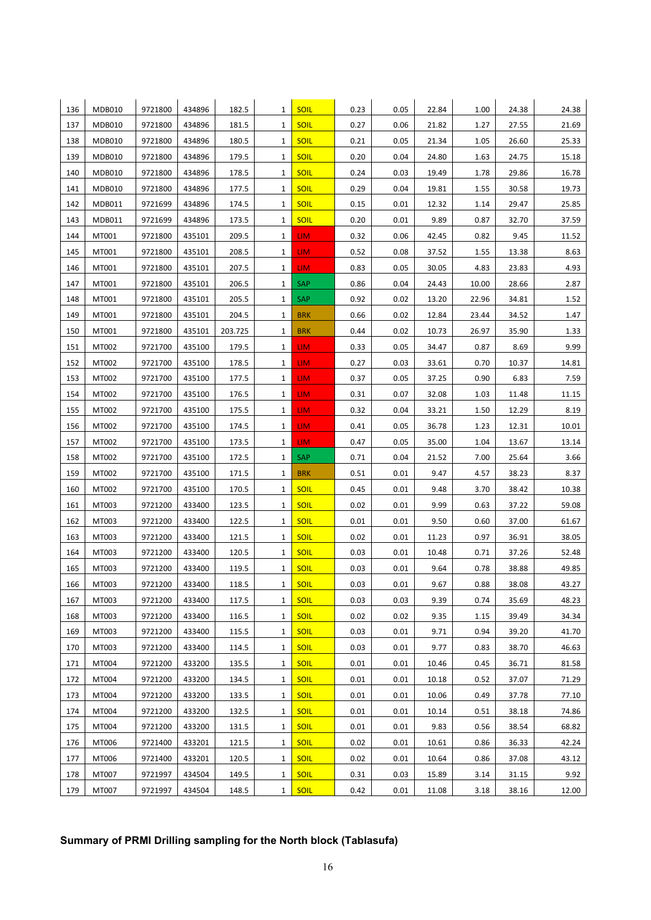| | | | | | | | | | | | | |
|---|---|---|---|---|---|---|---|---|---|---|---|---|
| 136 | MDB010 | 9721800 | 434896 | 182.5 | 1 | SOIL | 0.23 | 0.05 | 22.84 | 1.00 | 24.38 | 24.38 |
| 137 | MDB010 | 9721800 | 434896 | 181.5 | 1 | SOIL | 0.27 | 0.06 | 21.82 | 1.27 | 27.55 | 21.69 |
| 138 | MDB010 | 9721800 | 434896 | 180.5 | 1 | SOIL | 0.21 | 0.05 | 21.34 | 1.05 | 26.60 | 25.33 |
| 139 | MDB010 | 9721800 | 434896 | 179.5 | 1 | SOIL | 0.20 | 0.04 | 24.80 | 1.63 | 24.75 | 15.18 |
| 140 | MDB010 | 9721800 | 434896 | 178.5 | 1 | SOIL | 0.24 | 0.03 | 19.49 | 1.78 | 29.86 | 16.78 |
| 141 | MDB010 | 9721800 | 434896 | 177.5 | 1 | SOIL | 0.29 | 0.04 | 19.81 | 1.55 | 30.58 | 19.73 |
| 142 | MDB011 | 9721699 | 434896 | 174.5 | 1 | SOIL | 0.15 | 0.01 | 12.32 | 1.14 | 29.47 | 25.85 |
| 143 | MDB011 | 9721699 | 434896 | 173.5 | 1 | SOIL | 0.20 | 0.01 | 9.89 | 0.87 | 32.70 | 37.59 |
| 144 | MT001 | 9721800 | 435101 | 209.5 | 1 | LIM | 0.32 | 0.06 | 42.45 | 0.82 | 9.45 | 11.52 |
| 145 | MT001 | 9721800 | 435101 | 208.5 | 1 | LIM | 0.52 | 0.08 | 37.52 | 1.55 | 13.38 | 8.63 |
| 146 | MT001 | 9721800 | 435101 | 207.5 | 1 | LIM | 0.83 | 0.05 | 30.05 | 4.83 | 23.83 | 4.93 |
| 147 | MT001 | 9721800 | 435101 | 206.5 | 1 | SAP | 0.86 | 0.04 | 24.43 | 10.00 | 28.66 | 2.87 |
| 148 | MT001 | 9721800 | 435101 | 205.5 | 1 | SAP | 0.92 | 0.02 | 13.20 | 22.96 | 34.81 | 1.52 |
| 149 | MT001 | 9721800 | 435101 | 204.5 | 1 | BRK | 0.66 | 0.02 | 12.84 | 23.44 | 34.52 | 1.47 |
| 150 | MT001 | 9721800 | 435101 | 203.725 | 1 | BRK | 0.44 | 0.02 | 10.73 | 26.97 | 35.90 | 1.33 |
| 151 | MT002 | 9721700 | 435100 | 179.5 | 1 | LIM | 0.33 | 0.05 | 34.47 | 0.87 | 8.69 | 9.99 |
| 152 | MT002 | 9721700 | 435100 | 178.5 | 1 | LIM | 0.27 | 0.03 | 33.61 | 0.70 | 10.37 | 14.81 |
| 153 | MT002 | 9721700 | 435100 | 177.5 | 1 | LIM | 0.37 | 0.05 | 37.25 | 0.90 | 6.83 | 7.59 |
| 154 | MT002 | 9721700 | 435100 | 176.5 | 1 | LIM | 0.31 | 0.07 | 32.08 | 1.03 | 11.48 | 11.15 |
| 155 | MT002 | 9721700 | 435100 | 175.5 | 1 | LIM | 0.32 | 0.04 | 33.21 | 1.50 | 12.29 | 8.19 |
| 156 | MT002 | 9721700 | 435100 | 174.5 | 1 | LIM | 0.41 | 0.05 | 36.78 | 1.23 | 12.31 | 10.01 |
| 157 | MT002 | 9721700 | 435100 | 173.5 | 1 | LIM | 0.47 | 0.05 | 35.00 | 1.04 | 13.67 | 13.14 |
| 158 | MT002 | 9721700 | 435100 | 172.5 | 1 | SAP | 0.71 | 0.04 | 21.52 | 7.00 | 25.64 | 3.66 |
| 159 | MT002 | 9721700 | 435100 | 171.5 | 1 | BRK | 0.51 | 0.01 | 9.47 | 4.57 | 38.23 | 8.37 |
| 160 | MT002 | 9721700 | 435100 | 170.5 | 1 | SOIL | 0.45 | 0.01 | 9.48 | 3.70 | 38.42 | 10.38 |
| 161 | MT003 | 9721200 | 433400 | 123.5 | 1 | SOIL | 0.02 | 0.01 | 9.99 | 0.63 | 37.22 | 59.08 |
| 162 | MT003 | 9721200 | 433400 | 122.5 | 1 | SOIL | 0.01 | 0.01 | 9.50 | 0.60 | 37.00 | 61.67 |
| 163 | MT003 | 9721200 | 433400 | 121.5 | 1 | SOIL | 0.02 | 0.01 | 11.23 | 0.97 | 36.91 | 38.05 |
| 164 | MT003 | 9721200 | 433400 | 120.5 | 1 | SOIL | 0.03 | 0.01 | 10.48 | 0.71 | 37.26 | 52.48 |
| 165 | MT003 | 9721200 | 433400 | 119.5 | 1 | SOIL | 0.03 | 0.01 | 9.64 | 0.78 | 38.88 | 49.85 |
| 166 | MT003 | 9721200 | 433400 | 118.5 | 1 | SOIL | 0.03 | 0.01 | 9.67 | 0.88 | 38.08 | 43.27 |
| 167 | MT003 | 9721200 | 433400 | 117.5 | 1 | SOIL | 0.03 | 0.03 | 9.39 | 0.74 | 35.69 | 48.23 |
| 168 | MT003 | 9721200 | 433400 | 116.5 | 1 | SOIL | 0.02 | 0.02 | 9.35 | 1.15 | 39.49 | 34.34 |
| 169 | MT003 | 9721200 | 433400 | 115.5 | 1 | SOIL | 0.03 | 0.01 | 9.71 | 0.94 | 39.20 | 41.70 |
| 170 | MT003 | 9721200 | 433400 | 114.5 | 1 | SOIL | 0.03 | 0.01 | 9.77 | 0.83 | 38.70 | 46.63 |
| 171 | MT004 | 9721200 | 433200 | 135.5 | 1 | SOIL | 0.01 | 0.01 | 10.46 | 0.45 | 36.71 | 81.58 |
| 172 | MT004 | 9721200 | 433200 | 134.5 | 1 | SOIL | 0.01 | 0.01 | 10.18 | 0.52 | 37.07 | 71.29 |
| 173 | MT004 | 9721200 | 433200 | 133.5 | 1 | SOIL | 0.01 | 0.01 | 10.06 | 0.49 | 37.78 | 77.10 |
| 174 | MT004 | 9721200 | 433200 | 132.5 | 1 | SOIL | 0.01 | 0.01 | 10.14 | 0.51 | 38.18 | 74.86 |
| 175 | MT004 | 9721200 | 433200 | 131.5 | 1 | SOIL | 0.01 | 0.01 | 9.83 | 0.56 | 38.54 | 68.82 |
| 176 | MT006 | 9721400 | 433201 | 121.5 | 1 | SOIL | 0.02 | 0.01 | 10.61 | 0.86 | 36.33 | 42.24 |
| 177 | MT006 | 9721400 | 433201 | 120.5 | 1 | SOIL | 0.02 | 0.01 | 10.64 | 0.86 | 37.08 | 43.12 |
| 178 | MT007 | 9721997 | 434504 | 149.5 | 1 | SOIL | 0.31 | 0.03 | 15.89 | 3.14 | 31.15 | 9.92 |
| 179 | MT007 | 9721997 | 434504 | 148.5 | 1 | SOIL | 0.42 | 0.01 | 11.08 | 3.18 | 38.16 | 12.00 |

**Summary of PRMI Drilling sampling for the North block (Tablasufa)**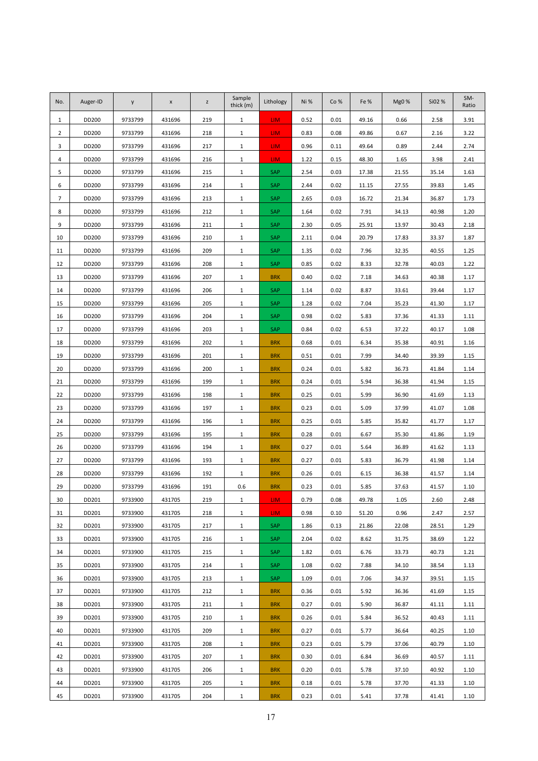| No. | Auger-ID | y | x | z | Sample thick (m) | Lithology | Ni % | Co % | Fe % | Mg0 % | Si02 % | SM-Ratio |
|---|---|---|---|---|---|---|---|---|---|---|---|---|
| 1 | DD200 | 9733799 | 431696 | 219 | 1 | LIM | 0.52 | 0.01 | 49.16 | 0.66 | 2.58 | 3.91 |
| 2 | DD200 | 9733799 | 431696 | 218 | 1 | LIM | 0.83 | 0.08 | 49.86 | 0.67 | 2.16 | 3.22 |
| 3 | DD200 | 9733799 | 431696 | 217 | 1 | LIM | 0.96 | 0.11 | 49.64 | 0.89 | 2.44 | 2.74 |
| 4 | DD200 | 9733799 | 431696 | 216 | 1 | LIM | 1.22 | 0.15 | 48.30 | 1.65 | 3.98 | 2.41 |
| 5 | DD200 | 9733799 | 431696 | 215 | 1 | SAP | 2.54 | 0.03 | 17.38 | 21.55 | 35.14 | 1.63 |
| 6 | DD200 | 9733799 | 431696 | 214 | 1 | SAP | 2.44 | 0.02 | 11.15 | 27.55 | 39.83 | 1.45 |
| 7 | DD200 | 9733799 | 431696 | 213 | 1 | SAP | 2.65 | 0.03 | 16.72 | 21.34 | 36.87 | 1.73 |
| 8 | DD200 | 9733799 | 431696 | 212 | 1 | SAP | 1.64 | 0.02 | 7.91 | 34.13 | 40.98 | 1.20 |
| 9 | DD200 | 9733799 | 431696 | 211 | 1 | SAP | 2.30 | 0.05 | 25.91 | 13.97 | 30.43 | 2.18 |
| 10 | DD200 | 9733799 | 431696 | 210 | 1 | SAP | 2.11 | 0.04 | 20.79 | 17.83 | 33.37 | 1.87 |
| 11 | DD200 | 9733799 | 431696 | 209 | 1 | SAP | 1.35 | 0.02 | 7.96 | 32.35 | 40.55 | 1.25 |
| 12 | DD200 | 9733799 | 431696 | 208 | 1 | SAP | 0.85 | 0.02 | 8.33 | 32.78 | 40.03 | 1.22 |
| 13 | DD200 | 9733799 | 431696 | 207 | 1 | BRK | 0.40 | 0.02 | 7.18 | 34.63 | 40.38 | 1.17 |
| 14 | DD200 | 9733799 | 431696 | 206 | 1 | SAP | 1.14 | 0.02 | 8.87 | 33.61 | 39.44 | 1.17 |
| 15 | DD200 | 9733799 | 431696 | 205 | 1 | SAP | 1.28 | 0.02 | 7.04 | 35.23 | 41.30 | 1.17 |
| 16 | DD200 | 9733799 | 431696 | 204 | 1 | SAP | 0.98 | 0.02 | 5.83 | 37.36 | 41.33 | 1.11 |
| 17 | DD200 | 9733799 | 431696 | 203 | 1 | SAP | 0.84 | 0.02 | 6.53 | 37.22 | 40.17 | 1.08 |
| 18 | DD200 | 9733799 | 431696 | 202 | 1 | BRK | 0.68 | 0.01 | 6.34 | 35.38 | 40.91 | 1.16 |
| 19 | DD200 | 9733799 | 431696 | 201 | 1 | BRK | 0.51 | 0.01 | 7.99 | 34.40 | 39.39 | 1.15 |
| 20 | DD200 | 9733799 | 431696 | 200 | 1 | BRK | 0.24 | 0.01 | 5.82 | 36.73 | 41.84 | 1.14 |
| 21 | DD200 | 9733799 | 431696 | 199 | 1 | BRK | 0.24 | 0.01 | 5.94 | 36.38 | 41.94 | 1.15 |
| 22 | DD200 | 9733799 | 431696 | 198 | 1 | BRK | 0.25 | 0.01 | 5.99 | 36.90 | 41.69 | 1.13 |
| 23 | DD200 | 9733799 | 431696 | 197 | 1 | BRK | 0.23 | 0.01 | 5.09 | 37.99 | 41.07 | 1.08 |
| 24 | DD200 | 9733799 | 431696 | 196 | 1 | BRK | 0.25 | 0.01 | 5.85 | 35.82 | 41.77 | 1.17 |
| 25 | DD200 | 9733799 | 431696 | 195 | 1 | BRK | 0.28 | 0.01 | 6.67 | 35.30 | 41.86 | 1.19 |
| 26 | DD200 | 9733799 | 431696 | 194 | 1 | BRK | 0.27 | 0.01 | 5.64 | 36.89 | 41.62 | 1.13 |
| 27 | DD200 | 9733799 | 431696 | 193 | 1 | BRK | 0.27 | 0.01 | 5.83 | 36.79 | 41.98 | 1.14 |
| 28 | DD200 | 9733799 | 431696 | 192 | 1 | BRK | 0.26 | 0.01 | 6.15 | 36.38 | 41.57 | 1.14 |
| 29 | DD200 | 9733799 | 431696 | 191 | 0.6 | BRK | 0.23 | 0.01 | 5.85 | 37.63 | 41.57 | 1.10 |
| 30 | DD201 | 9733900 | 431705 | 219 | 1 | LIM | 0.79 | 0.08 | 49.78 | 1.05 | 2.60 | 2.48 |
| 31 | DD201 | 9733900 | 431705 | 218 | 1 | LIM | 0.98 | 0.10 | 51.20 | 0.96 | 2.47 | 2.57 |
| 32 | DD201 | 9733900 | 431705 | 217 | 1 | SAP | 1.86 | 0.13 | 21.86 | 22.08 | 28.51 | 1.29 |
| 33 | DD201 | 9733900 | 431705 | 216 | 1 | SAP | 2.04 | 0.02 | 8.62 | 31.75 | 38.69 | 1.22 |
| 34 | DD201 | 9733900 | 431705 | 215 | 1 | SAP | 1.82 | 0.01 | 6.76 | 33.73 | 40.73 | 1.21 |
| 35 | DD201 | 9733900 | 431705 | 214 | 1 | SAP | 1.08 | 0.02 | 7.88 | 34.10 | 38.54 | 1.13 |
| 36 | DD201 | 9733900 | 431705 | 213 | 1 | SAP | 1.09 | 0.01 | 7.06 | 34.37 | 39.51 | 1.15 |
| 37 | DD201 | 9733900 | 431705 | 212 | 1 | BRK | 0.36 | 0.01 | 5.92 | 36.36 | 41.69 | 1.15 |
| 38 | DD201 | 9733900 | 431705 | 211 | 1 | BRK | 0.27 | 0.01 | 5.90 | 36.87 | 41.11 | 1.11 |
| 39 | DD201 | 9733900 | 431705 | 210 | 1 | BRK | 0.26 | 0.01 | 5.84 | 36.52 | 40.43 | 1.11 |
| 40 | DD201 | 9733900 | 431705 | 209 | 1 | BRK | 0.27 | 0.01 | 5.77 | 36.64 | 40.25 | 1.10 |
| 41 | DD201 | 9733900 | 431705 | 208 | 1 | BRK | 0.23 | 0.01 | 5.79 | 37.06 | 40.79 | 1.10 |
| 42 | DD201 | 9733900 | 431705 | 207 | 1 | BRK | 0.30 | 0.01 | 6.84 | 36.69 | 40.57 | 1.11 |
| 43 | DD201 | 9733900 | 431705 | 206 | 1 | BRK | 0.20 | 0.01 | 5.78 | 37.10 | 40.92 | 1.10 |
| 44 | DD201 | 9733900 | 431705 | 205 | 1 | BRK | 0.18 | 0.01 | 5.78 | 37.70 | 41.33 | 1.10 |
| 45 | DD201 | 9733900 | 431705 | 204 | 1 | BRK | 0.23 | 0.01 | 5.41 | 37.78 | 41.41 | 1.10 |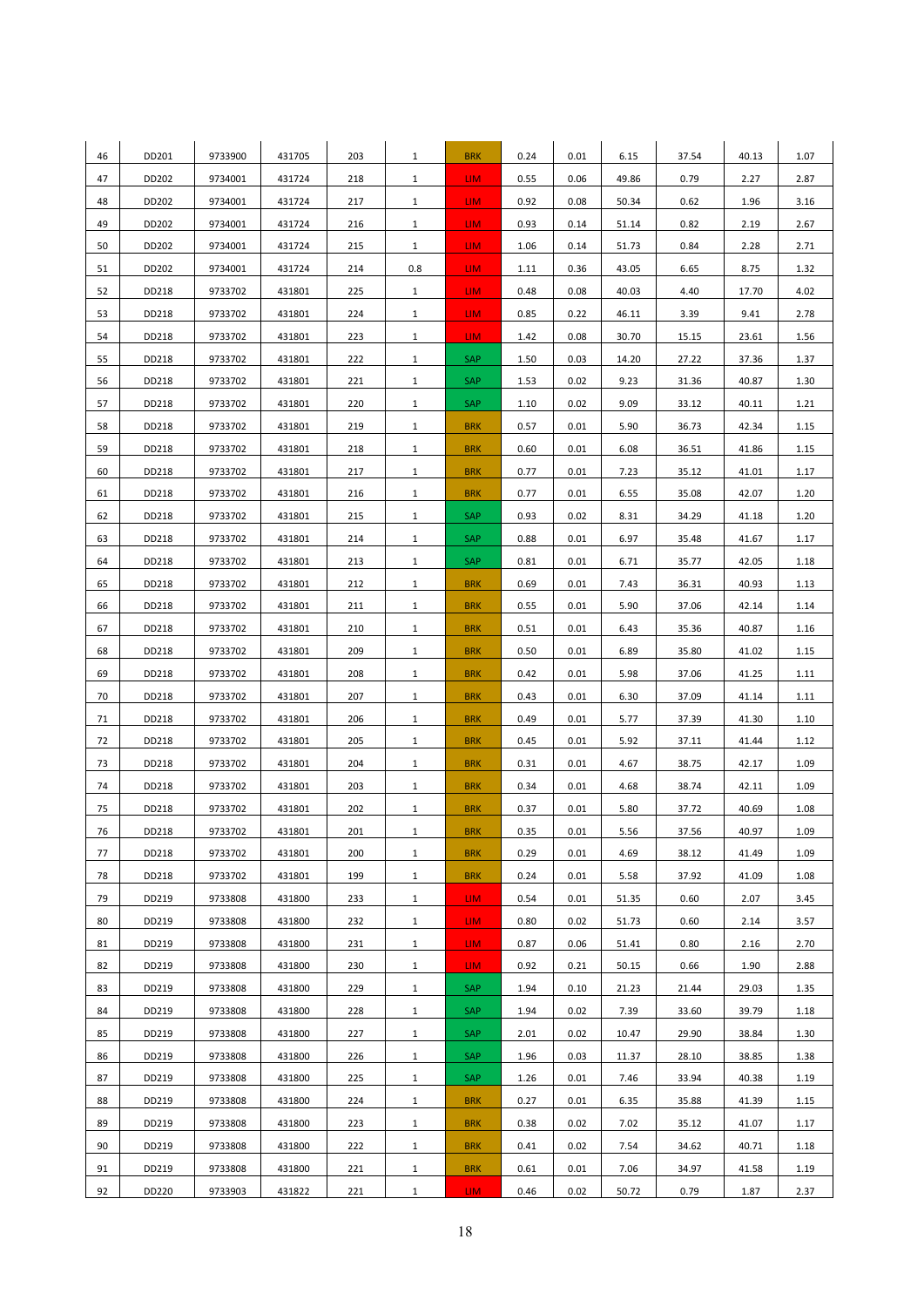| 46 | DD201 | 9733900 | 431705 | 203 | 1 | BRK | 0.24 | 0.01 | 6.15 | 37.54 | 40.13 | 1.07 |
|---|---|---|---|---|---|---|---|---|---|---|---|---|
| 47 | DD202 | 9734001 | 431724 | 218 | 1 | LIM | 0.55 | 0.06 | 49.86 | 0.79 | 2.27 | 2.87 |
| 48 | DD202 | 9734001 | 431724 | 217 | 1 | LIM | 0.92 | 0.08 | 50.34 | 0.62 | 1.96 | 3.16 |
| 49 | DD202 | 9734001 | 431724 | 216 | 1 | LIM | 0.93 | 0.14 | 51.14 | 0.82 | 2.19 | 2.67 |
| 50 | DD202 | 9734001 | 431724 | 215 | 1 | LIM | 1.06 | 0.14 | 51.73 | 0.84 | 2.28 | 2.71 |
| 51 | DD202 | 9734001 | 431724 | 214 | 0.8 | LIM | 1.11 | 0.36 | 43.05 | 6.65 | 8.75 | 1.32 |
| 52 | DD218 | 9733702 | 431801 | 225 | 1 | LIM | 0.48 | 0.08 | 40.03 | 4.40 | 17.70 | 4.02 |
| 53 | DD218 | 9733702 | 431801 | 224 | 1 | LIM | 0.85 | 0.22 | 46.11 | 3.39 | 9.41 | 2.78 |
| 54 | DD218 | 9733702 | 431801 | 223 | 1 | LIM | 1.42 | 0.08 | 30.70 | 15.15 | 23.61 | 1.56 |
| 55 | DD218 | 9733702 | 431801 | 222 | 1 | SAP | 1.50 | 0.03 | 14.20 | 27.22 | 37.36 | 1.37 |
| 56 | DD218 | 9733702 | 431801 | 221 | 1 | SAP | 1.53 | 0.02 | 9.23 | 31.36 | 40.87 | 1.30 |
| 57 | DD218 | 9733702 | 431801 | 220 | 1 | SAP | 1.10 | 0.02 | 9.09 | 33.12 | 40.11 | 1.21 |
| 58 | DD218 | 9733702 | 431801 | 219 | 1 | BRK | 0.57 | 0.01 | 5.90 | 36.73 | 42.34 | 1.15 |
| 59 | DD218 | 9733702 | 431801 | 218 | 1 | BRK | 0.60 | 0.01 | 6.08 | 36.51 | 41.86 | 1.15 |
| 60 | DD218 | 9733702 | 431801 | 217 | 1 | BRK | 0.77 | 0.01 | 7.23 | 35.12 | 41.01 | 1.17 |
| 61 | DD218 | 9733702 | 431801 | 216 | 1 | BRK | 0.77 | 0.01 | 6.55 | 35.08 | 42.07 | 1.20 |
| 62 | DD218 | 9733702 | 431801 | 215 | 1 | SAP | 0.93 | 0.02 | 8.31 | 34.29 | 41.18 | 1.20 |
| 63 | DD218 | 9733702 | 431801 | 214 | 1 | SAP | 0.88 | 0.01 | 6.97 | 35.48 | 41.67 | 1.17 |
| 64 | DD218 | 9733702 | 431801 | 213 | 1 | SAP | 0.81 | 0.01 | 6.71 | 35.77 | 42.05 | 1.18 |
| 65 | DD218 | 9733702 | 431801 | 212 | 1 | BRK | 0.69 | 0.01 | 7.43 | 36.31 | 40.93 | 1.13 |
| 66 | DD218 | 9733702 | 431801 | 211 | 1 | BRK | 0.55 | 0.01 | 5.90 | 37.06 | 42.14 | 1.14 |
| 67 | DD218 | 9733702 | 431801 | 210 | 1 | BRK | 0.51 | 0.01 | 6.43 | 35.36 | 40.87 | 1.16 |
| 68 | DD218 | 9733702 | 431801 | 209 | 1 | BRK | 0.50 | 0.01 | 6.89 | 35.80 | 41.02 | 1.15 |
| 69 | DD218 | 9733702 | 431801 | 208 | 1 | BRK | 0.42 | 0.01 | 5.98 | 37.06 | 41.25 | 1.11 |
| 70 | DD218 | 9733702 | 431801 | 207 | 1 | BRK | 0.43 | 0.01 | 6.30 | 37.09 | 41.14 | 1.11 |
| 71 | DD218 | 9733702 | 431801 | 206 | 1 | BRK | 0.49 | 0.01 | 5.77 | 37.39 | 41.30 | 1.10 |
| 72 | DD218 | 9733702 | 431801 | 205 | 1 | BRK | 0.45 | 0.01 | 5.92 | 37.11 | 41.44 | 1.12 |
| 73 | DD218 | 9733702 | 431801 | 204 | 1 | BRK | 0.31 | 0.01 | 4.67 | 38.75 | 42.17 | 1.09 |
| 74 | DD218 | 9733702 | 431801 | 203 | 1 | BRK | 0.34 | 0.01 | 4.68 | 38.74 | 42.11 | 1.09 |
| 75 | DD218 | 9733702 | 431801 | 202 | 1 | BRK | 0.37 | 0.01 | 5.80 | 37.72 | 40.69 | 1.08 |
| 76 | DD218 | 9733702 | 431801 | 201 | 1 | BRK | 0.35 | 0.01 | 5.56 | 37.56 | 40.97 | 1.09 |
| 77 | DD218 | 9733702 | 431801 | 200 | 1 | BRK | 0.29 | 0.01 | 4.69 | 38.12 | 41.49 | 1.09 |
| 78 | DD218 | 9733702 | 431801 | 199 | 1 | BRK | 0.24 | 0.01 | 5.58 | 37.92 | 41.09 | 1.08 |
| 79 | DD219 | 9733808 | 431800 | 233 | 1 | LIM | 0.54 | 0.01 | 51.35 | 0.60 | 2.07 | 3.45 |
| 80 | DD219 | 9733808 | 431800 | 232 | 1 | LIM | 0.80 | 0.02 | 51.73 | 0.60 | 2.14 | 3.57 |
| 81 | DD219 | 9733808 | 431800 | 231 | 1 | LIM | 0.87 | 0.06 | 51.41 | 0.80 | 2.16 | 2.70 |
| 82 | DD219 | 9733808 | 431800 | 230 | 1 | LIM | 0.92 | 0.21 | 50.15 | 0.66 | 1.90 | 2.88 |
| 83 | DD219 | 9733808 | 431800 | 229 | 1 | SAP | 1.94 | 0.10 | 21.23 | 21.44 | 29.03 | 1.35 |
| 84 | DD219 | 9733808 | 431800 | 228 | 1 | SAP | 1.94 | 0.02 | 7.39 | 33.60 | 39.79 | 1.18 |
| 85 | DD219 | 9733808 | 431800 | 227 | 1 | SAP | 2.01 | 0.02 | 10.47 | 29.90 | 38.84 | 1.30 |
| 86 | DD219 | 9733808 | 431800 | 226 | 1 | SAP | 1.96 | 0.03 | 11.37 | 28.10 | 38.85 | 1.38 |
| 87 | DD219 | 9733808 | 431800 | 225 | 1 | SAP | 1.26 | 0.01 | 7.46 | 33.94 | 40.38 | 1.19 |
| 88 | DD219 | 9733808 | 431800 | 224 | 1 | BRK | 0.27 | 0.01 | 6.35 | 35.88 | 41.39 | 1.15 |
| 89 | DD219 | 9733808 | 431800 | 223 | 1 | BRK | 0.38 | 0.02 | 7.02 | 35.12 | 41.07 | 1.17 |
| 90 | DD219 | 9733808 | 431800 | 222 | 1 | BRK | 0.41 | 0.02 | 7.54 | 34.62 | 40.71 | 1.18 |
| 91 | DD219 | 9733808 | 431800 | 221 | 1 | BRK | 0.61 | 0.01 | 7.06 | 34.97 | 41.58 | 1.19 |
| 92 | DD220 | 9733903 | 431822 | 221 | 1 | LIM | 0.46 | 0.02 | 50.72 | 0.79 | 1.87 | 2.37 |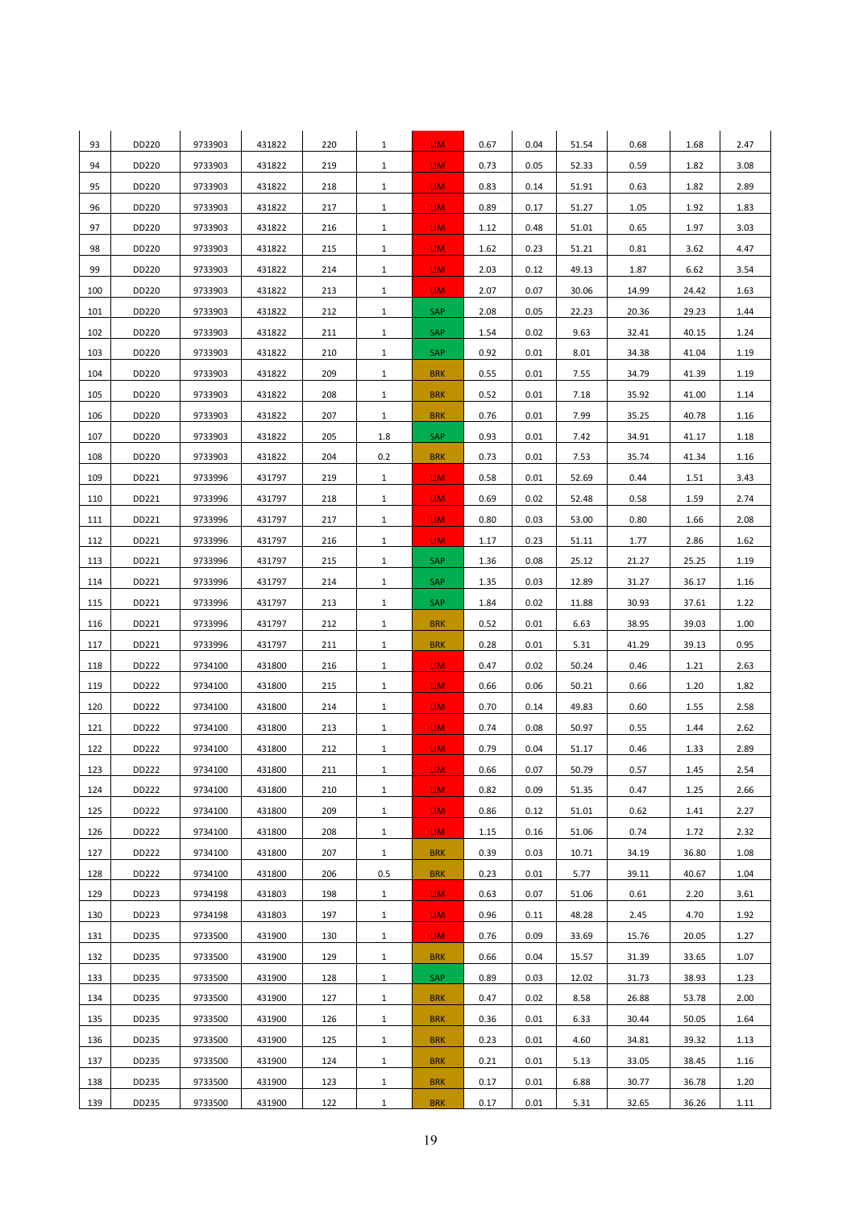| 93 | DD220 | 9733903 | 431822 | 220 | 1 | LIM | 0.67 | 0.04 | 51.54 | 0.68 | 1.68 | 2.47 |
|---|---|---|---|---|---|---|---|---|---|---|---|---|
| 94 | DD220 | 9733903 | 431822 | 219 | 1 | LIM | 0.73 | 0.05 | 52.33 | 0.59 | 1.82 | 3.08 |
| 95 | DD220 | 9733903 | 431822 | 218 | 1 | LIM | 0.83 | 0.14 | 51.91 | 0.63 | 1.82 | 2.89 |
| 96 | DD220 | 9733903 | 431822 | 217 | 1 | LIM | 0.89 | 0.17 | 51.27 | 1.05 | 1.92 | 1.83 |
| 97 | DD220 | 9733903 | 431822 | 216 | 1 | LIM | 1.12 | 0.48 | 51.01 | 0.65 | 1.97 | 3.03 |
| 98 | DD220 | 9733903 | 431822 | 215 | 1 | LIM | 1.62 | 0.23 | 51.21 | 0.81 | 3.62 | 4.47 |
| 99 | DD220 | 9733903 | 431822 | 214 | 1 | LIM | 2.03 | 0.12 | 49.13 | 1.87 | 6.62 | 3.54 |
| 100 | DD220 | 9733903 | 431822 | 213 | 1 | LIM | 2.07 | 0.07 | 30.06 | 14.99 | 24.42 | 1.63 |
| 101 | DD220 | 9733903 | 431822 | 212 | 1 | SAP | 2.08 | 0.05 | 22.23 | 20.36 | 29.23 | 1.44 |
| 102 | DD220 | 9733903 | 431822 | 211 | 1 | SAP | 1.54 | 0.02 | 9.63 | 32.41 | 40.15 | 1.24 |
| 103 | DD220 | 9733903 | 431822 | 210 | 1 | SAP | 0.92 | 0.01 | 8.01 | 34.38 | 41.04 | 1.19 |
| 104 | DD220 | 9733903 | 431822 | 209 | 1 | BRK | 0.55 | 0.01 | 7.55 | 34.79 | 41.39 | 1.19 |
| 105 | DD220 | 9733903 | 431822 | 208 | 1 | BRK | 0.52 | 0.01 | 7.18 | 35.92 | 41.00 | 1.14 |
| 106 | DD220 | 9733903 | 431822 | 207 | 1 | BRK | 0.76 | 0.01 | 7.99 | 35.25 | 40.78 | 1.16 |
| 107 | DD220 | 9733903 | 431822 | 205 | 1.8 | SAP | 0.93 | 0.01 | 7.42 | 34.91 | 41.17 | 1.18 |
| 108 | DD220 | 9733903 | 431822 | 204 | 0.2 | BRK | 0.73 | 0.01 | 7.53 | 35.74 | 41.34 | 1.16 |
| 109 | DD221 | 9733996 | 431797 | 219 | 1 | LIM | 0.58 | 0.01 | 52.69 | 0.44 | 1.51 | 3.43 |
| 110 | DD221 | 9733996 | 431797 | 218 | 1 | LIM | 0.69 | 0.02 | 52.48 | 0.58 | 1.59 | 2.74 |
| 111 | DD221 | 9733996 | 431797 | 217 | 1 | LIM | 0.80 | 0.03 | 53.00 | 0.80 | 1.66 | 2.08 |
| 112 | DD221 | 9733996 | 431797 | 216 | 1 | LIM | 1.17 | 0.23 | 51.11 | 1.77 | 2.86 | 1.62 |
| 113 | DD221 | 9733996 | 431797 | 215 | 1 | SAP | 1.36 | 0.08 | 25.12 | 21.27 | 25.25 | 1.19 |
| 114 | DD221 | 9733996 | 431797 | 214 | 1 | SAP | 1.35 | 0.03 | 12.89 | 31.27 | 36.17 | 1.16 |
| 115 | DD221 | 9733996 | 431797 | 213 | 1 | SAP | 1.84 | 0.02 | 11.88 | 30.93 | 37.61 | 1.22 |
| 116 | DD221 | 9733996 | 431797 | 212 | 1 | BRK | 0.52 | 0.01 | 6.63 | 38.95 | 39.03 | 1.00 |
| 117 | DD221 | 9733996 | 431797 | 211 | 1 | BRK | 0.28 | 0.01 | 5.31 | 41.29 | 39.13 | 0.95 |
| 118 | DD222 | 9734100 | 431800 | 216 | 1 | LIM | 0.47 | 0.02 | 50.24 | 0.46 | 1.21 | 2.63 |
| 119 | DD222 | 9734100 | 431800 | 215 | 1 | LIM | 0.66 | 0.06 | 50.21 | 0.66 | 1.20 | 1.82 |
| 120 | DD222 | 9734100 | 431800 | 214 | 1 | LIM | 0.70 | 0.14 | 49.83 | 0.60 | 1.55 | 2.58 |
| 121 | DD222 | 9734100 | 431800 | 213 | 1 | LIM | 0.74 | 0.08 | 50.97 | 0.55 | 1.44 | 2.62 |
| 122 | DD222 | 9734100 | 431800 | 212 | 1 | LIM | 0.79 | 0.04 | 51.17 | 0.46 | 1.33 | 2.89 |
| 123 | DD222 | 9734100 | 431800 | 211 | 1 | LIM | 0.66 | 0.07 | 50.79 | 0.57 | 1.45 | 2.54 |
| 124 | DD222 | 9734100 | 431800 | 210 | 1 | LIM | 0.82 | 0.09 | 51.35 | 0.47 | 1.25 | 2.66 |
| 125 | DD222 | 9734100 | 431800 | 209 | 1 | LIM | 0.86 | 0.12 | 51.01 | 0.62 | 1.41 | 2.27 |
| 126 | DD222 | 9734100 | 431800 | 208 | 1 | LIM | 1.15 | 0.16 | 51.06 | 0.74 | 1.72 | 2.32 |
| 127 | DD222 | 9734100 | 431800 | 207 | 1 | BRK | 0.39 | 0.03 | 10.71 | 34.19 | 36.80 | 1.08 |
| 128 | DD222 | 9734100 | 431800 | 206 | 0.5 | BRK | 0.23 | 0.01 | 5.77 | 39.11 | 40.67 | 1.04 |
| 129 | DD223 | 9734198 | 431803 | 198 | 1 | LIM | 0.63 | 0.07 | 51.06 | 0.61 | 2.20 | 3.61 |
| 130 | DD223 | 9734198 | 431803 | 197 | 1 | LIM | 0.96 | 0.11 | 48.28 | 2.45 | 4.70 | 1.92 |
| 131 | DD235 | 9733500 | 431900 | 130 | 1 | LIM | 0.76 | 0.09 | 33.69 | 15.76 | 20.05 | 1.27 |
| 132 | DD235 | 9733500 | 431900 | 129 | 1 | BRK | 0.66 | 0.04 | 15.57 | 31.39 | 33.65 | 1.07 |
| 133 | DD235 | 9733500 | 431900 | 128 | 1 | SAP | 0.89 | 0.03 | 12.02 | 31.73 | 38.93 | 1.23 |
| 134 | DD235 | 9733500 | 431900 | 127 | 1 | BRK | 0.47 | 0.02 | 8.58 | 26.88 | 53.78 | 2.00 |
| 135 | DD235 | 9733500 | 431900 | 126 | 1 | BRK | 0.36 | 0.01 | 6.33 | 30.44 | 50.05 | 1.64 |
| 136 | DD235 | 9733500 | 431900 | 125 | 1 | BRK | 0.23 | 0.01 | 4.60 | 34.81 | 39.32 | 1.13 |
| 137 | DD235 | 9733500 | 431900 | 124 | 1 | BRK | 0.21 | 0.01 | 5.13 | 33.05 | 38.45 | 1.16 |
| 138 | DD235 | 9733500 | 431900 | 123 | 1 | BRK | 0.17 | 0.01 | 6.88 | 30.77 | 36.78 | 1.20 |
| 139 | DD235 | 9733500 | 431900 | 122 | 1 | BRK | 0.17 | 0.01 | 5.31 | 32.65 | 36.26 | 1.11 |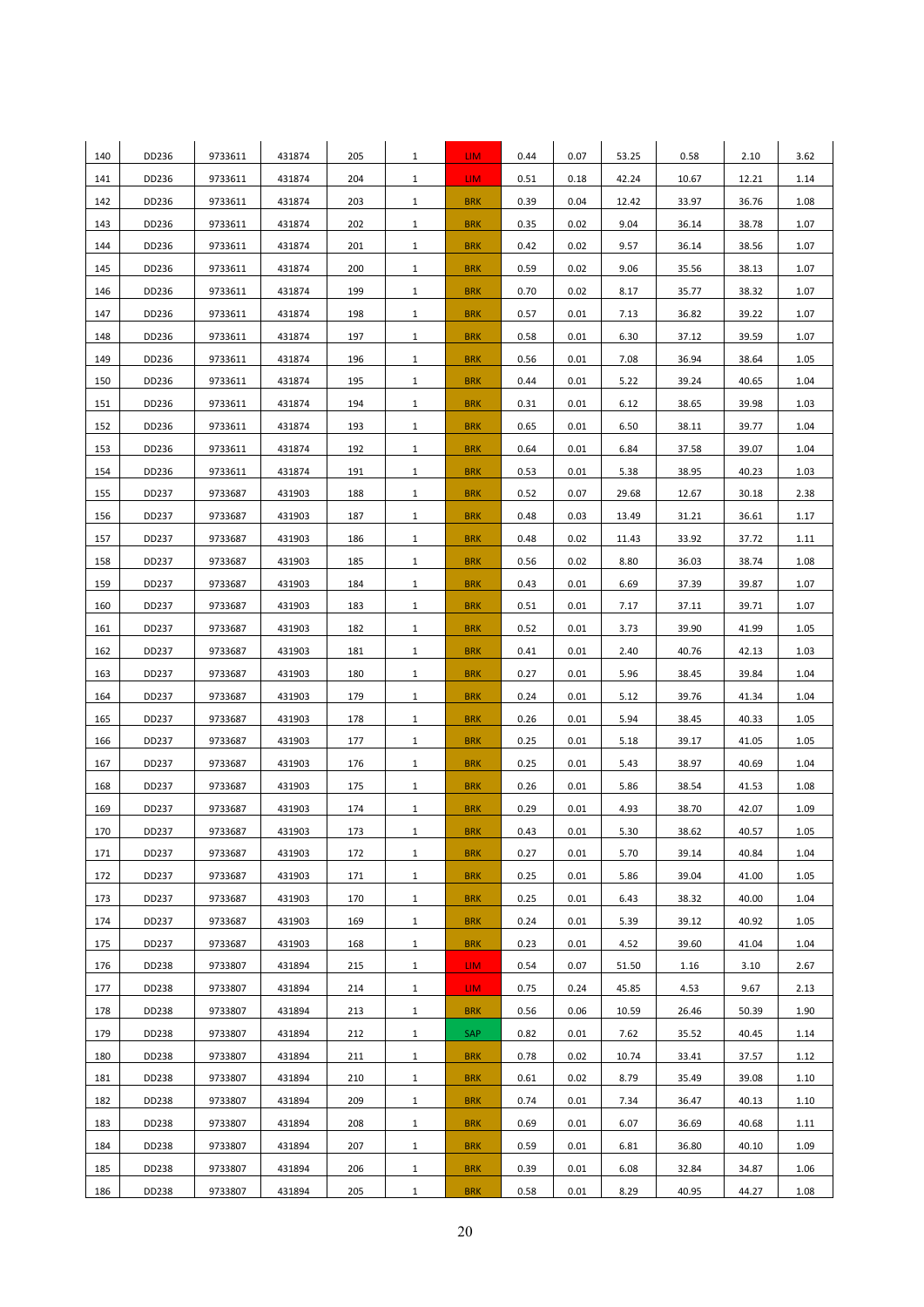| | | | | | | | | | | | | |
|---|---|---|---|---|---|---|---|---|---|---|---|---|
| 140 | DD236 | 9733611 | 431874 | 205 | 1 | LIM | 0.44 | 0.07 | 53.25 | 0.58 | 2.10 | 3.62 |
| 141 | DD236 | 9733611 | 431874 | 204 | 1 | LIM | 0.51 | 0.18 | 42.24 | 10.67 | 12.21 | 1.14 |
| 142 | DD236 | 9733611 | 431874 | 203 | 1 | BRK | 0.39 | 0.04 | 12.42 | 33.97 | 36.76 | 1.08 |
| 143 | DD236 | 9733611 | 431874 | 202 | 1 | BRK | 0.35 | 0.02 | 9.04 | 36.14 | 38.78 | 1.07 |
| 144 | DD236 | 9733611 | 431874 | 201 | 1 | BRK | 0.42 | 0.02 | 9.57 | 36.14 | 38.56 | 1.07 |
| 145 | DD236 | 9733611 | 431874 | 200 | 1 | BRK | 0.59 | 0.02 | 9.06 | 35.56 | 38.13 | 1.07 |
| 146 | DD236 | 9733611 | 431874 | 199 | 1 | BRK | 0.70 | 0.02 | 8.17 | 35.77 | 38.32 | 1.07 |
| 147 | DD236 | 9733611 | 431874 | 198 | 1 | BRK | 0.57 | 0.01 | 7.13 | 36.82 | 39.22 | 1.07 |
| 148 | DD236 | 9733611 | 431874 | 197 | 1 | BRK | 0.58 | 0.01 | 6.30 | 37.12 | 39.59 | 1.07 |
| 149 | DD236 | 9733611 | 431874 | 196 | 1 | BRK | 0.56 | 0.01 | 7.08 | 36.94 | 38.64 | 1.05 |
| 150 | DD236 | 9733611 | 431874 | 195 | 1 | BRK | 0.44 | 0.01 | 5.22 | 39.24 | 40.65 | 1.04 |
| 151 | DD236 | 9733611 | 431874 | 194 | 1 | BRK | 0.31 | 0.01 | 6.12 | 38.65 | 39.98 | 1.03 |
| 152 | DD236 | 9733611 | 431874 | 193 | 1 | BRK | 0.65 | 0.01 | 6.50 | 38.11 | 39.77 | 1.04 |
| 153 | DD236 | 9733611 | 431874 | 192 | 1 | BRK | 0.64 | 0.01 | 6.84 | 37.58 | 39.07 | 1.04 |
| 154 | DD236 | 9733611 | 431874 | 191 | 1 | BRK | 0.53 | 0.01 | 5.38 | 38.95 | 40.23 | 1.03 |
| 155 | DD237 | 9733687 | 431903 | 188 | 1 | BRK | 0.52 | 0.07 | 29.68 | 12.67 | 30.18 | 2.38 |
| 156 | DD237 | 9733687 | 431903 | 187 | 1 | BRK | 0.48 | 0.03 | 13.49 | 31.21 | 36.61 | 1.17 |
| 157 | DD237 | 9733687 | 431903 | 186 | 1 | BRK | 0.48 | 0.02 | 11.43 | 33.92 | 37.72 | 1.11 |
| 158 | DD237 | 9733687 | 431903 | 185 | 1 | BRK | 0.56 | 0.02 | 8.80 | 36.03 | 38.74 | 1.08 |
| 159 | DD237 | 9733687 | 431903 | 184 | 1 | BRK | 0.43 | 0.01 | 6.69 | 37.39 | 39.87 | 1.07 |
| 160 | DD237 | 9733687 | 431903 | 183 | 1 | BRK | 0.51 | 0.01 | 7.17 | 37.11 | 39.71 | 1.07 |
| 161 | DD237 | 9733687 | 431903 | 182 | 1 | BRK | 0.52 | 0.01 | 3.73 | 39.90 | 41.99 | 1.05 |
| 162 | DD237 | 9733687 | 431903 | 181 | 1 | BRK | 0.41 | 0.01 | 2.40 | 40.76 | 42.13 | 1.03 |
| 163 | DD237 | 9733687 | 431903 | 180 | 1 | BRK | 0.27 | 0.01 | 5.96 | 38.45 | 39.84 | 1.04 |
| 164 | DD237 | 9733687 | 431903 | 179 | 1 | BRK | 0.24 | 0.01 | 5.12 | 39.76 | 41.34 | 1.04 |
| 165 | DD237 | 9733687 | 431903 | 178 | 1 | BRK | 0.26 | 0.01 | 5.94 | 38.45 | 40.33 | 1.05 |
| 166 | DD237 | 9733687 | 431903 | 177 | 1 | BRK | 0.25 | 0.01 | 5.18 | 39.17 | 41.05 | 1.05 |
| 167 | DD237 | 9733687 | 431903 | 176 | 1 | BRK | 0.25 | 0.01 | 5.43 | 38.97 | 40.69 | 1.04 |
| 168 | DD237 | 9733687 | 431903 | 175 | 1 | BRK | 0.26 | 0.01 | 5.86 | 38.54 | 41.53 | 1.08 |
| 169 | DD237 | 9733687 | 431903 | 174 | 1 | BRK | 0.29 | 0.01 | 4.93 | 38.70 | 42.07 | 1.09 |
| 170 | DD237 | 9733687 | 431903 | 173 | 1 | BRK | 0.43 | 0.01 | 5.30 | 38.62 | 40.57 | 1.05 |
| 171 | DD237 | 9733687 | 431903 | 172 | 1 | BRK | 0.27 | 0.01 | 5.70 | 39.14 | 40.84 | 1.04 |
| 172 | DD237 | 9733687 | 431903 | 171 | 1 | BRK | 0.25 | 0.01 | 5.86 | 39.04 | 41.00 | 1.05 |
| 173 | DD237 | 9733687 | 431903 | 170 | 1 | BRK | 0.25 | 0.01 | 6.43 | 38.32 | 40.00 | 1.04 |
| 174 | DD237 | 9733687 | 431903 | 169 | 1 | BRK | 0.24 | 0.01 | 5.39 | 39.12 | 40.92 | 1.05 |
| 175 | DD237 | 9733687 | 431903 | 168 | 1 | BRK | 0.23 | 0.01 | 4.52 | 39.60 | 41.04 | 1.04 |
| 176 | DD238 | 9733807 | 431894 | 215 | 1 | LIM | 0.54 | 0.07 | 51.50 | 1.16 | 3.10 | 2.67 |
| 177 | DD238 | 9733807 | 431894 | 214 | 1 | LIM | 0.75 | 0.24 | 45.85 | 4.53 | 9.67 | 2.13 |
| 178 | DD238 | 9733807 | 431894 | 213 | 1 | BRK | 0.56 | 0.06 | 10.59 | 26.46 | 50.39 | 1.90 |
| 179 | DD238 | 9733807 | 431894 | 212 | 1 | SAP | 0.82 | 0.01 | 7.62 | 35.52 | 40.45 | 1.14 |
| 180 | DD238 | 9733807 | 431894 | 211 | 1 | BRK | 0.78 | 0.02 | 10.74 | 33.41 | 37.57 | 1.12 |
| 181 | DD238 | 9733807 | 431894 | 210 | 1 | BRK | 0.61 | 0.02 | 8.79 | 35.49 | 39.08 | 1.10 |
| 182 | DD238 | 9733807 | 431894 | 209 | 1 | BRK | 0.74 | 0.01 | 7.34 | 36.47 | 40.13 | 1.10 |
| 183 | DD238 | 9733807 | 431894 | 208 | 1 | BRK | 0.69 | 0.01 | 6.07 | 36.69 | 40.68 | 1.11 |
| 184 | DD238 | 9733807 | 431894 | 207 | 1 | BRK | 0.59 | 0.01 | 6.81 | 36.80 | 40.10 | 1.09 |
| 185 | DD238 | 9733807 | 431894 | 206 | 1 | BRK | 0.39 | 0.01 | 6.08 | 32.84 | 34.87 | 1.06 |
| 186 | DD238 | 9733807 | 431894 | 205 | 1 | BRK | 0.58 | 0.01 | 8.29 | 40.95 | 44.27 | 1.08 |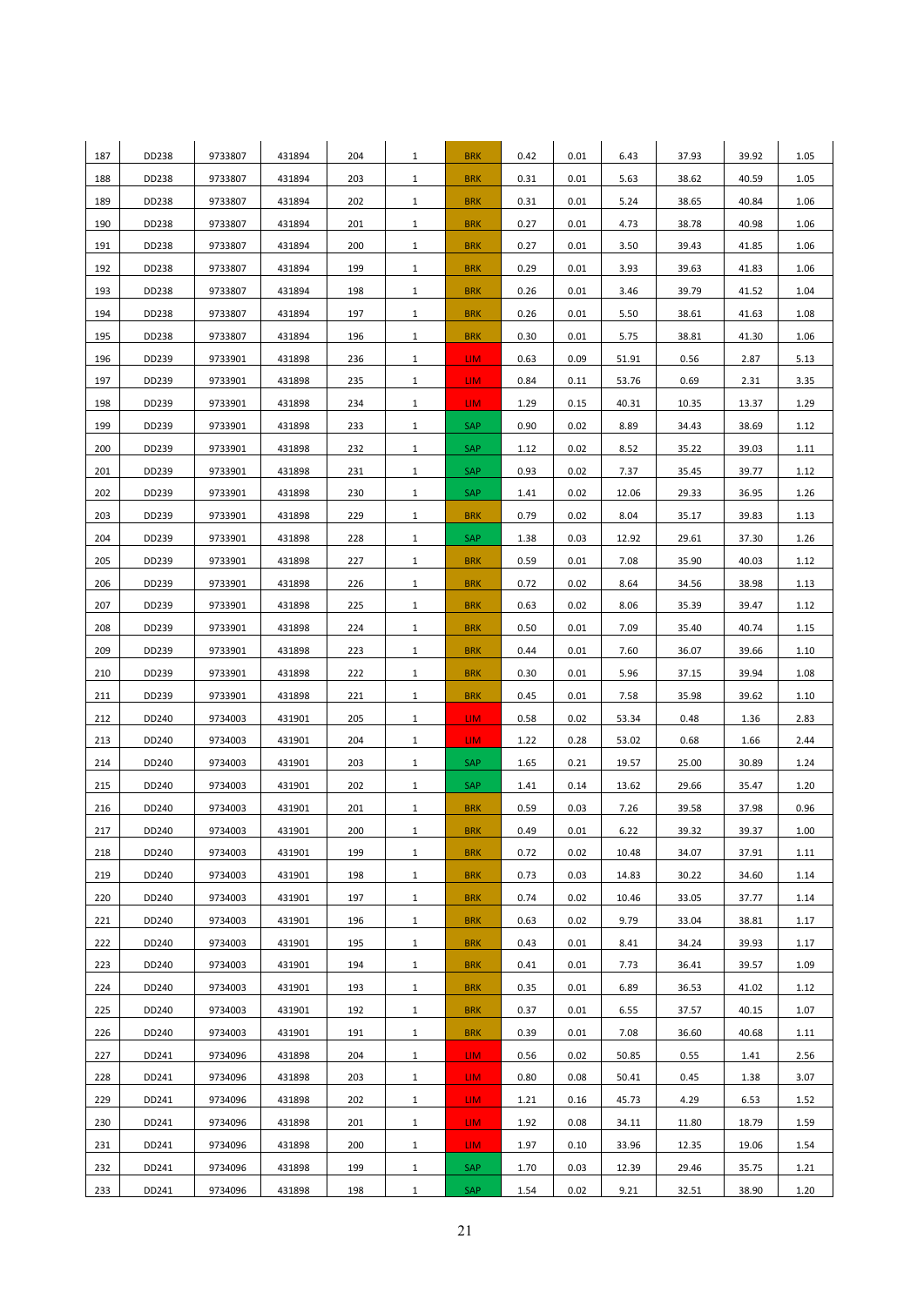| 187 | DD238 | 9733807 | 431894 | 204 | 1 | BRK | 0.42 | 0.01 | 6.43 | 37.93 | 39.92 | 1.05 |
|---|---|---|---|---|---|---|---|---|---|---|---|---|
| 188 | DD238 | 9733807 | 431894 | 203 | 1 | BRK | 0.31 | 0.01 | 5.63 | 38.62 | 40.59 | 1.05 |
| 189 | DD238 | 9733807 | 431894 | 202 | 1 | BRK | 0.31 | 0.01 | 5.24 | 38.65 | 40.84 | 1.06 |
| 190 | DD238 | 9733807 | 431894 | 201 | 1 | BRK | 0.27 | 0.01 | 4.73 | 38.78 | 40.98 | 1.06 |
| 191 | DD238 | 9733807 | 431894 | 200 | 1 | BRK | 0.27 | 0.01 | 3.50 | 39.43 | 41.85 | 1.06 |
| 192 | DD238 | 9733807 | 431894 | 199 | 1 | BRK | 0.29 | 0.01 | 3.93 | 39.63 | 41.83 | 1.06 |
| 193 | DD238 | 9733807 | 431894 | 198 | 1 | BRK | 0.26 | 0.01 | 3.46 | 39.79 | 41.52 | 1.04 |
| 194 | DD238 | 9733807 | 431894 | 197 | 1 | BRK | 0.26 | 0.01 | 5.50 | 38.61 | 41.63 | 1.08 |
| 195 | DD238 | 9733807 | 431894 | 196 | 1 | BRK | 0.30 | 0.01 | 5.75 | 38.81 | 41.30 | 1.06 |
| 196 | DD239 | 9733901 | 431898 | 236 | 1 | LIM | 0.63 | 0.09 | 51.91 | 0.56 | 2.87 | 5.13 |
| 197 | DD239 | 9733901 | 431898 | 235 | 1 | LIM | 0.84 | 0.11 | 53.76 | 0.69 | 2.31 | 3.35 |
| 198 | DD239 | 9733901 | 431898 | 234 | 1 | LIM | 1.29 | 0.15 | 40.31 | 10.35 | 13.37 | 1.29 |
| 199 | DD239 | 9733901 | 431898 | 233 | 1 | SAP | 0.90 | 0.02 | 8.89 | 34.43 | 38.69 | 1.12 |
| 200 | DD239 | 9733901 | 431898 | 232 | 1 | SAP | 1.12 | 0.02 | 8.52 | 35.22 | 39.03 | 1.11 |
| 201 | DD239 | 9733901 | 431898 | 231 | 1 | SAP | 0.93 | 0.02 | 7.37 | 35.45 | 39.77 | 1.12 |
| 202 | DD239 | 9733901 | 431898 | 230 | 1 | SAP | 1.41 | 0.02 | 12.06 | 29.33 | 36.95 | 1.26 |
| 203 | DD239 | 9733901 | 431898 | 229 | 1 | BRK | 0.79 | 0.02 | 8.04 | 35.17 | 39.83 | 1.13 |
| 204 | DD239 | 9733901 | 431898 | 228 | 1 | SAP | 1.38 | 0.03 | 12.92 | 29.61 | 37.30 | 1.26 |
| 205 | DD239 | 9733901 | 431898 | 227 | 1 | BRK | 0.59 | 0.01 | 7.08 | 35.90 | 40.03 | 1.12 |
| 206 | DD239 | 9733901 | 431898 | 226 | 1 | BRK | 0.72 | 0.02 | 8.64 | 34.56 | 38.98 | 1.13 |
| 207 | DD239 | 9733901 | 431898 | 225 | 1 | BRK | 0.63 | 0.02 | 8.06 | 35.39 | 39.47 | 1.12 |
| 208 | DD239 | 9733901 | 431898 | 224 | 1 | BRK | 0.50 | 0.01 | 7.09 | 35.40 | 40.74 | 1.15 |
| 209 | DD239 | 9733901 | 431898 | 223 | 1 | BRK | 0.44 | 0.01 | 7.60 | 36.07 | 39.66 | 1.10 |
| 210 | DD239 | 9733901 | 431898 | 222 | 1 | BRK | 0.30 | 0.01 | 5.96 | 37.15 | 39.94 | 1.08 |
| 211 | DD239 | 9733901 | 431898 | 221 | 1 | BRK | 0.45 | 0.01 | 7.58 | 35.98 | 39.62 | 1.10 |
| 212 | DD240 | 9734003 | 431901 | 205 | 1 | LIM | 0.58 | 0.02 | 53.34 | 0.48 | 1.36 | 2.83 |
| 213 | DD240 | 9734003 | 431901 | 204 | 1 | LIM | 1.22 | 0.28 | 53.02 | 0.68 | 1.66 | 2.44 |
| 214 | DD240 | 9734003 | 431901 | 203 | 1 | SAP | 1.65 | 0.21 | 19.57 | 25.00 | 30.89 | 1.24 |
| 215 | DD240 | 9734003 | 431901 | 202 | 1 | SAP | 1.41 | 0.14 | 13.62 | 29.66 | 35.47 | 1.20 |
| 216 | DD240 | 9734003 | 431901 | 201 | 1 | BRK | 0.59 | 0.03 | 7.26 | 39.58 | 37.98 | 0.96 |
| 217 | DD240 | 9734003 | 431901 | 200 | 1 | BRK | 0.49 | 0.01 | 6.22 | 39.32 | 39.37 | 1.00 |
| 218 | DD240 | 9734003 | 431901 | 199 | 1 | BRK | 0.72 | 0.02 | 10.48 | 34.07 | 37.91 | 1.11 |
| 219 | DD240 | 9734003 | 431901 | 198 | 1 | BRK | 0.73 | 0.03 | 14.83 | 30.22 | 34.60 | 1.14 |
| 220 | DD240 | 9734003 | 431901 | 197 | 1 | BRK | 0.74 | 0.02 | 10.46 | 33.05 | 37.77 | 1.14 |
| 221 | DD240 | 9734003 | 431901 | 196 | 1 | BRK | 0.63 | 0.02 | 9.79 | 33.04 | 38.81 | 1.17 |
| 222 | DD240 | 9734003 | 431901 | 195 | 1 | BRK | 0.43 | 0.01 | 8.41 | 34.24 | 39.93 | 1.17 |
| 223 | DD240 | 9734003 | 431901 | 194 | 1 | BRK | 0.41 | 0.01 | 7.73 | 36.41 | 39.57 | 1.09 |
| 224 | DD240 | 9734003 | 431901 | 193 | 1 | BRK | 0.35 | 0.01 | 6.89 | 36.53 | 41.02 | 1.12 |
| 225 | DD240 | 9734003 | 431901 | 192 | 1 | BRK | 0.37 | 0.01 | 6.55 | 37.57 | 40.15 | 1.07 |
| 226 | DD240 | 9734003 | 431901 | 191 | 1 | BRK | 0.39 | 0.01 | 7.08 | 36.60 | 40.68 | 1.11 |
| 227 | DD241 | 9734096 | 431898 | 204 | 1 | LIM | 0.56 | 0.02 | 50.85 | 0.55 | 1.41 | 2.56 |
| 228 | DD241 | 9734096 | 431898 | 203 | 1 | LIM | 0.80 | 0.08 | 50.41 | 0.45 | 1.38 | 3.07 |
| 229 | DD241 | 9734096 | 431898 | 202 | 1 | LIM | 1.21 | 0.16 | 45.73 | 4.29 | 6.53 | 1.52 |
| 230 | DD241 | 9734096 | 431898 | 201 | 1 | LIM | 1.92 | 0.08 | 34.11 | 11.80 | 18.79 | 1.59 |
| 231 | DD241 | 9734096 | 431898 | 200 | 1 | LIM | 1.97 | 0.10 | 33.96 | 12.35 | 19.06 | 1.54 |
| 232 | DD241 | 9734096 | 431898 | 199 | 1 | SAP | 1.70 | 0.03 | 12.39 | 29.46 | 35.75 | 1.21 |
| 233 | DD241 | 9734096 | 431898 | 198 | 1 | SAP | 1.54 | 0.02 | 9.21 | 32.51 | 38.90 | 1.20 |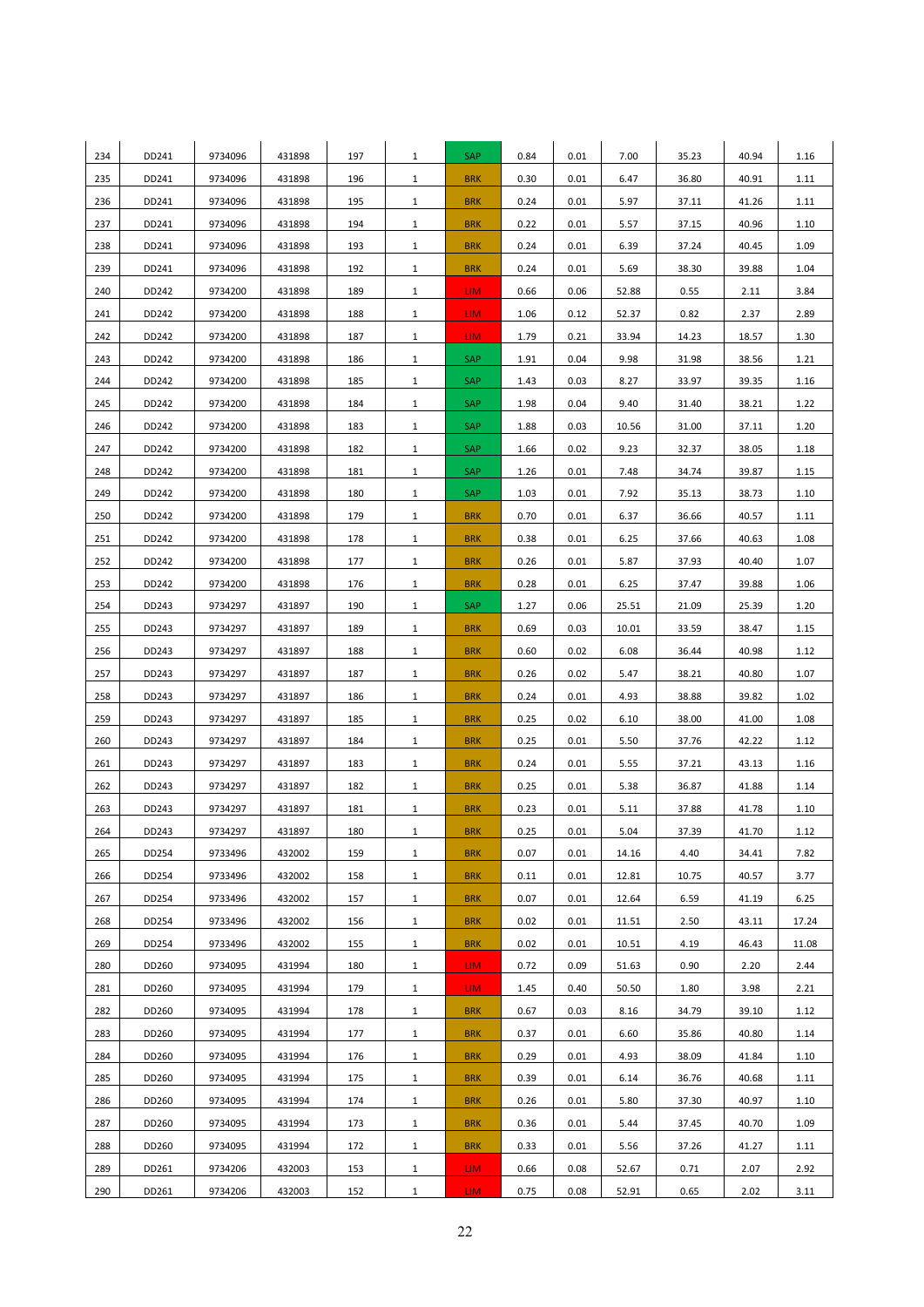| 234 | DD241 | 9734096 | 431898 | 197 | 1 | SAP | 0.84 | 0.01 | 7.00 | 35.23 | 40.94 | 1.16 |
|---|---|---|---|---|---|---|---|---|---|---|---|---|
| 235 | DD241 | 9734096 | 431898 | 196 | 1 | BRK | 0.30 | 0.01 | 6.47 | 36.80 | 40.91 | 1.11 |
| 236 | DD241 | 9734096 | 431898 | 195 | 1 | BRK | 0.24 | 0.01 | 5.97 | 37.11 | 41.26 | 1.11 |
| 237 | DD241 | 9734096 | 431898 | 194 | 1 | BRK | 0.22 | 0.01 | 5.57 | 37.15 | 40.96 | 1.10 |
| 238 | DD241 | 9734096 | 431898 | 193 | 1 | BRK | 0.24 | 0.01 | 6.39 | 37.24 | 40.45 | 1.09 |
| 239 | DD241 | 9734096 | 431898 | 192 | 1 | BRK | 0.24 | 0.01 | 5.69 | 38.30 | 39.88 | 1.04 |
| 240 | DD242 | 9734200 | 431898 | 189 | 1 | LIM | 0.66 | 0.06 | 52.88 | 0.55 | 2.11 | 3.84 |
| 241 | DD242 | 9734200 | 431898 | 188 | 1 | LIM | 1.06 | 0.12 | 52.37 | 0.82 | 2.37 | 2.89 |
| 242 | DD242 | 9734200 | 431898 | 187 | 1 | LIM | 1.79 | 0.21 | 33.94 | 14.23 | 18.57 | 1.30 |
| 243 | DD242 | 9734200 | 431898 | 186 | 1 | SAP | 1.91 | 0.04 | 9.98 | 31.98 | 38.56 | 1.21 |
| 244 | DD242 | 9734200 | 431898 | 185 | 1 | SAP | 1.43 | 0.03 | 8.27 | 33.97 | 39.35 | 1.16 |
| 245 | DD242 | 9734200 | 431898 | 184 | 1 | SAP | 1.98 | 0.04 | 9.40 | 31.40 | 38.21 | 1.22 |
| 246 | DD242 | 9734200 | 431898 | 183 | 1 | SAP | 1.88 | 0.03 | 10.56 | 31.00 | 37.11 | 1.20 |
| 247 | DD242 | 9734200 | 431898 | 182 | 1 | SAP | 1.66 | 0.02 | 9.23 | 32.37 | 38.05 | 1.18 |
| 248 | DD242 | 9734200 | 431898 | 181 | 1 | SAP | 1.26 | 0.01 | 7.48 | 34.74 | 39.87 | 1.15 |
| 249 | DD242 | 9734200 | 431898 | 180 | 1 | SAP | 1.03 | 0.01 | 7.92 | 35.13 | 38.73 | 1.10 |
| 250 | DD242 | 9734200 | 431898 | 179 | 1 | BRK | 0.70 | 0.01 | 6.37 | 36.66 | 40.57 | 1.11 |
| 251 | DD242 | 9734200 | 431898 | 178 | 1 | BRK | 0.38 | 0.01 | 6.25 | 37.66 | 40.63 | 1.08 |
| 252 | DD242 | 9734200 | 431898 | 177 | 1 | BRK | 0.26 | 0.01 | 5.87 | 37.93 | 40.40 | 1.07 |
| 253 | DD242 | 9734200 | 431898 | 176 | 1 | BRK | 0.28 | 0.01 | 6.25 | 37.47 | 39.88 | 1.06 |
| 254 | DD243 | 9734297 | 431897 | 190 | 1 | SAP | 1.27 | 0.06 | 25.51 | 21.09 | 25.39 | 1.20 |
| 255 | DD243 | 9734297 | 431897 | 189 | 1 | BRK | 0.69 | 0.03 | 10.01 | 33.59 | 38.47 | 1.15 |
| 256 | DD243 | 9734297 | 431897 | 188 | 1 | BRK | 0.60 | 0.02 | 6.08 | 36.44 | 40.98 | 1.12 |
| 257 | DD243 | 9734297 | 431897 | 187 | 1 | BRK | 0.26 | 0.02 | 5.47 | 38.21 | 40.80 | 1.07 |
| 258 | DD243 | 9734297 | 431897 | 186 | 1 | BRK | 0.24 | 0.01 | 4.93 | 38.88 | 39.82 | 1.02 |
| 259 | DD243 | 9734297 | 431897 | 185 | 1 | BRK | 0.25 | 0.02 | 6.10 | 38.00 | 41.00 | 1.08 |
| 260 | DD243 | 9734297 | 431897 | 184 | 1 | BRK | 0.25 | 0.01 | 5.50 | 37.76 | 42.22 | 1.12 |
| 261 | DD243 | 9734297 | 431897 | 183 | 1 | BRK | 0.24 | 0.01 | 5.55 | 37.21 | 43.13 | 1.16 |
| 262 | DD243 | 9734297 | 431897 | 182 | 1 | BRK | 0.25 | 0.01 | 5.38 | 36.87 | 41.88 | 1.14 |
| 263 | DD243 | 9734297 | 431897 | 181 | 1 | BRK | 0.23 | 0.01 | 5.11 | 37.88 | 41.78 | 1.10 |
| 264 | DD243 | 9734297 | 431897 | 180 | 1 | BRK | 0.25 | 0.01 | 5.04 | 37.39 | 41.70 | 1.12 |
| 265 | DD254 | 9733496 | 432002 | 159 | 1 | BRK | 0.07 | 0.01 | 14.16 | 4.40 | 34.41 | 7.82 |
| 266 | DD254 | 9733496 | 432002 | 158 | 1 | BRK | 0.11 | 0.01 | 12.81 | 10.75 | 40.57 | 3.77 |
| 267 | DD254 | 9733496 | 432002 | 157 | 1 | BRK | 0.07 | 0.01 | 12.64 | 6.59 | 41.19 | 6.25 |
| 268 | DD254 | 9733496 | 432002 | 156 | 1 | BRK | 0.02 | 0.01 | 11.51 | 2.50 | 43.11 | 17.24 |
| 269 | DD254 | 9733496 | 432002 | 155 | 1 | BRK | 0.02 | 0.01 | 10.51 | 4.19 | 46.43 | 11.08 |
| 280 | DD260 | 9734095 | 431994 | 180 | 1 | LIM | 0.72 | 0.09 | 51.63 | 0.90 | 2.20 | 2.44 |
| 281 | DD260 | 9734095 | 431994 | 179 | 1 | LIM | 1.45 | 0.40 | 50.50 | 1.80 | 3.98 | 2.21 |
| 282 | DD260 | 9734095 | 431994 | 178 | 1 | BRK | 0.67 | 0.03 | 8.16 | 34.79 | 39.10 | 1.12 |
| 283 | DD260 | 9734095 | 431994 | 177 | 1 | BRK | 0.37 | 0.01 | 6.60 | 35.86 | 40.80 | 1.14 |
| 284 | DD260 | 9734095 | 431994 | 176 | 1 | BRK | 0.29 | 0.01 | 4.93 | 38.09 | 41.84 | 1.10 |
| 285 | DD260 | 9734095 | 431994 | 175 | 1 | BRK | 0.39 | 0.01 | 6.14 | 36.76 | 40.68 | 1.11 |
| 286 | DD260 | 9734095 | 431994 | 174 | 1 | BRK | 0.26 | 0.01 | 5.80 | 37.30 | 40.97 | 1.10 |
| 287 | DD260 | 9734095 | 431994 | 173 | 1 | BRK | 0.36 | 0.01 | 5.44 | 37.45 | 40.70 | 1.09 |
| 288 | DD260 | 9734095 | 431994 | 172 | 1 | BRK | 0.33 | 0.01 | 5.56 | 37.26 | 41.27 | 1.11 |
| 289 | DD261 | 9734206 | 432003 | 153 | 1 | LIM | 0.66 | 0.08 | 52.67 | 0.71 | 2.07 | 2.92 |
| 290 | DD261 | 9734206 | 432003 | 152 | 1 | LIM | 0.75 | 0.08 | 52.91 | 0.65 | 2.02 | 3.11 |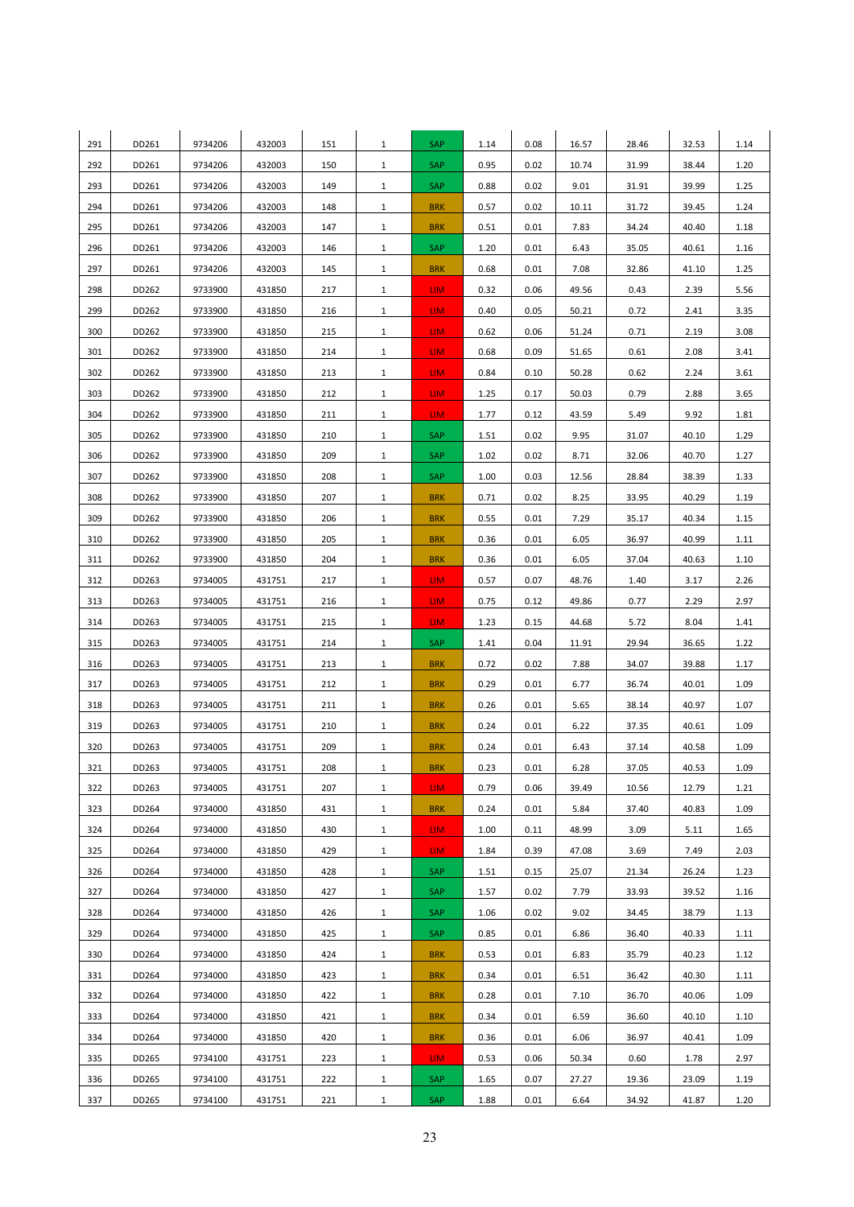| 291 | DD261 | 9734206 | 432003 | 151 | 1 | SAP | 1.14 | 0.08 | 16.57 | 28.46 | 32.53 | 1.14 |
|---|---|---|---|---|---|---|---|---|---|---|---|---|
| 292 | DD261 | 9734206 | 432003 | 150 | 1 | SAP | 0.95 | 0.02 | 10.74 | 31.99 | 38.44 | 1.20 |
| 293 | DD261 | 9734206 | 432003 | 149 | 1 | SAP | 0.88 | 0.02 | 9.01 | 31.91 | 39.99 | 1.25 |
| 294 | DD261 | 9734206 | 432003 | 148 | 1 | BRK | 0.57 | 0.02 | 10.11 | 31.72 | 39.45 | 1.24 |
| 295 | DD261 | 9734206 | 432003 | 147 | 1 | BRK | 0.51 | 0.01 | 7.83 | 34.24 | 40.40 | 1.18 |
| 296 | DD261 | 9734206 | 432003 | 146 | 1 | SAP | 1.20 | 0.01 | 6.43 | 35.05 | 40.61 | 1.16 |
| 297 | DD261 | 9734206 | 432003 | 145 | 1 | BRK | 0.68 | 0.01 | 7.08 | 32.86 | 41.10 | 1.25 |
| 298 | DD262 | 9733900 | 431850 | 217 | 1 | LIM | 0.32 | 0.06 | 49.56 | 0.43 | 2.39 | 5.56 |
| 299 | DD262 | 9733900 | 431850 | 216 | 1 | LIM | 0.40 | 0.05 | 50.21 | 0.72 | 2.41 | 3.35 |
| 300 | DD262 | 9733900 | 431850 | 215 | 1 | LIM | 0.62 | 0.06 | 51.24 | 0.71 | 2.19 | 3.08 |
| 301 | DD262 | 9733900 | 431850 | 214 | 1 | LIM | 0.68 | 0.09 | 51.65 | 0.61 | 2.08 | 3.41 |
| 302 | DD262 | 9733900 | 431850 | 213 | 1 | LIM | 0.84 | 0.10 | 50.28 | 0.62 | 2.24 | 3.61 |
| 303 | DD262 | 9733900 | 431850 | 212 | 1 | LIM | 1.25 | 0.17 | 50.03 | 0.79 | 2.88 | 3.65 |
| 304 | DD262 | 9733900 | 431850 | 211 | 1 | LIM | 1.77 | 0.12 | 43.59 | 5.49 | 9.92 | 1.81 |
| 305 | DD262 | 9733900 | 431850 | 210 | 1 | SAP | 1.51 | 0.02 | 9.95 | 31.07 | 40.10 | 1.29 |
| 306 | DD262 | 9733900 | 431850 | 209 | 1 | SAP | 1.02 | 0.02 | 8.71 | 32.06 | 40.70 | 1.27 |
| 307 | DD262 | 9733900 | 431850 | 208 | 1 | SAP | 1.00 | 0.03 | 12.56 | 28.84 | 38.39 | 1.33 |
| 308 | DD262 | 9733900 | 431850 | 207 | 1 | BRK | 0.71 | 0.02 | 8.25 | 33.95 | 40.29 | 1.19 |
| 309 | DD262 | 9733900 | 431850 | 206 | 1 | BRK | 0.55 | 0.01 | 7.29 | 35.17 | 40.34 | 1.15 |
| 310 | DD262 | 9733900 | 431850 | 205 | 1 | BRK | 0.36 | 0.01 | 6.05 | 36.97 | 40.99 | 1.11 |
| 311 | DD262 | 9733900 | 431850 | 204 | 1 | BRK | 0.36 | 0.01 | 6.05 | 37.04 | 40.63 | 1.10 |
| 312 | DD263 | 9734005 | 431751 | 217 | 1 | LIM | 0.57 | 0.07 | 48.76 | 1.40 | 3.17 | 2.26 |
| 313 | DD263 | 9734005 | 431751 | 216 | 1 | LIM | 0.75 | 0.12 | 49.86 | 0.77 | 2.29 | 2.97 |
| 314 | DD263 | 9734005 | 431751 | 215 | 1 | LIM | 1.23 | 0.15 | 44.68 | 5.72 | 8.04 | 1.41 |
| 315 | DD263 | 9734005 | 431751 | 214 | 1 | SAP | 1.41 | 0.04 | 11.91 | 29.94 | 36.65 | 1.22 |
| 316 | DD263 | 9734005 | 431751 | 213 | 1 | BRK | 0.72 | 0.02 | 7.88 | 34.07 | 39.88 | 1.17 |
| 317 | DD263 | 9734005 | 431751 | 212 | 1 | BRK | 0.29 | 0.01 | 6.77 | 36.74 | 40.01 | 1.09 |
| 318 | DD263 | 9734005 | 431751 | 211 | 1 | BRK | 0.26 | 0.01 | 5.65 | 38.14 | 40.97 | 1.07 |
| 319 | DD263 | 9734005 | 431751 | 210 | 1 | BRK | 0.24 | 0.01 | 6.22 | 37.35 | 40.61 | 1.09 |
| 320 | DD263 | 9734005 | 431751 | 209 | 1 | BRK | 0.24 | 0.01 | 6.43 | 37.14 | 40.58 | 1.09 |
| 321 | DD263 | 9734005 | 431751 | 208 | 1 | BRK | 0.23 | 0.01 | 6.28 | 37.05 | 40.53 | 1.09 |
| 322 | DD263 | 9734005 | 431751 | 207 | 1 | LIM | 0.79 | 0.06 | 39.49 | 10.56 | 12.79 | 1.21 |
| 323 | DD264 | 9734000 | 431850 | 431 | 1 | BRK | 0.24 | 0.01 | 5.84 | 37.40 | 40.83 | 1.09 |
| 324 | DD264 | 9734000 | 431850 | 430 | 1 | LIM | 1.00 | 0.11 | 48.99 | 3.09 | 5.11 | 1.65 |
| 325 | DD264 | 9734000 | 431850 | 429 | 1 | LIM | 1.84 | 0.39 | 47.08 | 3.69 | 7.49 | 2.03 |
| 326 | DD264 | 9734000 | 431850 | 428 | 1 | SAP | 1.51 | 0.15 | 25.07 | 21.34 | 26.24 | 1.23 |
| 327 | DD264 | 9734000 | 431850 | 427 | 1 | SAP | 1.57 | 0.02 | 7.79 | 33.93 | 39.52 | 1.16 |
| 328 | DD264 | 9734000 | 431850 | 426 | 1 | SAP | 1.06 | 0.02 | 9.02 | 34.45 | 38.79 | 1.13 |
| 329 | DD264 | 9734000 | 431850 | 425 | 1 | SAP | 0.85 | 0.01 | 6.86 | 36.40 | 40.33 | 1.11 |
| 330 | DD264 | 9734000 | 431850 | 424 | 1 | BRK | 0.53 | 0.01 | 6.83 | 35.79 | 40.23 | 1.12 |
| 331 | DD264 | 9734000 | 431850 | 423 | 1 | BRK | 0.34 | 0.01 | 6.51 | 36.42 | 40.30 | 1.11 |
| 332 | DD264 | 9734000 | 431850 | 422 | 1 | BRK | 0.28 | 0.01 | 7.10 | 36.70 | 40.06 | 1.09 |
| 333 | DD264 | 9734000 | 431850 | 421 | 1 | BRK | 0.34 | 0.01 | 6.59 | 36.60 | 40.10 | 1.10 |
| 334 | DD264 | 9734000 | 431850 | 420 | 1 | BRK | 0.36 | 0.01 | 6.06 | 36.97 | 40.41 | 1.09 |
| 335 | DD265 | 9734100 | 431751 | 223 | 1 | LIM | 0.53 | 0.06 | 50.34 | 0.60 | 1.78 | 2.97 |
| 336 | DD265 | 9734100 | 431751 | 222 | 1 | SAP | 1.65 | 0.07 | 27.27 | 19.36 | 23.09 | 1.19 |
| 337 | DD265 | 9734100 | 431751 | 221 | 1 | SAP | 1.88 | 0.01 | 6.64 | 34.92 | 41.87 | 1.20 |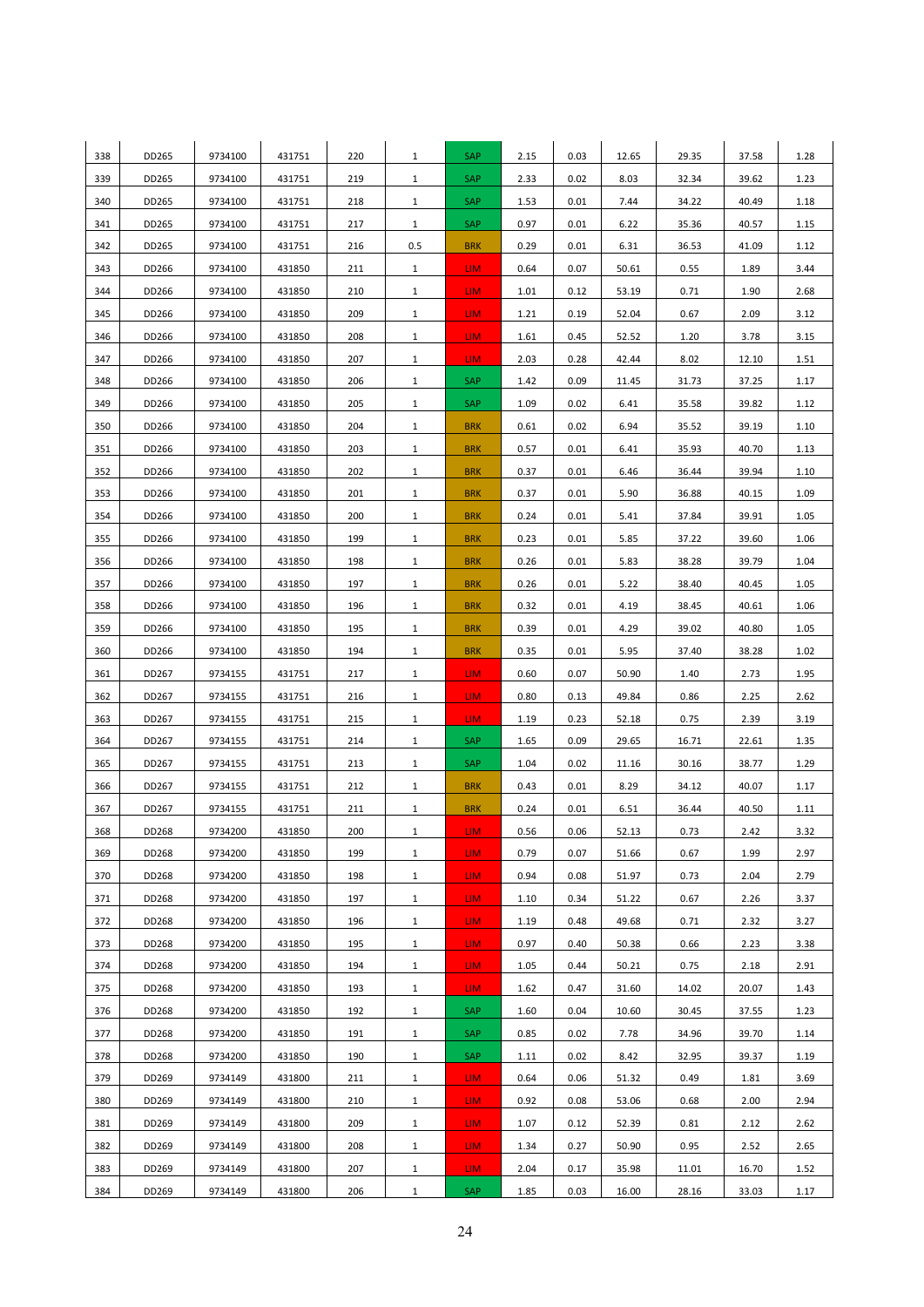| 338 | DD265 | 9734100 | 431751 | 220 | 1 | SAP | 2.15 | 0.03 | 12.65 | 29.35 | 37.58 | 1.28 |
|---|---|---|---|---|---|---|---|---|---|---|---|---|
| 339 | DD265 | 9734100 | 431751 | 219 | 1 | SAP | 2.33 | 0.02 | 8.03 | 32.34 | 39.62 | 1.23 |
| 340 | DD265 | 9734100 | 431751 | 218 | 1 | SAP | 1.53 | 0.01 | 7.44 | 34.22 | 40.49 | 1.18 |
| 341 | DD265 | 9734100 | 431751 | 217 | 1 | SAP | 0.97 | 0.01 | 6.22 | 35.36 | 40.57 | 1.15 |
| 342 | DD265 | 9734100 | 431751 | 216 | 0.5 | BRK | 0.29 | 0.01 | 6.31 | 36.53 | 41.09 | 1.12 |
| 343 | DD266 | 9734100 | 431850 | 211 | 1 | LIM | 0.64 | 0.07 | 50.61 | 0.55 | 1.89 | 3.44 |
| 344 | DD266 | 9734100 | 431850 | 210 | 1 | LIM | 1.01 | 0.12 | 53.19 | 0.71 | 1.90 | 2.68 |
| 345 | DD266 | 9734100 | 431850 | 209 | 1 | LIM | 1.21 | 0.19 | 52.04 | 0.67 | 2.09 | 3.12 |
| 346 | DD266 | 9734100 | 431850 | 208 | 1 | LIM | 1.61 | 0.45 | 52.52 | 1.20 | 3.78 | 3.15 |
| 347 | DD266 | 9734100 | 431850 | 207 | 1 | LIM | 2.03 | 0.28 | 42.44 | 8.02 | 12.10 | 1.51 |
| 348 | DD266 | 9734100 | 431850 | 206 | 1 | SAP | 1.42 | 0.09 | 11.45 | 31.73 | 37.25 | 1.17 |
| 349 | DD266 | 9734100 | 431850 | 205 | 1 | SAP | 1.09 | 0.02 | 6.41 | 35.58 | 39.82 | 1.12 |
| 350 | DD266 | 9734100 | 431850 | 204 | 1 | BRK | 0.61 | 0.02 | 6.94 | 35.52 | 39.19 | 1.10 |
| 351 | DD266 | 9734100 | 431850 | 203 | 1 | BRK | 0.57 | 0.01 | 6.41 | 35.93 | 40.70 | 1.13 |
| 352 | DD266 | 9734100 | 431850 | 202 | 1 | BRK | 0.37 | 0.01 | 6.46 | 36.44 | 39.94 | 1.10 |
| 353 | DD266 | 9734100 | 431850 | 201 | 1 | BRK | 0.37 | 0.01 | 5.90 | 36.88 | 40.15 | 1.09 |
| 354 | DD266 | 9734100 | 431850 | 200 | 1 | BRK | 0.24 | 0.01 | 5.41 | 37.84 | 39.91 | 1.05 |
| 355 | DD266 | 9734100 | 431850 | 199 | 1 | BRK | 0.23 | 0.01 | 5.85 | 37.22 | 39.60 | 1.06 |
| 356 | DD266 | 9734100 | 431850 | 198 | 1 | BRK | 0.26 | 0.01 | 5.83 | 38.28 | 39.79 | 1.04 |
| 357 | DD266 | 9734100 | 431850 | 197 | 1 | BRK | 0.26 | 0.01 | 5.22 | 38.40 | 40.45 | 1.05 |
| 358 | DD266 | 9734100 | 431850 | 196 | 1 | BRK | 0.32 | 0.01 | 4.19 | 38.45 | 40.61 | 1.06 |
| 359 | DD266 | 9734100 | 431850 | 195 | 1 | BRK | 0.39 | 0.01 | 4.29 | 39.02 | 40.80 | 1.05 |
| 360 | DD266 | 9734100 | 431850 | 194 | 1 | BRK | 0.35 | 0.01 | 5.95 | 37.40 | 38.28 | 1.02 |
| 361 | DD267 | 9734155 | 431751 | 217 | 1 | LIM | 0.60 | 0.07 | 50.90 | 1.40 | 2.73 | 1.95 |
| 362 | DD267 | 9734155 | 431751 | 216 | 1 | LIM | 0.80 | 0.13 | 49.84 | 0.86 | 2.25 | 2.62 |
| 363 | DD267 | 9734155 | 431751 | 215 | 1 | LIM | 1.19 | 0.23 | 52.18 | 0.75 | 2.39 | 3.19 |
| 364 | DD267 | 9734155 | 431751 | 214 | 1 | SAP | 1.65 | 0.09 | 29.65 | 16.71 | 22.61 | 1.35 |
| 365 | DD267 | 9734155 | 431751 | 213 | 1 | SAP | 1.04 | 0.02 | 11.16 | 30.16 | 38.77 | 1.29 |
| 366 | DD267 | 9734155 | 431751 | 212 | 1 | BRK | 0.43 | 0.01 | 8.29 | 34.12 | 40.07 | 1.17 |
| 367 | DD267 | 9734155 | 431751 | 211 | 1 | BRK | 0.24 | 0.01 | 6.51 | 36.44 | 40.50 | 1.11 |
| 368 | DD268 | 9734200 | 431850 | 200 | 1 | LIM | 0.56 | 0.06 | 52.13 | 0.73 | 2.42 | 3.32 |
| 369 | DD268 | 9734200 | 431850 | 199 | 1 | LIM | 0.79 | 0.07 | 51.66 | 0.67 | 1.99 | 2.97 |
| 370 | DD268 | 9734200 | 431850 | 198 | 1 | LIM | 0.94 | 0.08 | 51.97 | 0.73 | 2.04 | 2.79 |
| 371 | DD268 | 9734200 | 431850 | 197 | 1 | LIM | 1.10 | 0.34 | 51.22 | 0.67 | 2.26 | 3.37 |
| 372 | DD268 | 9734200 | 431850 | 196 | 1 | LIM | 1.19 | 0.48 | 49.68 | 0.71 | 2.32 | 3.27 |
| 373 | DD268 | 9734200 | 431850 | 195 | 1 | LIM | 0.97 | 0.40 | 50.38 | 0.66 | 2.23 | 3.38 |
| 374 | DD268 | 9734200 | 431850 | 194 | 1 | LIM | 1.05 | 0.44 | 50.21 | 0.75 | 2.18 | 2.91 |
| 375 | DD268 | 9734200 | 431850 | 193 | 1 | LIM | 1.62 | 0.47 | 31.60 | 14.02 | 20.07 | 1.43 |
| 376 | DD268 | 9734200 | 431850 | 192 | 1 | SAP | 1.60 | 0.04 | 10.60 | 30.45 | 37.55 | 1.23 |
| 377 | DD268 | 9734200 | 431850 | 191 | 1 | SAP | 0.85 | 0.02 | 7.78 | 34.96 | 39.70 | 1.14 |
| 378 | DD268 | 9734200 | 431850 | 190 | 1 | SAP | 1.11 | 0.02 | 8.42 | 32.95 | 39.37 | 1.19 |
| 379 | DD269 | 9734149 | 431800 | 211 | 1 | LIM | 0.64 | 0.06 | 51.32 | 0.49 | 1.81 | 3.69 |
| 380 | DD269 | 9734149 | 431800 | 210 | 1 | LIM | 0.92 | 0.08 | 53.06 | 0.68 | 2.00 | 2.94 |
| 381 | DD269 | 9734149 | 431800 | 209 | 1 | LIM | 1.07 | 0.12 | 52.39 | 0.81 | 2.12 | 2.62 |
| 382 | DD269 | 9734149 | 431800 | 208 | 1 | LIM | 1.34 | 0.27 | 50.90 | 0.95 | 2.52 | 2.65 |
| 383 | DD269 | 9734149 | 431800 | 207 | 1 | LIM | 2.04 | 0.17 | 35.98 | 11.01 | 16.70 | 1.52 |
| 384 | DD269 | 9734149 | 431800 | 206 | 1 | SAP | 1.85 | 0.03 | 16.00 | 28.16 | 33.03 | 1.17 |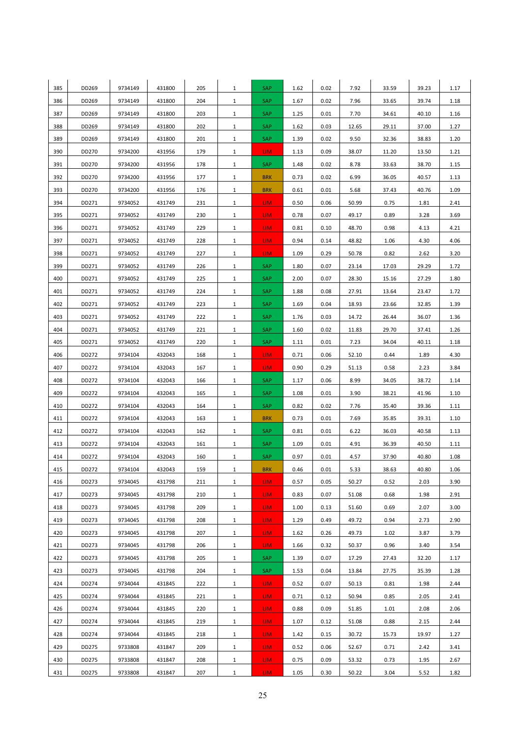| 385 | DD269 | 9734149 | 431800 | 205 | 1 | SAP | 1.62 | 0.02 | 7.92 | 33.59 | 39.23 | 1.17 |
|---|---|---|---|---|---|---|---|---|---|---|---|---|
| 386 | DD269 | 9734149 | 431800 | 204 | 1 | SAP | 1.67 | 0.02 | 7.96 | 33.65 | 39.74 | 1.18 |
| 387 | DD269 | 9734149 | 431800 | 203 | 1 | SAP | 1.25 | 0.01 | 7.70 | 34.61 | 40.10 | 1.16 |
| 388 | DD269 | 9734149 | 431800 | 202 | 1 | SAP | 1.62 | 0.03 | 12.65 | 29.11 | 37.00 | 1.27 |
| 389 | DD269 | 9734149 | 431800 | 201 | 1 | SAP | 1.39 | 0.02 | 9.50 | 32.36 | 38.83 | 1.20 |
| 390 | DD270 | 9734200 | 431956 | 179 | 1 | LIM | 1.13 | 0.09 | 38.07 | 11.20 | 13.50 | 1.21 |
| 391 | DD270 | 9734200 | 431956 | 178 | 1 | SAP | 1.48 | 0.02 | 8.78 | 33.63 | 38.70 | 1.15 |
| 392 | DD270 | 9734200 | 431956 | 177 | 1 | BRK | 0.73 | 0.02 | 6.99 | 36.05 | 40.57 | 1.13 |
| 393 | DD270 | 9734200 | 431956 | 176 | 1 | BRK | 0.61 | 0.01 | 5.68 | 37.43 | 40.76 | 1.09 |
| 394 | DD271 | 9734052 | 431749 | 231 | 1 | LIM | 0.50 | 0.06 | 50.99 | 0.75 | 1.81 | 2.41 |
| 395 | DD271 | 9734052 | 431749 | 230 | 1 | LIM | 0.78 | 0.07 | 49.17 | 0.89 | 3.28 | 3.69 |
| 396 | DD271 | 9734052 | 431749 | 229 | 1 | LIM | 0.81 | 0.10 | 48.70 | 0.98 | 4.13 | 4.21 |
| 397 | DD271 | 9734052 | 431749 | 228 | 1 | LIM | 0.94 | 0.14 | 48.82 | 1.06 | 4.30 | 4.06 |
| 398 | DD271 | 9734052 | 431749 | 227 | 1 | LIM | 1.09 | 0.29 | 50.78 | 0.82 | 2.62 | 3.20 |
| 399 | DD271 | 9734052 | 431749 | 226 | 1 | SAP | 1.80 | 0.07 | 23.14 | 17.03 | 29.29 | 1.72 |
| 400 | DD271 | 9734052 | 431749 | 225 | 1 | SAP | 2.00 | 0.07 | 28.30 | 15.16 | 27.29 | 1.80 |
| 401 | DD271 | 9734052 | 431749 | 224 | 1 | SAP | 1.88 | 0.08 | 27.91 | 13.64 | 23.47 | 1.72 |
| 402 | DD271 | 9734052 | 431749 | 223 | 1 | SAP | 1.69 | 0.04 | 18.93 | 23.66 | 32.85 | 1.39 |
| 403 | DD271 | 9734052 | 431749 | 222 | 1 | SAP | 1.76 | 0.03 | 14.72 | 26.44 | 36.07 | 1.36 |
| 404 | DD271 | 9734052 | 431749 | 221 | 1 | SAP | 1.60 | 0.02 | 11.83 | 29.70 | 37.41 | 1.26 |
| 405 | DD271 | 9734052 | 431749 | 220 | 1 | SAP | 1.11 | 0.01 | 7.23 | 34.04 | 40.11 | 1.18 |
| 406 | DD272 | 9734104 | 432043 | 168 | 1 | LIM | 0.71 | 0.06 | 52.10 | 0.44 | 1.89 | 4.30 |
| 407 | DD272 | 9734104 | 432043 | 167 | 1 | LIM | 0.90 | 0.29 | 51.13 | 0.58 | 2.23 | 3.84 |
| 408 | DD272 | 9734104 | 432043 | 166 | 1 | SAP | 1.17 | 0.06 | 8.99 | 34.05 | 38.72 | 1.14 |
| 409 | DD272 | 9734104 | 432043 | 165 | 1 | SAP | 1.08 | 0.01 | 3.90 | 38.21 | 41.96 | 1.10 |
| 410 | DD272 | 9734104 | 432043 | 164 | 1 | SAP | 0.82 | 0.02 | 7.76 | 35.40 | 39.36 | 1.11 |
| 411 | DD272 | 9734104 | 432043 | 163 | 1 | BRK | 0.73 | 0.01 | 7.69 | 35.85 | 39.31 | 1.10 |
| 412 | DD272 | 9734104 | 432043 | 162 | 1 | SAP | 0.81 | 0.01 | 6.22 | 36.03 | 40.58 | 1.13 |
| 413 | DD272 | 9734104 | 432043 | 161 | 1 | SAP | 1.09 | 0.01 | 4.91 | 36.39 | 40.50 | 1.11 |
| 414 | DD272 | 9734104 | 432043 | 160 | 1 | SAP | 0.97 | 0.01 | 4.57 | 37.90 | 40.80 | 1.08 |
| 415 | DD272 | 9734104 | 432043 | 159 | 1 | BRK | 0.46 | 0.01 | 5.33 | 38.63 | 40.80 | 1.06 |
| 416 | DD273 | 9734045 | 431798 | 211 | 1 | LIM | 0.57 | 0.05 | 50.27 | 0.52 | 2.03 | 3.90 |
| 417 | DD273 | 9734045 | 431798 | 210 | 1 | LIM | 0.83 | 0.07 | 51.08 | 0.68 | 1.98 | 2.91 |
| 418 | DD273 | 9734045 | 431798 | 209 | 1 | LIM | 1.00 | 0.13 | 51.60 | 0.69 | 2.07 | 3.00 |
| 419 | DD273 | 9734045 | 431798 | 208 | 1 | LIM | 1.29 | 0.49 | 49.72 | 0.94 | 2.73 | 2.90 |
| 420 | DD273 | 9734045 | 431798 | 207 | 1 | LIM | 1.62 | 0.26 | 49.73 | 1.02 | 3.87 | 3.79 |
| 421 | DD273 | 9734045 | 431798 | 206 | 1 | LIM | 1.66 | 0.32 | 50.37 | 0.96 | 3.40 | 3.54 |
| 422 | DD273 | 9734045 | 431798 | 205 | 1 | SAP | 1.39 | 0.07 | 17.29 | 27.43 | 32.20 | 1.17 |
| 423 | DD273 | 9734045 | 431798 | 204 | 1 | SAP | 1.53 | 0.04 | 13.84 | 27.75 | 35.39 | 1.28 |
| 424 | DD274 | 9734044 | 431845 | 222 | 1 | LIM | 0.52 | 0.07 | 50.13 | 0.81 | 1.98 | 2.44 |
| 425 | DD274 | 9734044 | 431845 | 221 | 1 | LIM | 0.71 | 0.12 | 50.94 | 0.85 | 2.05 | 2.41 |
| 426 | DD274 | 9734044 | 431845 | 220 | 1 | LIM | 0.88 | 0.09 | 51.85 | 1.01 | 2.08 | 2.06 |
| 427 | DD274 | 9734044 | 431845 | 219 | 1 | LIM | 1.07 | 0.12 | 51.08 | 0.88 | 2.15 | 2.44 |
| 428 | DD274 | 9734044 | 431845 | 218 | 1 | LIM | 1.42 | 0.15 | 30.72 | 15.73 | 19.97 | 1.27 |
| 429 | DD275 | 9733808 | 431847 | 209 | 1 | LIM | 0.52 | 0.06 | 52.67 | 0.71 | 2.42 | 3.41 |
| 430 | DD275 | 9733808 | 431847 | 208 | 1 | LIM | 0.75 | 0.09 | 53.32 | 0.73 | 1.95 | 2.67 |
| 431 | DD275 | 9733808 | 431847 | 207 | 1 | LIM | 1.05 | 0.30 | 50.22 | 3.04 | 5.52 | 1.82 |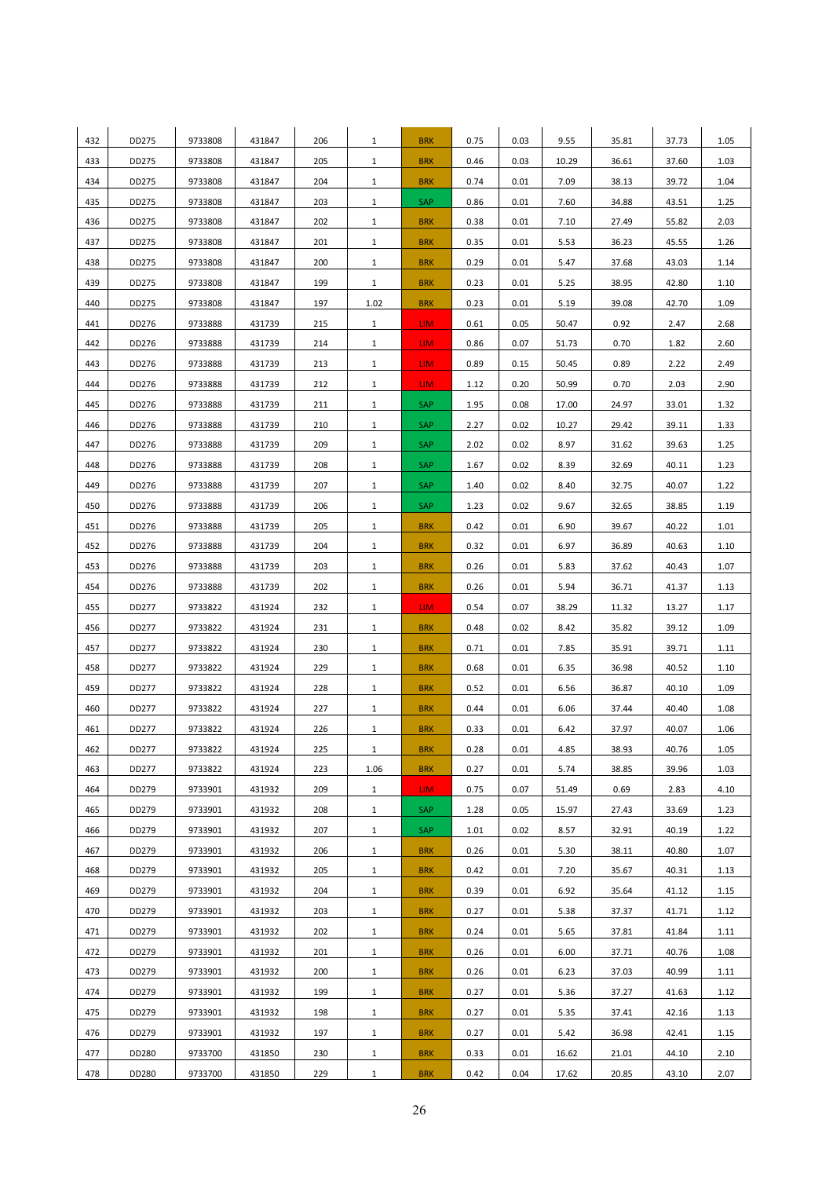| 432 | DD275 | 9733808 | 431847 | 206 | 1 | BRK | 0.75 | 0.03 | 9.55 | 35.81 | 37.73 | 1.05 |
|---|---|---|---|---|---|---|---|---|---|---|---|---|
| 433 | DD275 | 9733808 | 431847 | 205 | 1 | BRK | 0.46 | 0.03 | 10.29 | 36.61 | 37.60 | 1.03 |
| 434 | DD275 | 9733808 | 431847 | 204 | 1 | BRK | 0.74 | 0.01 | 7.09 | 38.13 | 39.72 | 1.04 |
| 435 | DD275 | 9733808 | 431847 | 203 | 1 | SAP | 0.86 | 0.01 | 7.60 | 34.88 | 43.51 | 1.25 |
| 436 | DD275 | 9733808 | 431847 | 202 | 1 | BRK | 0.38 | 0.01 | 7.10 | 27.49 | 55.82 | 2.03 |
| 437 | DD275 | 9733808 | 431847 | 201 | 1 | BRK | 0.35 | 0.01 | 5.53 | 36.23 | 45.55 | 1.26 |
| 438 | DD275 | 9733808 | 431847 | 200 | 1 | BRK | 0.29 | 0.01 | 5.47 | 37.68 | 43.03 | 1.14 |
| 439 | DD275 | 9733808 | 431847 | 199 | 1 | BRK | 0.23 | 0.01 | 5.25 | 38.95 | 42.80 | 1.10 |
| 440 | DD275 | 9733808 | 431847 | 197 | 1.02 | BRK | 0.23 | 0.01 | 5.19 | 39.08 | 42.70 | 1.09 |
| 441 | DD276 | 9733888 | 431739 | 215 | 1 | LIM | 0.61 | 0.05 | 50.47 | 0.92 | 2.47 | 2.68 |
| 442 | DD276 | 9733888 | 431739 | 214 | 1 | LIM | 0.86 | 0.07 | 51.73 | 0.70 | 1.82 | 2.60 |
| 443 | DD276 | 9733888 | 431739 | 213 | 1 | LIM | 0.89 | 0.15 | 50.45 | 0.89 | 2.22 | 2.49 |
| 444 | DD276 | 9733888 | 431739 | 212 | 1 | LIM | 1.12 | 0.20 | 50.99 | 0.70 | 2.03 | 2.90 |
| 445 | DD276 | 9733888 | 431739 | 211 | 1 | SAP | 1.95 | 0.08 | 17.00 | 24.97 | 33.01 | 1.32 |
| 446 | DD276 | 9733888 | 431739 | 210 | 1 | SAP | 2.27 | 0.02 | 10.27 | 29.42 | 39.11 | 1.33 |
| 447 | DD276 | 9733888 | 431739 | 209 | 1 | SAP | 2.02 | 0.02 | 8.97 | 31.62 | 39.63 | 1.25 |
| 448 | DD276 | 9733888 | 431739 | 208 | 1 | SAP | 1.67 | 0.02 | 8.39 | 32.69 | 40.11 | 1.23 |
| 449 | DD276 | 9733888 | 431739 | 207 | 1 | SAP | 1.40 | 0.02 | 8.40 | 32.75 | 40.07 | 1.22 |
| 450 | DD276 | 9733888 | 431739 | 206 | 1 | SAP | 1.23 | 0.02 | 9.67 | 32.65 | 38.85 | 1.19 |
| 451 | DD276 | 9733888 | 431739 | 205 | 1 | BRK | 0.42 | 0.01 | 6.90 | 39.67 | 40.22 | 1.01 |
| 452 | DD276 | 9733888 | 431739 | 204 | 1 | BRK | 0.32 | 0.01 | 6.97 | 36.89 | 40.63 | 1.10 |
| 453 | DD276 | 9733888 | 431739 | 203 | 1 | BRK | 0.26 | 0.01 | 5.83 | 37.62 | 40.43 | 1.07 |
| 454 | DD276 | 9733888 | 431739 | 202 | 1 | BRK | 0.26 | 0.01 | 5.94 | 36.71 | 41.37 | 1.13 |
| 455 | DD277 | 9733822 | 431924 | 232 | 1 | LIM | 0.54 | 0.07 | 38.29 | 11.32 | 13.27 | 1.17 |
| 456 | DD277 | 9733822 | 431924 | 231 | 1 | BRK | 0.48 | 0.02 | 8.42 | 35.82 | 39.12 | 1.09 |
| 457 | DD277 | 9733822 | 431924 | 230 | 1 | BRK | 0.71 | 0.01 | 7.85 | 35.91 | 39.71 | 1.11 |
| 458 | DD277 | 9733822 | 431924 | 229 | 1 | BRK | 0.68 | 0.01 | 6.35 | 36.98 | 40.52 | 1.10 |
| 459 | DD277 | 9733822 | 431924 | 228 | 1 | BRK | 0.52 | 0.01 | 6.56 | 36.87 | 40.10 | 1.09 |
| 460 | DD277 | 9733822 | 431924 | 227 | 1 | BRK | 0.44 | 0.01 | 6.06 | 37.44 | 40.40 | 1.08 |
| 461 | DD277 | 9733822 | 431924 | 226 | 1 | BRK | 0.33 | 0.01 | 6.42 | 37.97 | 40.07 | 1.06 |
| 462 | DD277 | 9733822 | 431924 | 225 | 1 | BRK | 0.28 | 0.01 | 4.85 | 38.93 | 40.76 | 1.05 |
| 463 | DD277 | 9733822 | 431924 | 223 | 1.06 | BRK | 0.27 | 0.01 | 5.74 | 38.85 | 39.96 | 1.03 |
| 464 | DD279 | 9733901 | 431932 | 209 | 1 | LIM | 0.75 | 0.07 | 51.49 | 0.69 | 2.83 | 4.10 |
| 465 | DD279 | 9733901 | 431932 | 208 | 1 | SAP | 1.28 | 0.05 | 15.97 | 27.43 | 33.69 | 1.23 |
| 466 | DD279 | 9733901 | 431932 | 207 | 1 | SAP | 1.01 | 0.02 | 8.57 | 32.91 | 40.19 | 1.22 |
| 467 | DD279 | 9733901 | 431932 | 206 | 1 | BRK | 0.26 | 0.01 | 5.30 | 38.11 | 40.80 | 1.07 |
| 468 | DD279 | 9733901 | 431932 | 205 | 1 | BRK | 0.42 | 0.01 | 7.20 | 35.67 | 40.31 | 1.13 |
| 469 | DD279 | 9733901 | 431932 | 204 | 1 | BRK | 0.39 | 0.01 | 6.92 | 35.64 | 41.12 | 1.15 |
| 470 | DD279 | 9733901 | 431932 | 203 | 1 | BRK | 0.27 | 0.01 | 5.38 | 37.37 | 41.71 | 1.12 |
| 471 | DD279 | 9733901 | 431932 | 202 | 1 | BRK | 0.24 | 0.01 | 5.65 | 37.81 | 41.84 | 1.11 |
| 472 | DD279 | 9733901 | 431932 | 201 | 1 | BRK | 0.26 | 0.01 | 6.00 | 37.71 | 40.76 | 1.08 |
| 473 | DD279 | 9733901 | 431932 | 200 | 1 | BRK | 0.26 | 0.01 | 6.23 | 37.03 | 40.99 | 1.11 |
| 474 | DD279 | 9733901 | 431932 | 199 | 1 | BRK | 0.27 | 0.01 | 5.36 | 37.27 | 41.63 | 1.12 |
| 475 | DD279 | 9733901 | 431932 | 198 | 1 | BRK | 0.27 | 0.01 | 5.35 | 37.41 | 42.16 | 1.13 |
| 476 | DD279 | 9733901 | 431932 | 197 | 1 | BRK | 0.27 | 0.01 | 5.42 | 36.98 | 42.41 | 1.15 |
| 477 | DD280 | 9733700 | 431850 | 230 | 1 | BRK | 0.33 | 0.01 | 16.62 | 21.01 | 44.10 | 2.10 |
| 478 | DD280 | 9733700 | 431850 | 229 | 1 | BRK | 0.42 | 0.04 | 17.62 | 20.85 | 43.10 | 2.07 |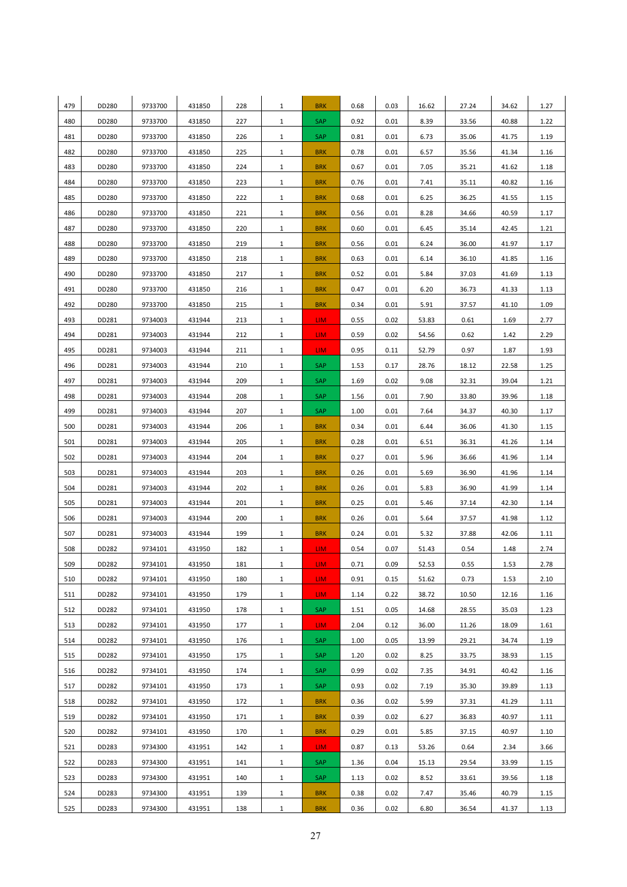| | | | | | | | | | | | | |
|---|---|---|---|---|---|---|---|---|---|---|---|---|
| 479 | DD280 | 9733700 | 431850 | 228 | 1 | BRK | 0.68 | 0.03 | 16.62 | 27.24 | 34.62 | 1.27 |
| 480 | DD280 | 9733700 | 431850 | 227 | 1 | SAP | 0.92 | 0.01 | 8.39 | 33.56 | 40.88 | 1.22 |
| 481 | DD280 | 9733700 | 431850 | 226 | 1 | SAP | 0.81 | 0.01 | 6.73 | 35.06 | 41.75 | 1.19 |
| 482 | DD280 | 9733700 | 431850 | 225 | 1 | BRK | 0.78 | 0.01 | 6.57 | 35.56 | 41.34 | 1.16 |
| 483 | DD280 | 9733700 | 431850 | 224 | 1 | BRK | 0.67 | 0.01 | 7.05 | 35.21 | 41.62 | 1.18 |
| 484 | DD280 | 9733700 | 431850 | 223 | 1 | BRK | 0.76 | 0.01 | 7.41 | 35.11 | 40.82 | 1.16 |
| 485 | DD280 | 9733700 | 431850 | 222 | 1 | BRK | 0.68 | 0.01 | 6.25 | 36.25 | 41.55 | 1.15 |
| 486 | DD280 | 9733700 | 431850 | 221 | 1 | BRK | 0.56 | 0.01 | 8.28 | 34.66 | 40.59 | 1.17 |
| 487 | DD280 | 9733700 | 431850 | 220 | 1 | BRK | 0.60 | 0.01 | 6.45 | 35.14 | 42.45 | 1.21 |
| 488 | DD280 | 9733700 | 431850 | 219 | 1 | BRK | 0.56 | 0.01 | 6.24 | 36.00 | 41.97 | 1.17 |
| 489 | DD280 | 9733700 | 431850 | 218 | 1 | BRK | 0.63 | 0.01 | 6.14 | 36.10 | 41.85 | 1.16 |
| 490 | DD280 | 9733700 | 431850 | 217 | 1 | BRK | 0.52 | 0.01 | 5.84 | 37.03 | 41.69 | 1.13 |
| 491 | DD280 | 9733700 | 431850 | 216 | 1 | BRK | 0.47 | 0.01 | 6.20 | 36.73 | 41.33 | 1.13 |
| 492 | DD280 | 9733700 | 431850 | 215 | 1 | BRK | 0.34 | 0.01 | 5.91 | 37.57 | 41.10 | 1.09 |
| 493 | DD281 | 9734003 | 431944 | 213 | 1 | LIM | 0.55 | 0.02 | 53.83 | 0.61 | 1.69 | 2.77 |
| 494 | DD281 | 9734003 | 431944 | 212 | 1 | LIM | 0.59 | 0.02 | 54.56 | 0.62 | 1.42 | 2.29 |
| 495 | DD281 | 9734003 | 431944 | 211 | 1 | LIM | 0.95 | 0.11 | 52.79 | 0.97 | 1.87 | 1.93 |
| 496 | DD281 | 9734003 | 431944 | 210 | 1 | SAP | 1.53 | 0.17 | 28.76 | 18.12 | 22.58 | 1.25 |
| 497 | DD281 | 9734003 | 431944 | 209 | 1 | SAP | 1.69 | 0.02 | 9.08 | 32.31 | 39.04 | 1.21 |
| 498 | DD281 | 9734003 | 431944 | 208 | 1 | SAP | 1.56 | 0.01 | 7.90 | 33.80 | 39.96 | 1.18 |
| 499 | DD281 | 9734003 | 431944 | 207 | 1 | SAP | 1.00 | 0.01 | 7.64 | 34.37 | 40.30 | 1.17 |
| 500 | DD281 | 9734003 | 431944 | 206 | 1 | BRK | 0.34 | 0.01 | 6.44 | 36.06 | 41.30 | 1.15 |
| 501 | DD281 | 9734003 | 431944 | 205 | 1 | BRK | 0.28 | 0.01 | 6.51 | 36.31 | 41.26 | 1.14 |
| 502 | DD281 | 9734003 | 431944 | 204 | 1 | BRK | 0.27 | 0.01 | 5.96 | 36.66 | 41.96 | 1.14 |
| 503 | DD281 | 9734003 | 431944 | 203 | 1 | BRK | 0.26 | 0.01 | 5.69 | 36.90 | 41.96 | 1.14 |
| 504 | DD281 | 9734003 | 431944 | 202 | 1 | BRK | 0.26 | 0.01 | 5.83 | 36.90 | 41.99 | 1.14 |
| 505 | DD281 | 9734003 | 431944 | 201 | 1 | BRK | 0.25 | 0.01 | 5.46 | 37.14 | 42.30 | 1.14 |
| 506 | DD281 | 9734003 | 431944 | 200 | 1 | BRK | 0.26 | 0.01 | 5.64 | 37.57 | 41.98 | 1.12 |
| 507 | DD281 | 9734003 | 431944 | 199 | 1 | BRK | 0.24 | 0.01 | 5.32 | 37.88 | 42.06 | 1.11 |
| 508 | DD282 | 9734101 | 431950 | 182 | 1 | LIM | 0.54 | 0.07 | 51.43 | 0.54 | 1.48 | 2.74 |
| 509 | DD282 | 9734101 | 431950 | 181 | 1 | LIM | 0.71 | 0.09 | 52.53 | 0.55 | 1.53 | 2.78 |
| 510 | DD282 | 9734101 | 431950 | 180 | 1 | LIM | 0.91 | 0.15 | 51.62 | 0.73 | 1.53 | 2.10 |
| 511 | DD282 | 9734101 | 431950 | 179 | 1 | LIM | 1.14 | 0.22 | 38.72 | 10.50 | 12.16 | 1.16 |
| 512 | DD282 | 9734101 | 431950 | 178 | 1 | SAP | 1.51 | 0.05 | 14.68 | 28.55 | 35.03 | 1.23 |
| 513 | DD282 | 9734101 | 431950 | 177 | 1 | LIM | 2.04 | 0.12 | 36.00 | 11.26 | 18.09 | 1.61 |
| 514 | DD282 | 9734101 | 431950 | 176 | 1 | SAP | 1.00 | 0.05 | 13.99 | 29.21 | 34.74 | 1.19 |
| 515 | DD282 | 9734101 | 431950 | 175 | 1 | SAP | 1.20 | 0.02 | 8.25 | 33.75 | 38.93 | 1.15 |
| 516 | DD282 | 9734101 | 431950 | 174 | 1 | SAP | 0.99 | 0.02 | 7.35 | 34.91 | 40.42 | 1.16 |
| 517 | DD282 | 9734101 | 431950 | 173 | 1 | SAP | 0.93 | 0.02 | 7.19 | 35.30 | 39.89 | 1.13 |
| 518 | DD282 | 9734101 | 431950 | 172 | 1 | BRK | 0.36 | 0.02 | 5.99 | 37.31 | 41.29 | 1.11 |
| 519 | DD282 | 9734101 | 431950 | 171 | 1 | BRK | 0.39 | 0.02 | 6.27 | 36.83 | 40.97 | 1.11 |
| 520 | DD282 | 9734101 | 431950 | 170 | 1 | BRK | 0.29 | 0.01 | 5.85 | 37.15 | 40.97 | 1.10 |
| 521 | DD283 | 9734300 | 431951 | 142 | 1 | LIM | 0.87 | 0.13 | 53.26 | 0.64 | 2.34 | 3.66 |
| 522 | DD283 | 9734300 | 431951 | 141 | 1 | SAP | 1.36 | 0.04 | 15.13 | 29.54 | 33.99 | 1.15 |
| 523 | DD283 | 9734300 | 431951 | 140 | 1 | SAP | 1.13 | 0.02 | 8.52 | 33.61 | 39.56 | 1.18 |
| 524 | DD283 | 9734300 | 431951 | 139 | 1 | BRK | 0.38 | 0.02 | 7.47 | 35.46 | 40.79 | 1.15 |
| 525 | DD283 | 9734300 | 431951 | 138 | 1 | BRK | 0.36 | 0.02 | 6.80 | 36.54 | 41.37 | 1.13 |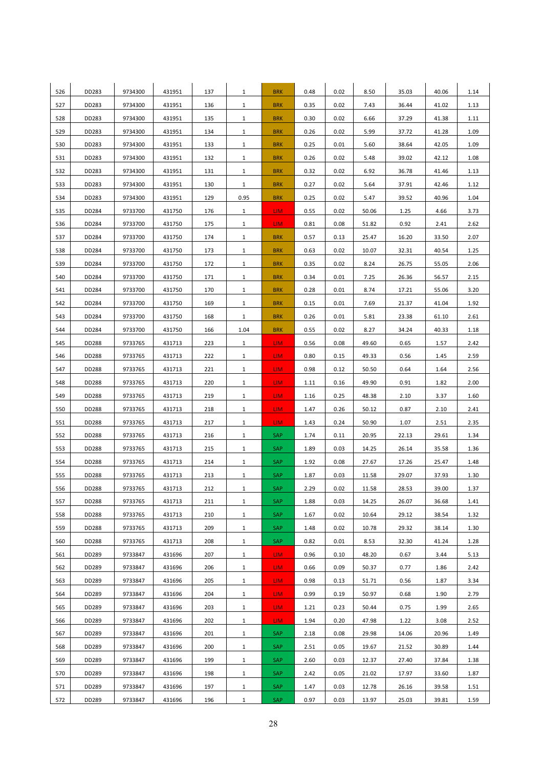| 526 | DD283 | 9734300 | 431951 | 137 | 1 | BRK | 0.48 | 0.02 | 8.50 | 35.03 | 40.06 | 1.14 |
|---|---|---|---|---|---|---|---|---|---|---|---|---|
| 527 | DD283 | 9734300 | 431951 | 136 | 1 | BRK | 0.35 | 0.02 | 7.43 | 36.44 | 41.02 | 1.13 |
| 528 | DD283 | 9734300 | 431951 | 135 | 1 | BRK | 0.30 | 0.02 | 6.66 | 37.29 | 41.38 | 1.11 |
| 529 | DD283 | 9734300 | 431951 | 134 | 1 | BRK | 0.26 | 0.02 | 5.99 | 37.72 | 41.28 | 1.09 |
| 530 | DD283 | 9734300 | 431951 | 133 | 1 | BRK | 0.25 | 0.01 | 5.60 | 38.64 | 42.05 | 1.09 |
| 531 | DD283 | 9734300 | 431951 | 132 | 1 | BRK | 0.26 | 0.02 | 5.48 | 39.02 | 42.12 | 1.08 |
| 532 | DD283 | 9734300 | 431951 | 131 | 1 | BRK | 0.32 | 0.02 | 6.92 | 36.78 | 41.46 | 1.13 |
| 533 | DD283 | 9734300 | 431951 | 130 | 1 | BRK | 0.27 | 0.02 | 5.64 | 37.91 | 42.46 | 1.12 |
| 534 | DD283 | 9734300 | 431951 | 129 | 0.95 | BRK | 0.25 | 0.02 | 5.47 | 39.52 | 40.96 | 1.04 |
| 535 | DD284 | 9733700 | 431750 | 176 | 1 | LIM | 0.55 | 0.02 | 50.06 | 1.25 | 4.66 | 3.73 |
| 536 | DD284 | 9733700 | 431750 | 175 | 1 | LIM | 0.81 | 0.08 | 51.82 | 0.92 | 2.41 | 2.62 |
| 537 | DD284 | 9733700 | 431750 | 174 | 1 | BRK | 0.57 | 0.13 | 25.47 | 16.20 | 33.50 | 2.07 |
| 538 | DD284 | 9733700 | 431750 | 173 | 1 | BRK | 0.63 | 0.02 | 10.07 | 32.31 | 40.54 | 1.25 |
| 539 | DD284 | 9733700 | 431750 | 172 | 1 | BRK | 0.35 | 0.02 | 8.24 | 26.75 | 55.05 | 2.06 |
| 540 | DD284 | 9733700 | 431750 | 171 | 1 | BRK | 0.34 | 0.01 | 7.25 | 26.36 | 56.57 | 2.15 |
| 541 | DD284 | 9733700 | 431750 | 170 | 1 | BRK | 0.28 | 0.01 | 8.74 | 17.21 | 55.06 | 3.20 |
| 542 | DD284 | 9733700 | 431750 | 169 | 1 | BRK | 0.15 | 0.01 | 7.69 | 21.37 | 41.04 | 1.92 |
| 543 | DD284 | 9733700 | 431750 | 168 | 1 | BRK | 0.26 | 0.01 | 5.81 | 23.38 | 61.10 | 2.61 |
| 544 | DD284 | 9733700 | 431750 | 166 | 1.04 | BRK | 0.55 | 0.02 | 8.27 | 34.24 | 40.33 | 1.18 |
| 545 | DD288 | 9733765 | 431713 | 223 | 1 | LIM | 0.56 | 0.08 | 49.60 | 0.65 | 1.57 | 2.42 |
| 546 | DD288 | 9733765 | 431713 | 222 | 1 | LIM | 0.80 | 0.15 | 49.33 | 0.56 | 1.45 | 2.59 |
| 547 | DD288 | 9733765 | 431713 | 221 | 1 | LIM | 0.98 | 0.12 | 50.50 | 0.64 | 1.64 | 2.56 |
| 548 | DD288 | 9733765 | 431713 | 220 | 1 | LIM | 1.11 | 0.16 | 49.90 | 0.91 | 1.82 | 2.00 |
| 549 | DD288 | 9733765 | 431713 | 219 | 1 | LIM | 1.16 | 0.25 | 48.38 | 2.10 | 3.37 | 1.60 |
| 550 | DD288 | 9733765 | 431713 | 218 | 1 | LIM | 1.47 | 0.26 | 50.12 | 0.87 | 2.10 | 2.41 |
| 551 | DD288 | 9733765 | 431713 | 217 | 1 | LIM | 1.43 | 0.24 | 50.90 | 1.07 | 2.51 | 2.35 |
| 552 | DD288 | 9733765 | 431713 | 216 | 1 | SAP | 1.74 | 0.11 | 20.95 | 22.13 | 29.61 | 1.34 |
| 553 | DD288 | 9733765 | 431713 | 215 | 1 | SAP | 1.89 | 0.03 | 14.25 | 26.14 | 35.58 | 1.36 |
| 554 | DD288 | 9733765 | 431713 | 214 | 1 | SAP | 1.92 | 0.08 | 27.67 | 17.26 | 25.47 | 1.48 |
| 555 | DD288 | 9733765 | 431713 | 213 | 1 | SAP | 1.87 | 0.03 | 11.58 | 29.07 | 37.93 | 1.30 |
| 556 | DD288 | 9733765 | 431713 | 212 | 1 | SAP | 2.29 | 0.02 | 11.58 | 28.53 | 39.00 | 1.37 |
| 557 | DD288 | 9733765 | 431713 | 211 | 1 | SAP | 1.88 | 0.03 | 14.25 | 26.07 | 36.68 | 1.41 |
| 558 | DD288 | 9733765 | 431713 | 210 | 1 | SAP | 1.67 | 0.02 | 10.64 | 29.12 | 38.54 | 1.32 |
| 559 | DD288 | 9733765 | 431713 | 209 | 1 | SAP | 1.48 | 0.02 | 10.78 | 29.32 | 38.14 | 1.30 |
| 560 | DD288 | 9733765 | 431713 | 208 | 1 | SAP | 0.82 | 0.01 | 8.53 | 32.30 | 41.24 | 1.28 |
| 561 | DD289 | 9733847 | 431696 | 207 | 1 | LIM | 0.96 | 0.10 | 48.20 | 0.67 | 3.44 | 5.13 |
| 562 | DD289 | 9733847 | 431696 | 206 | 1 | LIM | 0.66 | 0.09 | 50.37 | 0.77 | 1.86 | 2.42 |
| 563 | DD289 | 9733847 | 431696 | 205 | 1 | LIM | 0.98 | 0.13 | 51.71 | 0.56 | 1.87 | 3.34 |
| 564 | DD289 | 9733847 | 431696 | 204 | 1 | LIM | 0.99 | 0.19 | 50.97 | 0.68 | 1.90 | 2.79 |
| 565 | DD289 | 9733847 | 431696 | 203 | 1 | LIM | 1.21 | 0.23 | 50.44 | 0.75 | 1.99 | 2.65 |
| 566 | DD289 | 9733847 | 431696 | 202 | 1 | LIM | 1.94 | 0.20 | 47.98 | 1.22 | 3.08 | 2.52 |
| 567 | DD289 | 9733847 | 431696 | 201 | 1 | SAP | 2.18 | 0.08 | 29.98 | 14.06 | 20.96 | 1.49 |
| 568 | DD289 | 9733847 | 431696 | 200 | 1 | SAP | 2.51 | 0.05 | 19.67 | 21.52 | 30.89 | 1.44 |
| 569 | DD289 | 9733847 | 431696 | 199 | 1 | SAP | 2.60 | 0.03 | 12.37 | 27.40 | 37.84 | 1.38 |
| 570 | DD289 | 9733847 | 431696 | 198 | 1 | SAP | 2.42 | 0.05 | 21.02 | 17.97 | 33.60 | 1.87 |
| 571 | DD289 | 9733847 | 431696 | 197 | 1 | SAP | 1.47 | 0.03 | 12.78 | 26.16 | 39.58 | 1.51 |
| 572 | DD289 | 9733847 | 431696 | 196 | 1 | SAP | 0.97 | 0.03 | 13.97 | 25.03 | 39.81 | 1.59 |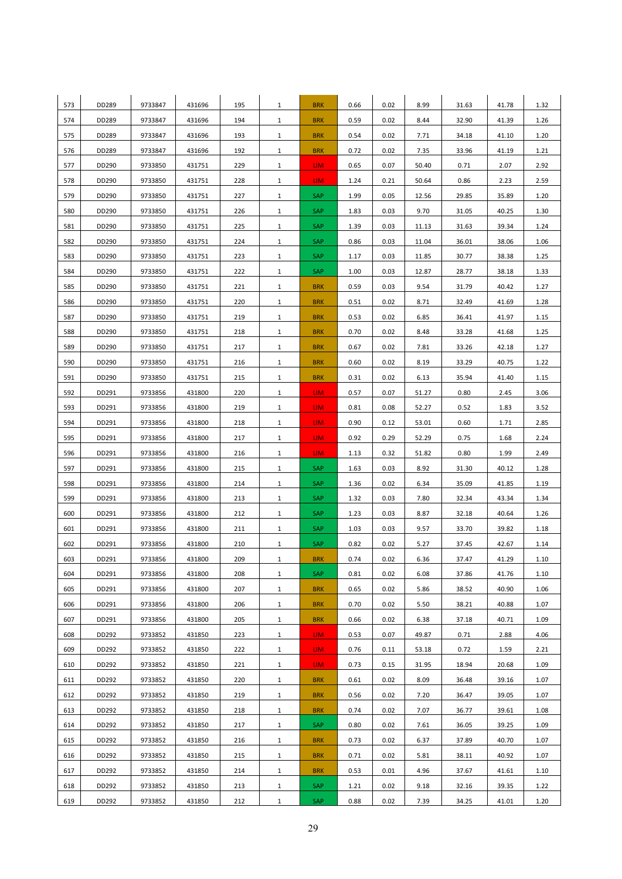| 573 | DD289 | 9733847 | 431696 | 195 | 1 | BRK | 0.66 | 0.02 | 8.99 | 31.63 | 41.78 | 1.32 |
|---|---|---|---|---|---|---|---|---|---|---|---|---|
| 574 | DD289 | 9733847 | 431696 | 194 | 1 | BRK | 0.59 | 0.02 | 8.44 | 32.90 | 41.39 | 1.26 |
| 575 | DD289 | 9733847 | 431696 | 193 | 1 | BRK | 0.54 | 0.02 | 7.71 | 34.18 | 41.10 | 1.20 |
| 576 | DD289 | 9733847 | 431696 | 192 | 1 | BRK | 0.72 | 0.02 | 7.35 | 33.96 | 41.19 | 1.21 |
| 577 | DD290 | 9733850 | 431751 | 229 | 1 | LIM | 0.65 | 0.07 | 50.40 | 0.71 | 2.07 | 2.92 |
| 578 | DD290 | 9733850 | 431751 | 228 | 1 | LIM | 1.24 | 0.21 | 50.64 | 0.86 | 2.23 | 2.59 |
| 579 | DD290 | 9733850 | 431751 | 227 | 1 | SAP | 1.99 | 0.05 | 12.56 | 29.85 | 35.89 | 1.20 |
| 580 | DD290 | 9733850 | 431751 | 226 | 1 | SAP | 1.83 | 0.03 | 9.70 | 31.05 | 40.25 | 1.30 |
| 581 | DD290 | 9733850 | 431751 | 225 | 1 | SAP | 1.39 | 0.03 | 11.13 | 31.63 | 39.34 | 1.24 |
| 582 | DD290 | 9733850 | 431751 | 224 | 1 | SAP | 0.86 | 0.03 | 11.04 | 36.01 | 38.06 | 1.06 |
| 583 | DD290 | 9733850 | 431751 | 223 | 1 | SAP | 1.17 | 0.03 | 11.85 | 30.77 | 38.38 | 1.25 |
| 584 | DD290 | 9733850 | 431751 | 222 | 1 | SAP | 1.00 | 0.03 | 12.87 | 28.77 | 38.18 | 1.33 |
| 585 | DD290 | 9733850 | 431751 | 221 | 1 | BRK | 0.59 | 0.03 | 9.54 | 31.79 | 40.42 | 1.27 |
| 586 | DD290 | 9733850 | 431751 | 220 | 1 | BRK | 0.51 | 0.02 | 8.71 | 32.49 | 41.69 | 1.28 |
| 587 | DD290 | 9733850 | 431751 | 219 | 1 | BRK | 0.53 | 0.02 | 6.85 | 36.41 | 41.97 | 1.15 |
| 588 | DD290 | 9733850 | 431751 | 218 | 1 | BRK | 0.70 | 0.02 | 8.48 | 33.28 | 41.68 | 1.25 |
| 589 | DD290 | 9733850 | 431751 | 217 | 1 | BRK | 0.67 | 0.02 | 7.81 | 33.26 | 42.18 | 1.27 |
| 590 | DD290 | 9733850 | 431751 | 216 | 1 | BRK | 0.60 | 0.02 | 8.19 | 33.29 | 40.75 | 1.22 |
| 591 | DD290 | 9733850 | 431751 | 215 | 1 | BRK | 0.31 | 0.02 | 6.13 | 35.94 | 41.40 | 1.15 |
| 592 | DD291 | 9733856 | 431800 | 220 | 1 | LIM | 0.57 | 0.07 | 51.27 | 0.80 | 2.45 | 3.06 |
| 593 | DD291 | 9733856 | 431800 | 219 | 1 | LIM | 0.81 | 0.08 | 52.27 | 0.52 | 1.83 | 3.52 |
| 594 | DD291 | 9733856 | 431800 | 218 | 1 | LIM | 0.90 | 0.12 | 53.01 | 0.60 | 1.71 | 2.85 |
| 595 | DD291 | 9733856 | 431800 | 217 | 1 | LIM | 0.92 | 0.29 | 52.29 | 0.75 | 1.68 | 2.24 |
| 596 | DD291 | 9733856 | 431800 | 216 | 1 | LIM | 1.13 | 0.32 | 51.82 | 0.80 | 1.99 | 2.49 |
| 597 | DD291 | 9733856 | 431800 | 215 | 1 | SAP | 1.63 | 0.03 | 8.92 | 31.30 | 40.12 | 1.28 |
| 598 | DD291 | 9733856 | 431800 | 214 | 1 | SAP | 1.36 | 0.02 | 6.34 | 35.09 | 41.85 | 1.19 |
| 599 | DD291 | 9733856 | 431800 | 213 | 1 | SAP | 1.32 | 0.03 | 7.80 | 32.34 | 43.34 | 1.34 |
| 600 | DD291 | 9733856 | 431800 | 212 | 1 | SAP | 1.23 | 0.03 | 8.87 | 32.18 | 40.64 | 1.26 |
| 601 | DD291 | 9733856 | 431800 | 211 | 1 | SAP | 1.03 | 0.03 | 9.57 | 33.70 | 39.82 | 1.18 |
| 602 | DD291 | 9733856 | 431800 | 210 | 1 | SAP | 0.82 | 0.02 | 5.27 | 37.45 | 42.67 | 1.14 |
| 603 | DD291 | 9733856 | 431800 | 209 | 1 | BRK | 0.74 | 0.02 | 6.36 | 37.47 | 41.29 | 1.10 |
| 604 | DD291 | 9733856 | 431800 | 208 | 1 | SAP | 0.81 | 0.02 | 6.08 | 37.86 | 41.76 | 1.10 |
| 605 | DD291 | 9733856 | 431800 | 207 | 1 | BRK | 0.65 | 0.02 | 5.86 | 38.52 | 40.90 | 1.06 |
| 606 | DD291 | 9733856 | 431800 | 206 | 1 | BRK | 0.70 | 0.02 | 5.50 | 38.21 | 40.88 | 1.07 |
| 607 | DD291 | 9733856 | 431800 | 205 | 1 | BRK | 0.66 | 0.02 | 6.38 | 37.18 | 40.71 | 1.09 |
| 608 | DD292 | 9733852 | 431850 | 223 | 1 | LIM | 0.53 | 0.07 | 49.87 | 0.71 | 2.88 | 4.06 |
| 609 | DD292 | 9733852 | 431850 | 222 | 1 | LIM | 0.76 | 0.11 | 53.18 | 0.72 | 1.59 | 2.21 |
| 610 | DD292 | 9733852 | 431850 | 221 | 1 | LIM | 0.73 | 0.15 | 31.95 | 18.94 | 20.68 | 1.09 |
| 611 | DD292 | 9733852 | 431850 | 220 | 1 | BRK | 0.61 | 0.02 | 8.09 | 36.48 | 39.16 | 1.07 |
| 612 | DD292 | 9733852 | 431850 | 219 | 1 | BRK | 0.56 | 0.02 | 7.20 | 36.47 | 39.05 | 1.07 |
| 613 | DD292 | 9733852 | 431850 | 218 | 1 | BRK | 0.74 | 0.02 | 7.07 | 36.77 | 39.61 | 1.08 |
| 614 | DD292 | 9733852 | 431850 | 217 | 1 | SAP | 0.80 | 0.02 | 7.61 | 36.05 | 39.25 | 1.09 |
| 615 | DD292 | 9733852 | 431850 | 216 | 1 | BRK | 0.73 | 0.02 | 6.37 | 37.89 | 40.70 | 1.07 |
| 616 | DD292 | 9733852 | 431850 | 215 | 1 | BRK | 0.71 | 0.02 | 5.81 | 38.11 | 40.92 | 1.07 |
| 617 | DD292 | 9733852 | 431850 | 214 | 1 | BRK | 0.53 | 0.01 | 4.96 | 37.67 | 41.61 | 1.10 |
| 618 | DD292 | 9733852 | 431850 | 213 | 1 | SAP | 1.21 | 0.02 | 9.18 | 32.16 | 39.35 | 1.22 |
| 619 | DD292 | 9733852 | 431850 | 212 | 1 | SAP | 0.88 | 0.02 | 7.39 | 34.25 | 41.01 | 1.20 |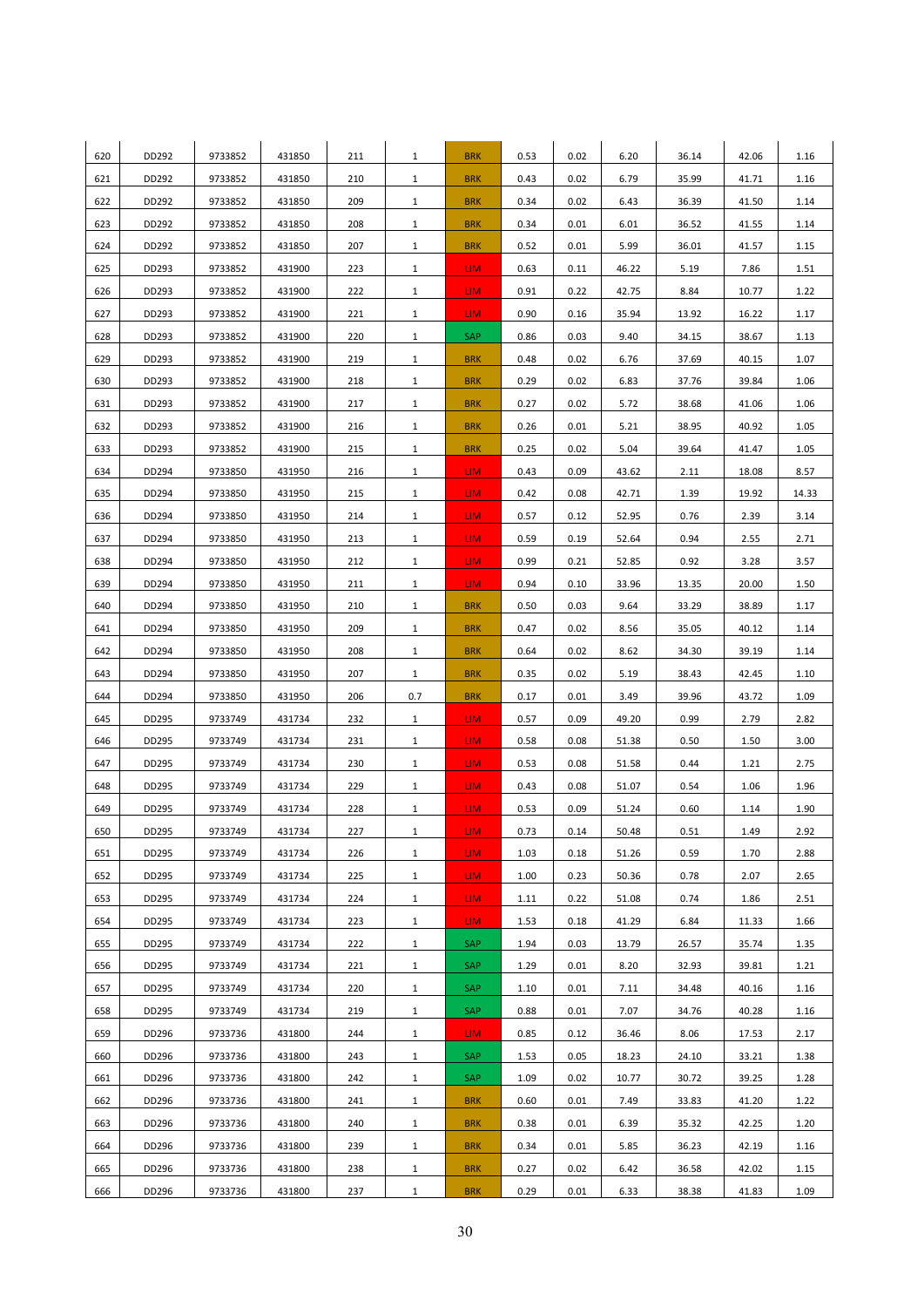| 620 | DD292 | 9733852 | 431850 | 211 | 1 | BRK | 0.53 | 0.02 | 6.20 | 36.14 | 42.06 | 1.16 |
|---|---|---|---|---|---|---|---|---|---|---|---|---|
| 621 | DD292 | 9733852 | 431850 | 210 | 1 | BRK | 0.43 | 0.02 | 6.79 | 35.99 | 41.71 | 1.16 |
| 622 | DD292 | 9733852 | 431850 | 209 | 1 | BRK | 0.34 | 0.02 | 6.43 | 36.39 | 41.50 | 1.14 |
| 623 | DD292 | 9733852 | 431850 | 208 | 1 | BRK | 0.34 | 0.01 | 6.01 | 36.52 | 41.55 | 1.14 |
| 624 | DD292 | 9733852 | 431850 | 207 | 1 | BRK | 0.52 | 0.01 | 5.99 | 36.01 | 41.57 | 1.15 |
| 625 | DD293 | 9733852 | 431900 | 223 | 1 | LIM | 0.63 | 0.11 | 46.22 | 5.19 | 7.86 | 1.51 |
| 626 | DD293 | 9733852 | 431900 | 222 | 1 | LIM | 0.91 | 0.22 | 42.75 | 8.84 | 10.77 | 1.22 |
| 627 | DD293 | 9733852 | 431900 | 221 | 1 | LIM | 0.90 | 0.16 | 35.94 | 13.92 | 16.22 | 1.17 |
| 628 | DD293 | 9733852 | 431900 | 220 | 1 | SAP | 0.86 | 0.03 | 9.40 | 34.15 | 38.67 | 1.13 |
| 629 | DD293 | 9733852 | 431900 | 219 | 1 | BRK | 0.48 | 0.02 | 6.76 | 37.69 | 40.15 | 1.07 |
| 630 | DD293 | 9733852 | 431900 | 218 | 1 | BRK | 0.29 | 0.02 | 6.83 | 37.76 | 39.84 | 1.06 |
| 631 | DD293 | 9733852 | 431900 | 217 | 1 | BRK | 0.27 | 0.02 | 5.72 | 38.68 | 41.06 | 1.06 |
| 632 | DD293 | 9733852 | 431900 | 216 | 1 | BRK | 0.26 | 0.01 | 5.21 | 38.95 | 40.92 | 1.05 |
| 633 | DD293 | 9733852 | 431900 | 215 | 1 | BRK | 0.25 | 0.02 | 5.04 | 39.64 | 41.47 | 1.05 |
| 634 | DD294 | 9733850 | 431950 | 216 | 1 | LIM | 0.43 | 0.09 | 43.62 | 2.11 | 18.08 | 8.57 |
| 635 | DD294 | 9733850 | 431950 | 215 | 1 | LIM | 0.42 | 0.08 | 42.71 | 1.39 | 19.92 | 14.33 |
| 636 | DD294 | 9733850 | 431950 | 214 | 1 | LIM | 0.57 | 0.12 | 52.95 | 0.76 | 2.39 | 3.14 |
| 637 | DD294 | 9733850 | 431950 | 213 | 1 | LIM | 0.59 | 0.19 | 52.64 | 0.94 | 2.55 | 2.71 |
| 638 | DD294 | 9733850 | 431950 | 212 | 1 | LIM | 0.99 | 0.21 | 52.85 | 0.92 | 3.28 | 3.57 |
| 639 | DD294 | 9733850 | 431950 | 211 | 1 | LIM | 0.94 | 0.10 | 33.96 | 13.35 | 20.00 | 1.50 |
| 640 | DD294 | 9733850 | 431950 | 210 | 1 | BRK | 0.50 | 0.03 | 9.64 | 33.29 | 38.89 | 1.17 |
| 641 | DD294 | 9733850 | 431950 | 209 | 1 | BRK | 0.47 | 0.02 | 8.56 | 35.05 | 40.12 | 1.14 |
| 642 | DD294 | 9733850 | 431950 | 208 | 1 | BRK | 0.64 | 0.02 | 8.62 | 34.30 | 39.19 | 1.14 |
| 643 | DD294 | 9733850 | 431950 | 207 | 1 | BRK | 0.35 | 0.02 | 5.19 | 38.43 | 42.45 | 1.10 |
| 644 | DD294 | 9733850 | 431950 | 206 | 0.7 | BRK | 0.17 | 0.01 | 3.49 | 39.96 | 43.72 | 1.09 |
| 645 | DD295 | 9733749 | 431734 | 232 | 1 | LIM | 0.57 | 0.09 | 49.20 | 0.99 | 2.79 | 2.82 |
| 646 | DD295 | 9733749 | 431734 | 231 | 1 | LIM | 0.58 | 0.08 | 51.38 | 0.50 | 1.50 | 3.00 |
| 647 | DD295 | 9733749 | 431734 | 230 | 1 | LIM | 0.53 | 0.08 | 51.58 | 0.44 | 1.21 | 2.75 |
| 648 | DD295 | 9733749 | 431734 | 229 | 1 | LIM | 0.43 | 0.08 | 51.07 | 0.54 | 1.06 | 1.96 |
| 649 | DD295 | 9733749 | 431734 | 228 | 1 | LIM | 0.53 | 0.09 | 51.24 | 0.60 | 1.14 | 1.90 |
| 650 | DD295 | 9733749 | 431734 | 227 | 1 | LIM | 0.73 | 0.14 | 50.48 | 0.51 | 1.49 | 2.92 |
| 651 | DD295 | 9733749 | 431734 | 226 | 1 | LIM | 1.03 | 0.18 | 51.26 | 0.59 | 1.70 | 2.88 |
| 652 | DD295 | 9733749 | 431734 | 225 | 1 | LIM | 1.00 | 0.23 | 50.36 | 0.78 | 2.07 | 2.65 |
| 653 | DD295 | 9733749 | 431734 | 224 | 1 | LIM | 1.11 | 0.22 | 51.08 | 0.74 | 1.86 | 2.51 |
| 654 | DD295 | 9733749 | 431734 | 223 | 1 | LIM | 1.53 | 0.18 | 41.29 | 6.84 | 11.33 | 1.66 |
| 655 | DD295 | 9733749 | 431734 | 222 | 1 | SAP | 1.94 | 0.03 | 13.79 | 26.57 | 35.74 | 1.35 |
| 656 | DD295 | 9733749 | 431734 | 221 | 1 | SAP | 1.29 | 0.01 | 8.20 | 32.93 | 39.81 | 1.21 |
| 657 | DD295 | 9733749 | 431734 | 220 | 1 | SAP | 1.10 | 0.01 | 7.11 | 34.48 | 40.16 | 1.16 |
| 658 | DD295 | 9733749 | 431734 | 219 | 1 | SAP | 0.88 | 0.01 | 7.07 | 34.76 | 40.28 | 1.16 |
| 659 | DD296 | 9733736 | 431800 | 244 | 1 | LIM | 0.85 | 0.12 | 36.46 | 8.06 | 17.53 | 2.17 |
| 660 | DD296 | 9733736 | 431800 | 243 | 1 | SAP | 1.53 | 0.05 | 18.23 | 24.10 | 33.21 | 1.38 |
| 661 | DD296 | 9733736 | 431800 | 242 | 1 | SAP | 1.09 | 0.02 | 10.77 | 30.72 | 39.25 | 1.28 |
| 662 | DD296 | 9733736 | 431800 | 241 | 1 | BRK | 0.60 | 0.01 | 7.49 | 33.83 | 41.20 | 1.22 |
| 663 | DD296 | 9733736 | 431800 | 240 | 1 | BRK | 0.38 | 0.01 | 6.39 | 35.32 | 42.25 | 1.20 |
| 664 | DD296 | 9733736 | 431800 | 239 | 1 | BRK | 0.34 | 0.01 | 5.85 | 36.23 | 42.19 | 1.16 |
| 665 | DD296 | 9733736 | 431800 | 238 | 1 | BRK | 0.27 | 0.02 | 6.42 | 36.58 | 42.02 | 1.15 |
| 666 | DD296 | 9733736 | 431800 | 237 | 1 | BRK | 0.29 | 0.01 | 6.33 | 38.38 | 41.83 | 1.09 |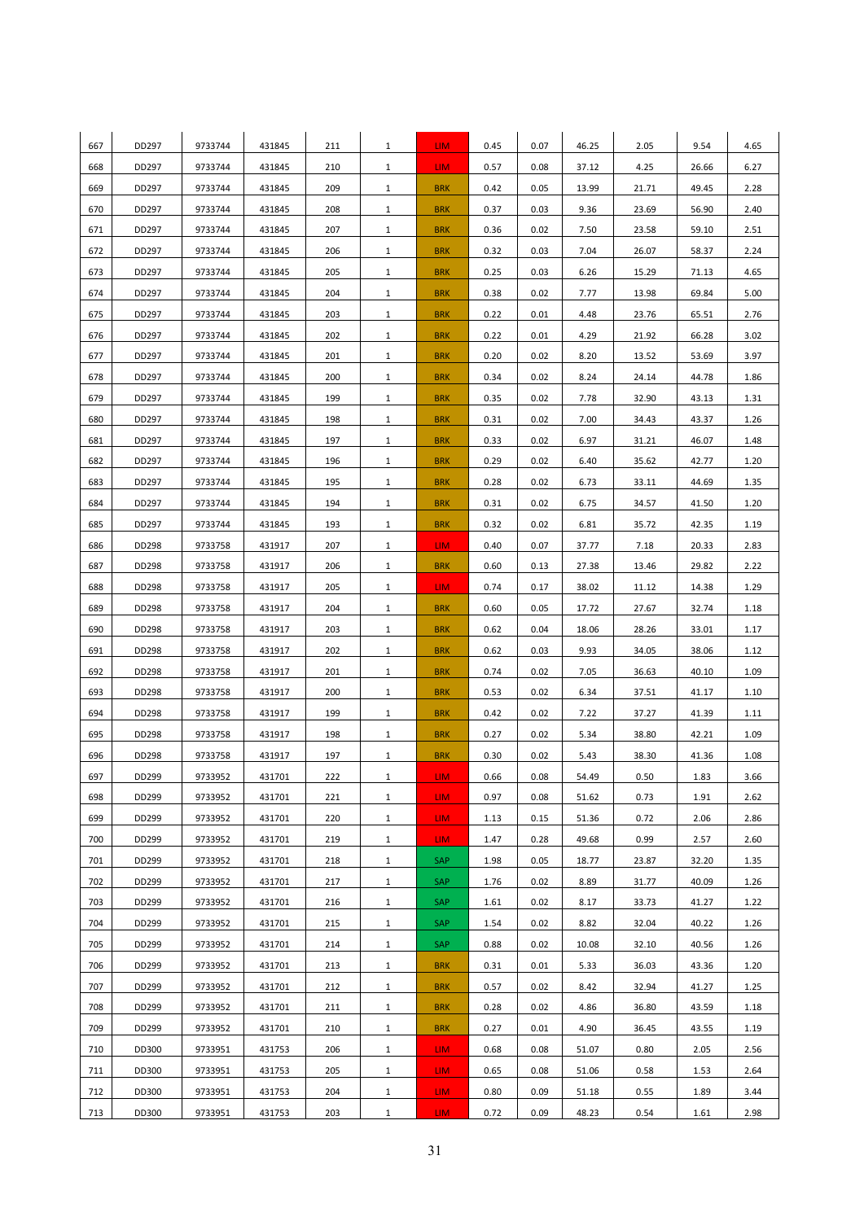| 667 | DD297 | 9733744 | 431845 | 211 | 1 | LIM | 0.45 | 0.07 | 46.25 | 2.05 | 9.54 | 4.65 |
|---|---|---|---|---|---|---|---|---|---|---|---|---|
| 668 | DD297 | 9733744 | 431845 | 210 | 1 | LIM | 0.57 | 0.08 | 37.12 | 4.25 | 26.66 | 6.27 |
| 669 | DD297 | 9733744 | 431845 | 209 | 1 | BRK | 0.42 | 0.05 | 13.99 | 21.71 | 49.45 | 2.28 |
| 670 | DD297 | 9733744 | 431845 | 208 | 1 | BRK | 0.37 | 0.03 | 9.36 | 23.69 | 56.90 | 2.40 |
| 671 | DD297 | 9733744 | 431845 | 207 | 1 | BRK | 0.36 | 0.02 | 7.50 | 23.58 | 59.10 | 2.51 |
| 672 | DD297 | 9733744 | 431845 | 206 | 1 | BRK | 0.32 | 0.03 | 7.04 | 26.07 | 58.37 | 2.24 |
| 673 | DD297 | 9733744 | 431845 | 205 | 1 | BRK | 0.25 | 0.03 | 6.26 | 15.29 | 71.13 | 4.65 |
| 674 | DD297 | 9733744 | 431845 | 204 | 1 | BRK | 0.38 | 0.02 | 7.77 | 13.98 | 69.84 | 5.00 |
| 675 | DD297 | 9733744 | 431845 | 203 | 1 | BRK | 0.22 | 0.01 | 4.48 | 23.76 | 65.51 | 2.76 |
| 676 | DD297 | 9733744 | 431845 | 202 | 1 | BRK | 0.22 | 0.01 | 4.29 | 21.92 | 66.28 | 3.02 |
| 677 | DD297 | 9733744 | 431845 | 201 | 1 | BRK | 0.20 | 0.02 | 8.20 | 13.52 | 53.69 | 3.97 |
| 678 | DD297 | 9733744 | 431845 | 200 | 1 | BRK | 0.34 | 0.02 | 8.24 | 24.14 | 44.78 | 1.86 |
| 679 | DD297 | 9733744 | 431845 | 199 | 1 | BRK | 0.35 | 0.02 | 7.78 | 32.90 | 43.13 | 1.31 |
| 680 | DD297 | 9733744 | 431845 | 198 | 1 | BRK | 0.31 | 0.02 | 7.00 | 34.43 | 43.37 | 1.26 |
| 681 | DD297 | 9733744 | 431845 | 197 | 1 | BRK | 0.33 | 0.02 | 6.97 | 31.21 | 46.07 | 1.48 |
| 682 | DD297 | 9733744 | 431845 | 196 | 1 | BRK | 0.29 | 0.02 | 6.40 | 35.62 | 42.77 | 1.20 |
| 683 | DD297 | 9733744 | 431845 | 195 | 1 | BRK | 0.28 | 0.02 | 6.73 | 33.11 | 44.69 | 1.35 |
| 684 | DD297 | 9733744 | 431845 | 194 | 1 | BRK | 0.31 | 0.02 | 6.75 | 34.57 | 41.50 | 1.20 |
| 685 | DD297 | 9733744 | 431845 | 193 | 1 | BRK | 0.32 | 0.02 | 6.81 | 35.72 | 42.35 | 1.19 |
| 686 | DD298 | 9733758 | 431917 | 207 | 1 | LIM | 0.40 | 0.07 | 37.77 | 7.18 | 20.33 | 2.83 |
| 687 | DD298 | 9733758 | 431917 | 206 | 1 | BRK | 0.60 | 0.13 | 27.38 | 13.46 | 29.82 | 2.22 |
| 688 | DD298 | 9733758 | 431917 | 205 | 1 | LIM | 0.74 | 0.17 | 38.02 | 11.12 | 14.38 | 1.29 |
| 689 | DD298 | 9733758 | 431917 | 204 | 1 | BRK | 0.60 | 0.05 | 17.72 | 27.67 | 32.74 | 1.18 |
| 690 | DD298 | 9733758 | 431917 | 203 | 1 | BRK | 0.62 | 0.04 | 18.06 | 28.26 | 33.01 | 1.17 |
| 691 | DD298 | 9733758 | 431917 | 202 | 1 | BRK | 0.62 | 0.03 | 9.93 | 34.05 | 38.06 | 1.12 |
| 692 | DD298 | 9733758 | 431917 | 201 | 1 | BRK | 0.74 | 0.02 | 7.05 | 36.63 | 40.10 | 1.09 |
| 693 | DD298 | 9733758 | 431917 | 200 | 1 | BRK | 0.53 | 0.02 | 6.34 | 37.51 | 41.17 | 1.10 |
| 694 | DD298 | 9733758 | 431917 | 199 | 1 | BRK | 0.42 | 0.02 | 7.22 | 37.27 | 41.39 | 1.11 |
| 695 | DD298 | 9733758 | 431917 | 198 | 1 | BRK | 0.27 | 0.02 | 5.34 | 38.80 | 42.21 | 1.09 |
| 696 | DD298 | 9733758 | 431917 | 197 | 1 | BRK | 0.30 | 0.02 | 5.43 | 38.30 | 41.36 | 1.08 |
| 697 | DD299 | 9733952 | 431701 | 222 | 1 | LIM | 0.66 | 0.08 | 54.49 | 0.50 | 1.83 | 3.66 |
| 698 | DD299 | 9733952 | 431701 | 221 | 1 | LIM | 0.97 | 0.08 | 51.62 | 0.73 | 1.91 | 2.62 |
| 699 | DD299 | 9733952 | 431701 | 220 | 1 | LIM | 1.13 | 0.15 | 51.36 | 0.72 | 2.06 | 2.86 |
| 700 | DD299 | 9733952 | 431701 | 219 | 1 | LIM | 1.47 | 0.28 | 49.68 | 0.99 | 2.57 | 2.60 |
| 701 | DD299 | 9733952 | 431701 | 218 | 1 | SAP | 1.98 | 0.05 | 18.77 | 23.87 | 32.20 | 1.35 |
| 702 | DD299 | 9733952 | 431701 | 217 | 1 | SAP | 1.76 | 0.02 | 8.89 | 31.77 | 40.09 | 1.26 |
| 703 | DD299 | 9733952 | 431701 | 216 | 1 | SAP | 1.61 | 0.02 | 8.17 | 33.73 | 41.27 | 1.22 |
| 704 | DD299 | 9733952 | 431701 | 215 | 1 | SAP | 1.54 | 0.02 | 8.82 | 32.04 | 40.22 | 1.26 |
| 705 | DD299 | 9733952 | 431701 | 214 | 1 | SAP | 0.88 | 0.02 | 10.08 | 32.10 | 40.56 | 1.26 |
| 706 | DD299 | 9733952 | 431701 | 213 | 1 | BRK | 0.31 | 0.01 | 5.33 | 36.03 | 43.36 | 1.20 |
| 707 | DD299 | 9733952 | 431701 | 212 | 1 | BRK | 0.57 | 0.02 | 8.42 | 32.94 | 41.27 | 1.25 |
| 708 | DD299 | 9733952 | 431701 | 211 | 1 | BRK | 0.28 | 0.02 | 4.86 | 36.80 | 43.59 | 1.18 |
| 709 | DD299 | 9733952 | 431701 | 210 | 1 | BRK | 0.27 | 0.01 | 4.90 | 36.45 | 43.55 | 1.19 |
| 710 | DD300 | 9733951 | 431753 | 206 | 1 | LIM | 0.68 | 0.08 | 51.07 | 0.80 | 2.05 | 2.56 |
| 711 | DD300 | 9733951 | 431753 | 205 | 1 | LIM | 0.65 | 0.08 | 51.06 | 0.58 | 1.53 | 2.64 |
| 712 | DD300 | 9733951 | 431753 | 204 | 1 | LIM | 0.80 | 0.09 | 51.18 | 0.55 | 1.89 | 3.44 |
| 713 | DD300 | 9733951 | 431753 | 203 | 1 | LIM | 0.72 | 0.09 | 48.23 | 0.54 | 1.61 | 2.98 |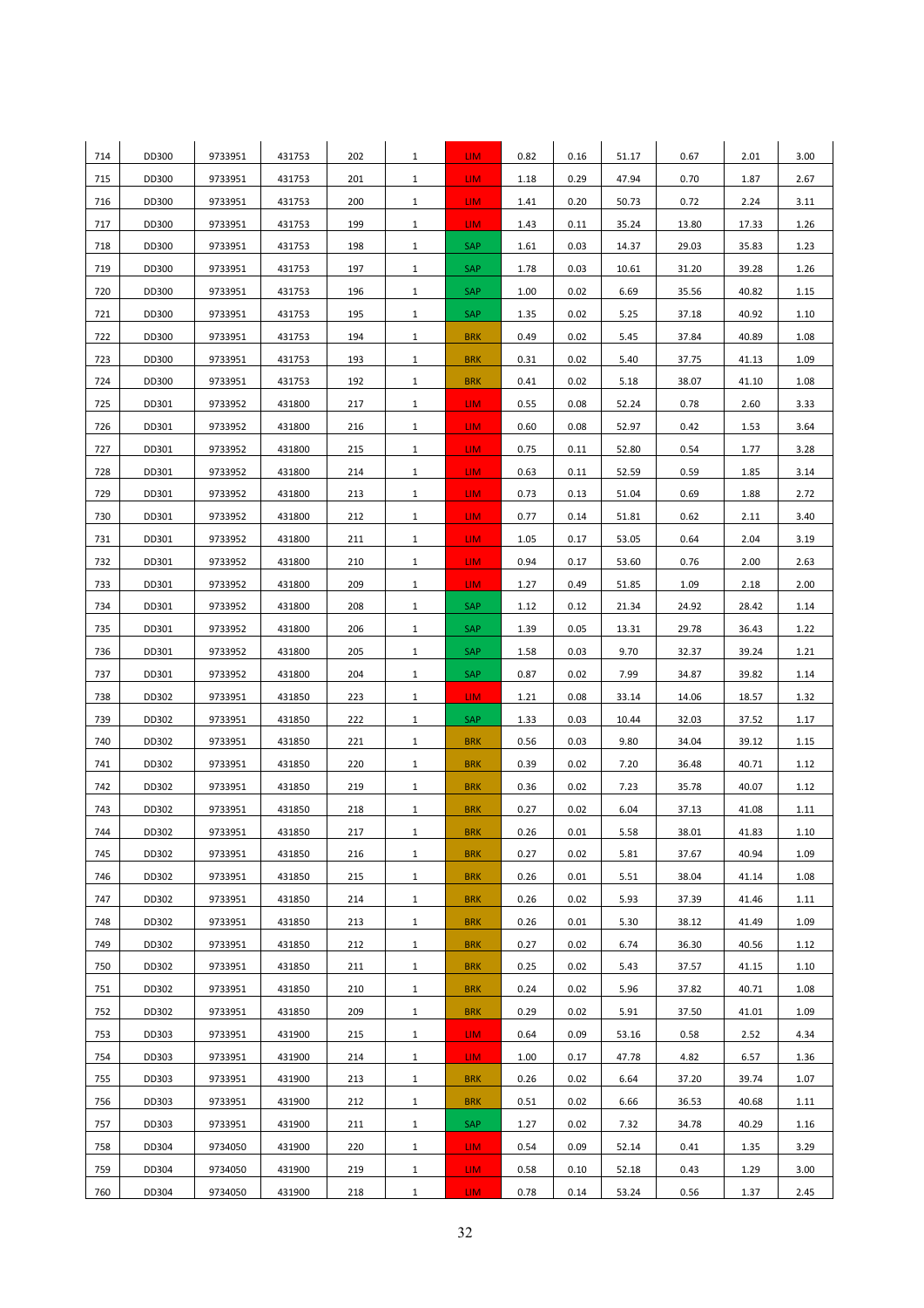| | | | | | | | | | | | | |
|---|---|---|---|---|---|---|---|---|---|---|---|---|
| 714 | DD300 | 9733951 | 431753 | 202 | 1 | LIM | 0.82 | 0.16 | 51.17 | 0.67 | 2.01 | 3.00 |
| 715 | DD300 | 9733951 | 431753 | 201 | 1 | LIM | 1.18 | 0.29 | 47.94 | 0.70 | 1.87 | 2.67 |
| 716 | DD300 | 9733951 | 431753 | 200 | 1 | LIM | 1.41 | 0.20 | 50.73 | 0.72 | 2.24 | 3.11 |
| 717 | DD300 | 9733951 | 431753 | 199 | 1 | LIM | 1.43 | 0.11 | 35.24 | 13.80 | 17.33 | 1.26 |
| 718 | DD300 | 9733951 | 431753 | 198 | 1 | SAP | 1.61 | 0.03 | 14.37 | 29.03 | 35.83 | 1.23 |
| 719 | DD300 | 9733951 | 431753 | 197 | 1 | SAP | 1.78 | 0.03 | 10.61 | 31.20 | 39.28 | 1.26 |
| 720 | DD300 | 9733951 | 431753 | 196 | 1 | SAP | 1.00 | 0.02 | 6.69 | 35.56 | 40.82 | 1.15 |
| 721 | DD300 | 9733951 | 431753 | 195 | 1 | SAP | 1.35 | 0.02 | 5.25 | 37.18 | 40.92 | 1.10 |
| 722 | DD300 | 9733951 | 431753 | 194 | 1 | BRK | 0.49 | 0.02 | 5.45 | 37.84 | 40.89 | 1.08 |
| 723 | DD300 | 9733951 | 431753 | 193 | 1 | BRK | 0.31 | 0.02 | 5.40 | 37.75 | 41.13 | 1.09 |
| 724 | DD300 | 9733951 | 431753 | 192 | 1 | BRK | 0.41 | 0.02 | 5.18 | 38.07 | 41.10 | 1.08 |
| 725 | DD301 | 9733952 | 431800 | 217 | 1 | LIM | 0.55 | 0.08 | 52.24 | 0.78 | 2.60 | 3.33 |
| 726 | DD301 | 9733952 | 431800 | 216 | 1 | LIM | 0.60 | 0.08 | 52.97 | 0.42 | 1.53 | 3.64 |
| 727 | DD301 | 9733952 | 431800 | 215 | 1 | LIM | 0.75 | 0.11 | 52.80 | 0.54 | 1.77 | 3.28 |
| 728 | DD301 | 9733952 | 431800 | 214 | 1 | LIM | 0.63 | 0.11 | 52.59 | 0.59 | 1.85 | 3.14 |
| 729 | DD301 | 9733952 | 431800 | 213 | 1 | LIM | 0.73 | 0.13 | 51.04 | 0.69 | 1.88 | 2.72 |
| 730 | DD301 | 9733952 | 431800 | 212 | 1 | LIM | 0.77 | 0.14 | 51.81 | 0.62 | 2.11 | 3.40 |
| 731 | DD301 | 9733952 | 431800 | 211 | 1 | LIM | 1.05 | 0.17 | 53.05 | 0.64 | 2.04 | 3.19 |
| 732 | DD301 | 9733952 | 431800 | 210 | 1 | LIM | 0.94 | 0.17 | 53.60 | 0.76 | 2.00 | 2.63 |
| 733 | DD301 | 9733952 | 431800 | 209 | 1 | LIM | 1.27 | 0.49 | 51.85 | 1.09 | 2.18 | 2.00 |
| 734 | DD301 | 9733952 | 431800 | 208 | 1 | SAP | 1.12 | 0.12 | 21.34 | 24.92 | 28.42 | 1.14 |
| 735 | DD301 | 9733952 | 431800 | 206 | 1 | SAP | 1.39 | 0.05 | 13.31 | 29.78 | 36.43 | 1.22 |
| 736 | DD301 | 9733952 | 431800 | 205 | 1 | SAP | 1.58 | 0.03 | 9.70 | 32.37 | 39.24 | 1.21 |
| 737 | DD301 | 9733952 | 431800 | 204 | 1 | SAP | 0.87 | 0.02 | 7.99 | 34.87 | 39.82 | 1.14 |
| 738 | DD302 | 9733951 | 431850 | 223 | 1 | LIM | 1.21 | 0.08 | 33.14 | 14.06 | 18.57 | 1.32 |
| 739 | DD302 | 9733951 | 431850 | 222 | 1 | SAP | 1.33 | 0.03 | 10.44 | 32.03 | 37.52 | 1.17 |
| 740 | DD302 | 9733951 | 431850 | 221 | 1 | BRK | 0.56 | 0.03 | 9.80 | 34.04 | 39.12 | 1.15 |
| 741 | DD302 | 9733951 | 431850 | 220 | 1 | BRK | 0.39 | 0.02 | 7.20 | 36.48 | 40.71 | 1.12 |
| 742 | DD302 | 9733951 | 431850 | 219 | 1 | BRK | 0.36 | 0.02 | 7.23 | 35.78 | 40.07 | 1.12 |
| 743 | DD302 | 9733951 | 431850 | 218 | 1 | BRK | 0.27 | 0.02 | 6.04 | 37.13 | 41.08 | 1.11 |
| 744 | DD302 | 9733951 | 431850 | 217 | 1 | BRK | 0.26 | 0.01 | 5.58 | 38.01 | 41.83 | 1.10 |
| 745 | DD302 | 9733951 | 431850 | 216 | 1 | BRK | 0.27 | 0.02 | 5.81 | 37.67 | 40.94 | 1.09 |
| 746 | DD302 | 9733951 | 431850 | 215 | 1 | BRK | 0.26 | 0.01 | 5.51 | 38.04 | 41.14 | 1.08 |
| 747 | DD302 | 9733951 | 431850 | 214 | 1 | BRK | 0.26 | 0.02 | 5.93 | 37.39 | 41.46 | 1.11 |
| 748 | DD302 | 9733951 | 431850 | 213 | 1 | BRK | 0.26 | 0.01 | 5.30 | 38.12 | 41.49 | 1.09 |
| 749 | DD302 | 9733951 | 431850 | 212 | 1 | BRK | 0.27 | 0.02 | 6.74 | 36.30 | 40.56 | 1.12 |
| 750 | DD302 | 9733951 | 431850 | 211 | 1 | BRK | 0.25 | 0.02 | 5.43 | 37.57 | 41.15 | 1.10 |
| 751 | DD302 | 9733951 | 431850 | 210 | 1 | BRK | 0.24 | 0.02 | 5.96 | 37.82 | 40.71 | 1.08 |
| 752 | DD302 | 9733951 | 431850 | 209 | 1 | BRK | 0.29 | 0.02 | 5.91 | 37.50 | 41.01 | 1.09 |
| 753 | DD303 | 9733951 | 431900 | 215 | 1 | LIM | 0.64 | 0.09 | 53.16 | 0.58 | 2.52 | 4.34 |
| 754 | DD303 | 9733951 | 431900 | 214 | 1 | LIM | 1.00 | 0.17 | 47.78 | 4.82 | 6.57 | 1.36 |
| 755 | DD303 | 9733951 | 431900 | 213 | 1 | BRK | 0.26 | 0.02 | 6.64 | 37.20 | 39.74 | 1.07 |
| 756 | DD303 | 9733951 | 431900 | 212 | 1 | BRK | 0.51 | 0.02 | 6.66 | 36.53 | 40.68 | 1.11 |
| 757 | DD303 | 9733951 | 431900 | 211 | 1 | SAP | 1.27 | 0.02 | 7.32 | 34.78 | 40.29 | 1.16 |
| 758 | DD304 | 9734050 | 431900 | 220 | 1 | LIM | 0.54 | 0.09 | 52.14 | 0.41 | 1.35 | 3.29 |
| 759 | DD304 | 9734050 | 431900 | 219 | 1 | LIM | 0.58 | 0.10 | 52.18 | 0.43 | 1.29 | 3.00 |
| 760 | DD304 | 9734050 | 431900 | 218 | 1 | LIM | 0.78 | 0.14 | 53.24 | 0.56 | 1.37 | 2.45 |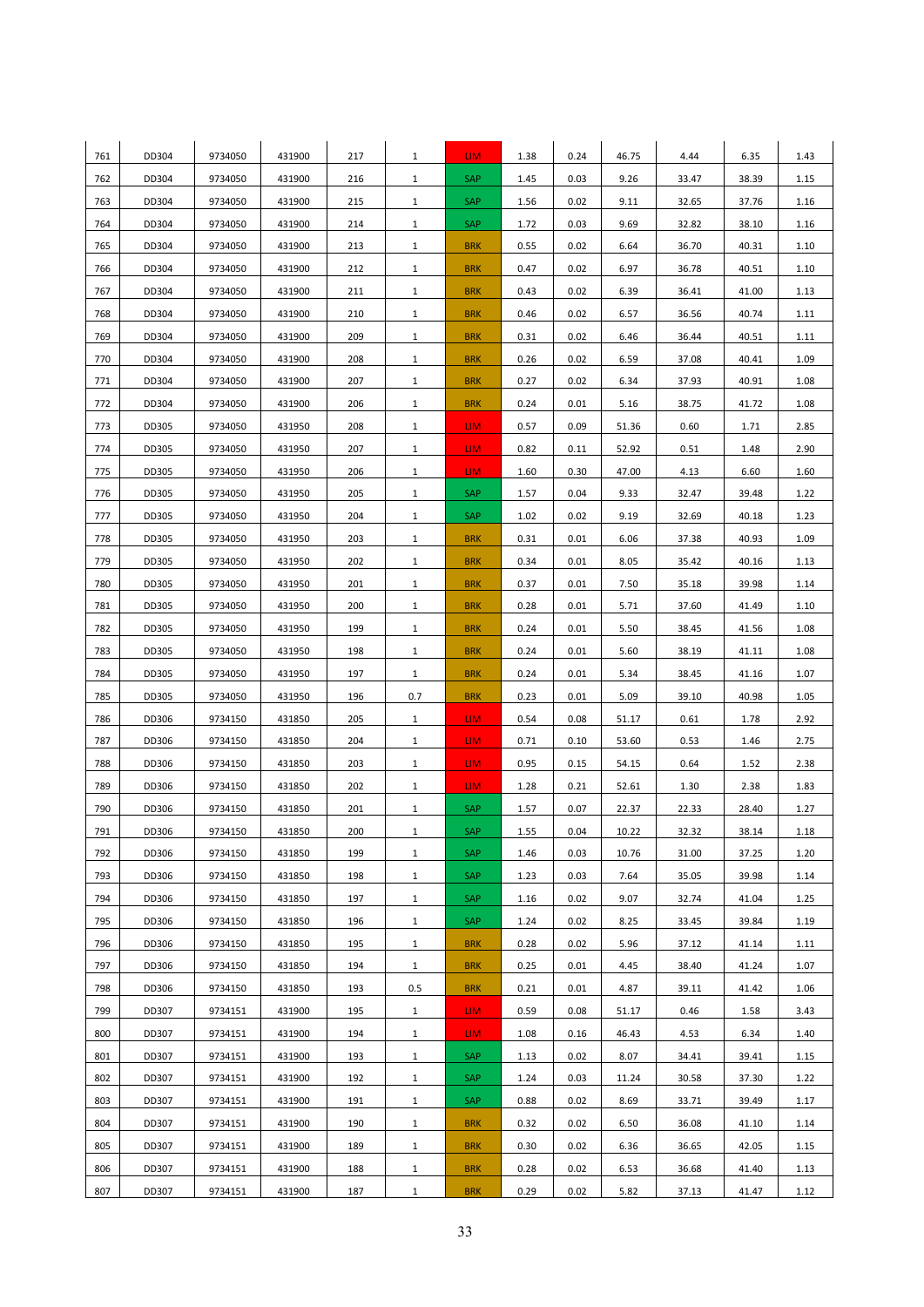| 761 | DD304 | 9734050 | 431900 | 217 | 1 | LIM | 1.38 | 0.24 | 46.75 | 4.44 | 6.35 | 1.43 |
|---|---|---|---|---|---|---|---|---|---|---|---|---|
| 762 | DD304 | 9734050 | 431900 | 216 | 1 | SAP | 1.45 | 0.03 | 9.26 | 33.47 | 38.39 | 1.15 |
| 763 | DD304 | 9734050 | 431900 | 215 | 1 | SAP | 1.56 | 0.02 | 9.11 | 32.65 | 37.76 | 1.16 |
| 764 | DD304 | 9734050 | 431900 | 214 | 1 | SAP | 1.72 | 0.03 | 9.69 | 32.82 | 38.10 | 1.16 |
| 765 | DD304 | 9734050 | 431900 | 213 | 1 | BRK | 0.55 | 0.02 | 6.64 | 36.70 | 40.31 | 1.10 |
| 766 | DD304 | 9734050 | 431900 | 212 | 1 | BRK | 0.47 | 0.02 | 6.97 | 36.78 | 40.51 | 1.10 |
| 767 | DD304 | 9734050 | 431900 | 211 | 1 | BRK | 0.43 | 0.02 | 6.39 | 36.41 | 41.00 | 1.13 |
| 768 | DD304 | 9734050 | 431900 | 210 | 1 | BRK | 0.46 | 0.02 | 6.57 | 36.56 | 40.74 | 1.11 |
| 769 | DD304 | 9734050 | 431900 | 209 | 1 | BRK | 0.31 | 0.02 | 6.46 | 36.44 | 40.51 | 1.11 |
| 770 | DD304 | 9734050 | 431900 | 208 | 1 | BRK | 0.26 | 0.02 | 6.59 | 37.08 | 40.41 | 1.09 |
| 771 | DD304 | 9734050 | 431900 | 207 | 1 | BRK | 0.27 | 0.02 | 6.34 | 37.93 | 40.91 | 1.08 |
| 772 | DD304 | 9734050 | 431900 | 206 | 1 | BRK | 0.24 | 0.01 | 5.16 | 38.75 | 41.72 | 1.08 |
| 773 | DD305 | 9734050 | 431950 | 208 | 1 | LIM | 0.57 | 0.09 | 51.36 | 0.60 | 1.71 | 2.85 |
| 774 | DD305 | 9734050 | 431950 | 207 | 1 | LIM | 0.82 | 0.11 | 52.92 | 0.51 | 1.48 | 2.90 |
| 775 | DD305 | 9734050 | 431950 | 206 | 1 | LIM | 1.60 | 0.30 | 47.00 | 4.13 | 6.60 | 1.60 |
| 776 | DD305 | 9734050 | 431950 | 205 | 1 | SAP | 1.57 | 0.04 | 9.33 | 32.47 | 39.48 | 1.22 |
| 777 | DD305 | 9734050 | 431950 | 204 | 1 | SAP | 1.02 | 0.02 | 9.19 | 32.69 | 40.18 | 1.23 |
| 778 | DD305 | 9734050 | 431950 | 203 | 1 | BRK | 0.31 | 0.01 | 6.06 | 37.38 | 40.93 | 1.09 |
| 779 | DD305 | 9734050 | 431950 | 202 | 1 | BRK | 0.34 | 0.01 | 8.05 | 35.42 | 40.16 | 1.13 |
| 780 | DD305 | 9734050 | 431950 | 201 | 1 | BRK | 0.37 | 0.01 | 7.50 | 35.18 | 39.98 | 1.14 |
| 781 | DD305 | 9734050 | 431950 | 200 | 1 | BRK | 0.28 | 0.01 | 5.71 | 37.60 | 41.49 | 1.10 |
| 782 | DD305 | 9734050 | 431950 | 199 | 1 | BRK | 0.24 | 0.01 | 5.50 | 38.45 | 41.56 | 1.08 |
| 783 | DD305 | 9734050 | 431950 | 198 | 1 | BRK | 0.24 | 0.01 | 5.60 | 38.19 | 41.11 | 1.08 |
| 784 | DD305 | 9734050 | 431950 | 197 | 1 | BRK | 0.24 | 0.01 | 5.34 | 38.45 | 41.16 | 1.07 |
| 785 | DD305 | 9734050 | 431950 | 196 | 0.7 | BRK | 0.23 | 0.01 | 5.09 | 39.10 | 40.98 | 1.05 |
| 786 | DD306 | 9734150 | 431850 | 205 | 1 | LIM | 0.54 | 0.08 | 51.17 | 0.61 | 1.78 | 2.92 |
| 787 | DD306 | 9734150 | 431850 | 204 | 1 | LIM | 0.71 | 0.10 | 53.60 | 0.53 | 1.46 | 2.75 |
| 788 | DD306 | 9734150 | 431850 | 203 | 1 | LIM | 0.95 | 0.15 | 54.15 | 0.64 | 1.52 | 2.38 |
| 789 | DD306 | 9734150 | 431850 | 202 | 1 | LIM | 1.28 | 0.21 | 52.61 | 1.30 | 2.38 | 1.83 |
| 790 | DD306 | 9734150 | 431850 | 201 | 1 | SAP | 1.57 | 0.07 | 22.37 | 22.33 | 28.40 | 1.27 |
| 791 | DD306 | 9734150 | 431850 | 200 | 1 | SAP | 1.55 | 0.04 | 10.22 | 32.32 | 38.14 | 1.18 |
| 792 | DD306 | 9734150 | 431850 | 199 | 1 | SAP | 1.46 | 0.03 | 10.76 | 31.00 | 37.25 | 1.20 |
| 793 | DD306 | 9734150 | 431850 | 198 | 1 | SAP | 1.23 | 0.03 | 7.64 | 35.05 | 39.98 | 1.14 |
| 794 | DD306 | 9734150 | 431850 | 197 | 1 | SAP | 1.16 | 0.02 | 9.07 | 32.74 | 41.04 | 1.25 |
| 795 | DD306 | 9734150 | 431850 | 196 | 1 | SAP | 1.24 | 0.02 | 8.25 | 33.45 | 39.84 | 1.19 |
| 796 | DD306 | 9734150 | 431850 | 195 | 1 | BRK | 0.28 | 0.02 | 5.96 | 37.12 | 41.14 | 1.11 |
| 797 | DD306 | 9734150 | 431850 | 194 | 1 | BRK | 0.25 | 0.01 | 4.45 | 38.40 | 41.24 | 1.07 |
| 798 | DD306 | 9734150 | 431850 | 193 | 0.5 | BRK | 0.21 | 0.01 | 4.87 | 39.11 | 41.42 | 1.06 |
| 799 | DD307 | 9734151 | 431900 | 195 | 1 | LIM | 0.59 | 0.08 | 51.17 | 0.46 | 1.58 | 3.43 |
| 800 | DD307 | 9734151 | 431900 | 194 | 1 | LIM | 1.08 | 0.16 | 46.43 | 4.53 | 6.34 | 1.40 |
| 801 | DD307 | 9734151 | 431900 | 193 | 1 | SAP | 1.13 | 0.02 | 8.07 | 34.41 | 39.41 | 1.15 |
| 802 | DD307 | 9734151 | 431900 | 192 | 1 | SAP | 1.24 | 0.03 | 11.24 | 30.58 | 37.30 | 1.22 |
| 803 | DD307 | 9734151 | 431900 | 191 | 1 | SAP | 0.88 | 0.02 | 8.69 | 33.71 | 39.49 | 1.17 |
| 804 | DD307 | 9734151 | 431900 | 190 | 1 | BRK | 0.32 | 0.02 | 6.50 | 36.08 | 41.10 | 1.14 |
| 805 | DD307 | 9734151 | 431900 | 189 | 1 | BRK | 0.30 | 0.02 | 6.36 | 36.65 | 42.05 | 1.15 |
| 806 | DD307 | 9734151 | 431900 | 188 | 1 | BRK | 0.28 | 0.02 | 6.53 | 36.68 | 41.40 | 1.13 |
| 807 | DD307 | 9734151 | 431900 | 187 | 1 | BRK | 0.29 | 0.02 | 5.82 | 37.13 | 41.47 | 1.12 |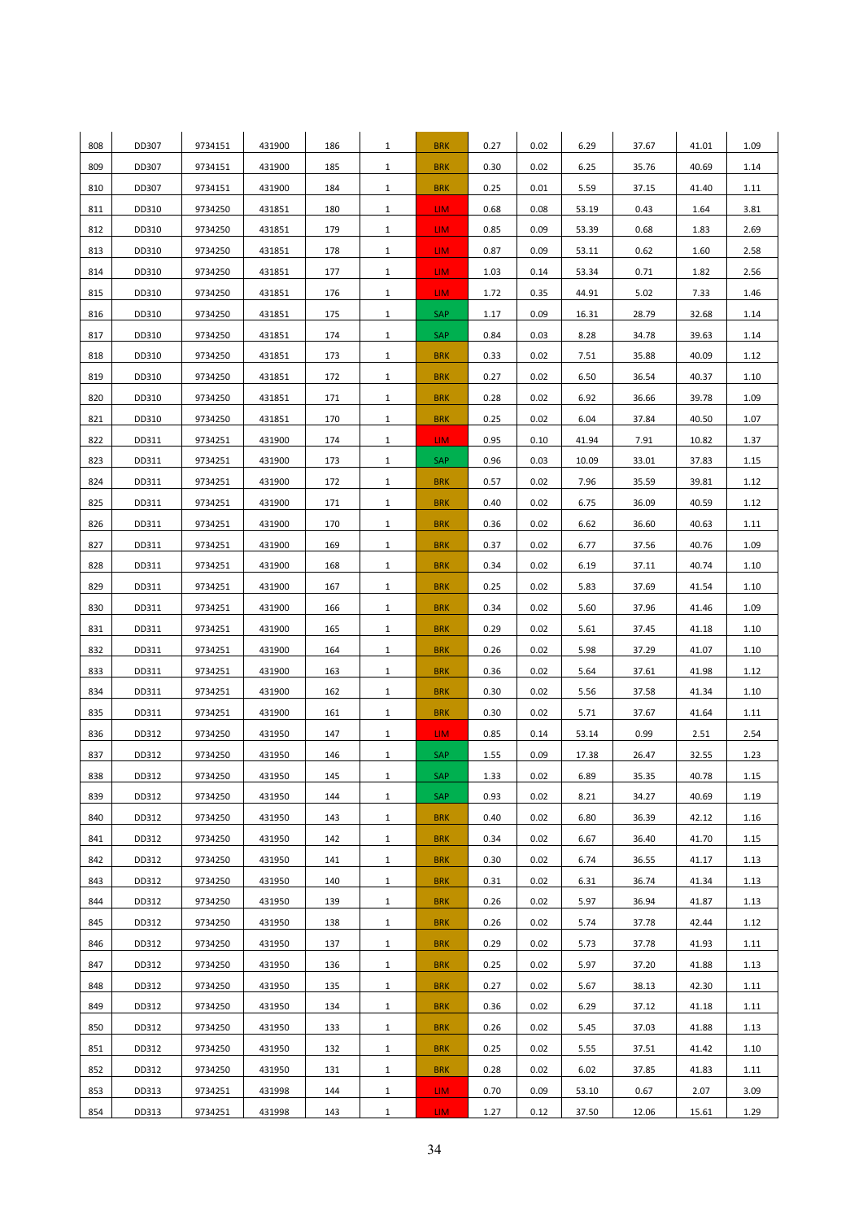| 808 | DD307 | 9734151 | 431900 | 186 | 1 | BRK | 0.27 | 0.02 | 6.29 | 37.67 | 41.01 | 1.09 |
|---|---|---|---|---|---|---|---|---|---|---|---|---|
| 809 | DD307 | 9734151 | 431900 | 185 | 1 | BRK | 0.30 | 0.02 | 6.25 | 35.76 | 40.69 | 1.14 |
| 810 | DD307 | 9734151 | 431900 | 184 | 1 | BRK | 0.25 | 0.01 | 5.59 | 37.15 | 41.40 | 1.11 |
| 811 | DD310 | 9734250 | 431851 | 180 | 1 | LIM | 0.68 | 0.08 | 53.19 | 0.43 | 1.64 | 3.81 |
| 812 | DD310 | 9734250 | 431851 | 179 | 1 | LIM | 0.85 | 0.09 | 53.39 | 0.68 | 1.83 | 2.69 |
| 813 | DD310 | 9734250 | 431851 | 178 | 1 | LIM | 0.87 | 0.09 | 53.11 | 0.62 | 1.60 | 2.58 |
| 814 | DD310 | 9734250 | 431851 | 177 | 1 | LIM | 1.03 | 0.14 | 53.34 | 0.71 | 1.82 | 2.56 |
| 815 | DD310 | 9734250 | 431851 | 176 | 1 | LIM | 1.72 | 0.35 | 44.91 | 5.02 | 7.33 | 1.46 |
| 816 | DD310 | 9734250 | 431851 | 175 | 1 | SAP | 1.17 | 0.09 | 16.31 | 28.79 | 32.68 | 1.14 |
| 817 | DD310 | 9734250 | 431851 | 174 | 1 | SAP | 0.84 | 0.03 | 8.28 | 34.78 | 39.63 | 1.14 |
| 818 | DD310 | 9734250 | 431851 | 173 | 1 | BRK | 0.33 | 0.02 | 7.51 | 35.88 | 40.09 | 1.12 |
| 819 | DD310 | 9734250 | 431851 | 172 | 1 | BRK | 0.27 | 0.02 | 6.50 | 36.54 | 40.37 | 1.10 |
| 820 | DD310 | 9734250 | 431851 | 171 | 1 | BRK | 0.28 | 0.02 | 6.92 | 36.66 | 39.78 | 1.09 |
| 821 | DD310 | 9734250 | 431851 | 170 | 1 | BRK | 0.25 | 0.02 | 6.04 | 37.84 | 40.50 | 1.07 |
| 822 | DD311 | 9734251 | 431900 | 174 | 1 | LIM | 0.95 | 0.10 | 41.94 | 7.91 | 10.82 | 1.37 |
| 823 | DD311 | 9734251 | 431900 | 173 | 1 | SAP | 0.96 | 0.03 | 10.09 | 33.01 | 37.83 | 1.15 |
| 824 | DD311 | 9734251 | 431900 | 172 | 1 | BRK | 0.57 | 0.02 | 7.96 | 35.59 | 39.81 | 1.12 |
| 825 | DD311 | 9734251 | 431900 | 171 | 1 | BRK | 0.40 | 0.02 | 6.75 | 36.09 | 40.59 | 1.12 |
| 826 | DD311 | 9734251 | 431900 | 170 | 1 | BRK | 0.36 | 0.02 | 6.62 | 36.60 | 40.63 | 1.11 |
| 827 | DD311 | 9734251 | 431900 | 169 | 1 | BRK | 0.37 | 0.02 | 6.77 | 37.56 | 40.76 | 1.09 |
| 828 | DD311 | 9734251 | 431900 | 168 | 1 | BRK | 0.34 | 0.02 | 6.19 | 37.11 | 40.74 | 1.10 |
| 829 | DD311 | 9734251 | 431900 | 167 | 1 | BRK | 0.25 | 0.02 | 5.83 | 37.69 | 41.54 | 1.10 |
| 830 | DD311 | 9734251 | 431900 | 166 | 1 | BRK | 0.34 | 0.02 | 5.60 | 37.96 | 41.46 | 1.09 |
| 831 | DD311 | 9734251 | 431900 | 165 | 1 | BRK | 0.29 | 0.02 | 5.61 | 37.45 | 41.18 | 1.10 |
| 832 | DD311 | 9734251 | 431900 | 164 | 1 | BRK | 0.26 | 0.02 | 5.98 | 37.29 | 41.07 | 1.10 |
| 833 | DD311 | 9734251 | 431900 | 163 | 1 | BRK | 0.36 | 0.02 | 5.64 | 37.61 | 41.98 | 1.12 |
| 834 | DD311 | 9734251 | 431900 | 162 | 1 | BRK | 0.30 | 0.02 | 5.56 | 37.58 | 41.34 | 1.10 |
| 835 | DD311 | 9734251 | 431900 | 161 | 1 | BRK | 0.30 | 0.02 | 5.71 | 37.67 | 41.64 | 1.11 |
| 836 | DD312 | 9734250 | 431950 | 147 | 1 | LIM | 0.85 | 0.14 | 53.14 | 0.99 | 2.51 | 2.54 |
| 837 | DD312 | 9734250 | 431950 | 146 | 1 | SAP | 1.55 | 0.09 | 17.38 | 26.47 | 32.55 | 1.23 |
| 838 | DD312 | 9734250 | 431950 | 145 | 1 | SAP | 1.33 | 0.02 | 6.89 | 35.35 | 40.78 | 1.15 |
| 839 | DD312 | 9734250 | 431950 | 144 | 1 | SAP | 0.93 | 0.02 | 8.21 | 34.27 | 40.69 | 1.19 |
| 840 | DD312 | 9734250 | 431950 | 143 | 1 | BRK | 0.40 | 0.02 | 6.80 | 36.39 | 42.12 | 1.16 |
| 841 | DD312 | 9734250 | 431950 | 142 | 1 | BRK | 0.34 | 0.02 | 6.67 | 36.40 | 41.70 | 1.15 |
| 842 | DD312 | 9734250 | 431950 | 141 | 1 | BRK | 0.30 | 0.02 | 6.74 | 36.55 | 41.17 | 1.13 |
| 843 | DD312 | 9734250 | 431950 | 140 | 1 | BRK | 0.31 | 0.02 | 6.31 | 36.74 | 41.34 | 1.13 |
| 844 | DD312 | 9734250 | 431950 | 139 | 1 | BRK | 0.26 | 0.02 | 5.97 | 36.94 | 41.87 | 1.13 |
| 845 | DD312 | 9734250 | 431950 | 138 | 1 | BRK | 0.26 | 0.02 | 5.74 | 37.78 | 42.44 | 1.12 |
| 846 | DD312 | 9734250 | 431950 | 137 | 1 | BRK | 0.29 | 0.02 | 5.73 | 37.78 | 41.93 | 1.11 |
| 847 | DD312 | 9734250 | 431950 | 136 | 1 | BRK | 0.25 | 0.02 | 5.97 | 37.20 | 41.88 | 1.13 |
| 848 | DD312 | 9734250 | 431950 | 135 | 1 | BRK | 0.27 | 0.02 | 5.67 | 38.13 | 42.30 | 1.11 |
| 849 | DD312 | 9734250 | 431950 | 134 | 1 | BRK | 0.36 | 0.02 | 6.29 | 37.12 | 41.18 | 1.11 |
| 850 | DD312 | 9734250 | 431950 | 133 | 1 | BRK | 0.26 | 0.02 | 5.45 | 37.03 | 41.88 | 1.13 |
| 851 | DD312 | 9734250 | 431950 | 132 | 1 | BRK | 0.25 | 0.02 | 5.55 | 37.51 | 41.42 | 1.10 |
| 852 | DD312 | 9734250 | 431950 | 131 | 1 | BRK | 0.28 | 0.02 | 6.02 | 37.85 | 41.83 | 1.11 |
| 853 | DD313 | 9734251 | 431998 | 144 | 1 | LIM | 0.70 | 0.09 | 53.10 | 0.67 | 2.07 | 3.09 |
| 854 | DD313 | 9734251 | 431998 | 143 | 1 | LIM | 1.27 | 0.12 | 37.50 | 12.06 | 15.61 | 1.29 |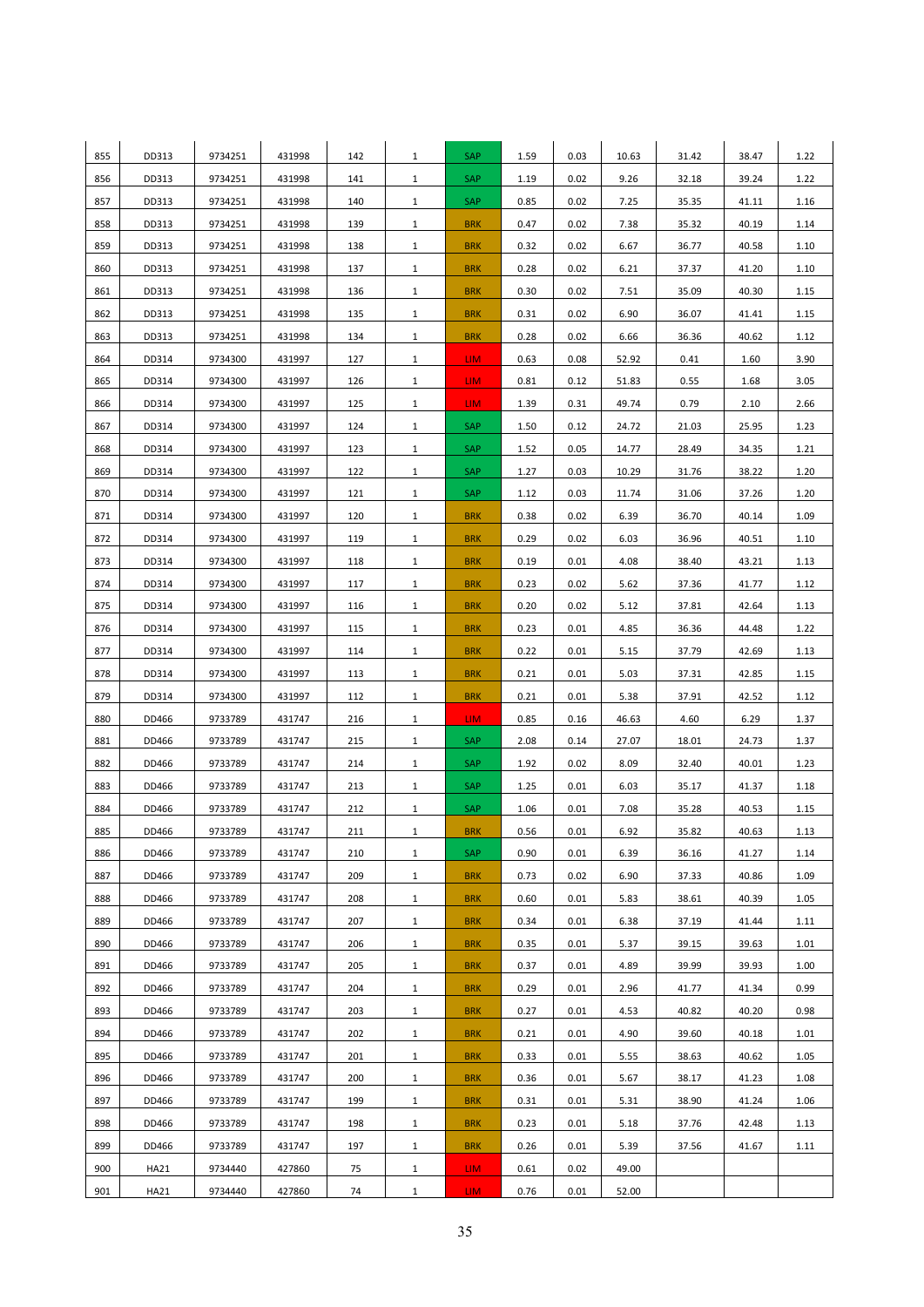| | | | | | | | | | | | | |
|---|---|---|---|---|---|---|---|---|---|---|---|---|
| 855 | DD313 | 9734251 | 431998 | 142 | 1 | SAP | 1.59 | 0.03 | 10.63 | 31.42 | 38.47 | 1.22 |
| 856 | DD313 | 9734251 | 431998 | 141 | 1 | SAP | 1.19 | 0.02 | 9.26 | 32.18 | 39.24 | 1.22 |
| 857 | DD313 | 9734251 | 431998 | 140 | 1 | SAP | 0.85 | 0.02 | 7.25 | 35.35 | 41.11 | 1.16 |
| 858 | DD313 | 9734251 | 431998 | 139 | 1 | BRK | 0.47 | 0.02 | 7.38 | 35.32 | 40.19 | 1.14 |
| 859 | DD313 | 9734251 | 431998 | 138 | 1 | BRK | 0.32 | 0.02 | 6.67 | 36.77 | 40.58 | 1.10 |
| 860 | DD313 | 9734251 | 431998 | 137 | 1 | BRK | 0.28 | 0.02 | 6.21 | 37.37 | 41.20 | 1.10 |
| 861 | DD313 | 9734251 | 431998 | 136 | 1 | BRK | 0.30 | 0.02 | 7.51 | 35.09 | 40.30 | 1.15 |
| 862 | DD313 | 9734251 | 431998 | 135 | 1 | BRK | 0.31 | 0.02 | 6.90 | 36.07 | 41.41 | 1.15 |
| 863 | DD313 | 9734251 | 431998 | 134 | 1 | BRK | 0.28 | 0.02 | 6.66 | 36.36 | 40.62 | 1.12 |
| 864 | DD314 | 9734300 | 431997 | 127 | 1 | LIM | 0.63 | 0.08 | 52.92 | 0.41 | 1.60 | 3.90 |
| 865 | DD314 | 9734300 | 431997 | 126 | 1 | LIM | 0.81 | 0.12 | 51.83 | 0.55 | 1.68 | 3.05 |
| 866 | DD314 | 9734300 | 431997 | 125 | 1 | LIM | 1.39 | 0.31 | 49.74 | 0.79 | 2.10 | 2.66 |
| 867 | DD314 | 9734300 | 431997 | 124 | 1 | SAP | 1.50 | 0.12 | 24.72 | 21.03 | 25.95 | 1.23 |
| 868 | DD314 | 9734300 | 431997 | 123 | 1 | SAP | 1.52 | 0.05 | 14.77 | 28.49 | 34.35 | 1.21 |
| 869 | DD314 | 9734300 | 431997 | 122 | 1 | SAP | 1.27 | 0.03 | 10.29 | 31.76 | 38.22 | 1.20 |
| 870 | DD314 | 9734300 | 431997 | 121 | 1 | SAP | 1.12 | 0.03 | 11.74 | 31.06 | 37.26 | 1.20 |
| 871 | DD314 | 9734300 | 431997 | 120 | 1 | BRK | 0.38 | 0.02 | 6.39 | 36.70 | 40.14 | 1.09 |
| 872 | DD314 | 9734300 | 431997 | 119 | 1 | BRK | 0.29 | 0.02 | 6.03 | 36.96 | 40.51 | 1.10 |
| 873 | DD314 | 9734300 | 431997 | 118 | 1 | BRK | 0.19 | 0.01 | 4.08 | 38.40 | 43.21 | 1.13 |
| 874 | DD314 | 9734300 | 431997 | 117 | 1 | BRK | 0.23 | 0.02 | 5.62 | 37.36 | 41.77 | 1.12 |
| 875 | DD314 | 9734300 | 431997 | 116 | 1 | BRK | 0.20 | 0.02 | 5.12 | 37.81 | 42.64 | 1.13 |
| 876 | DD314 | 9734300 | 431997 | 115 | 1 | BRK | 0.23 | 0.01 | 4.85 | 36.36 | 44.48 | 1.22 |
| 877 | DD314 | 9734300 | 431997 | 114 | 1 | BRK | 0.22 | 0.01 | 5.15 | 37.79 | 42.69 | 1.13 |
| 878 | DD314 | 9734300 | 431997 | 113 | 1 | BRK | 0.21 | 0.01 | 5.03 | 37.31 | 42.85 | 1.15 |
| 879 | DD314 | 9734300 | 431997 | 112 | 1 | BRK | 0.21 | 0.01 | 5.38 | 37.91 | 42.52 | 1.12 |
| 880 | DD466 | 9733789 | 431747 | 216 | 1 | LIM | 0.85 | 0.16 | 46.63 | 4.60 | 6.29 | 1.37 |
| 881 | DD466 | 9733789 | 431747 | 215 | 1 | SAP | 2.08 | 0.14 | 27.07 | 18.01 | 24.73 | 1.37 |
| 882 | DD466 | 9733789 | 431747 | 214 | 1 | SAP | 1.92 | 0.02 | 8.09 | 32.40 | 40.01 | 1.23 |
| 883 | DD466 | 9733789 | 431747 | 213 | 1 | SAP | 1.25 | 0.01 | 6.03 | 35.17 | 41.37 | 1.18 |
| 884 | DD466 | 9733789 | 431747 | 212 | 1 | SAP | 1.06 | 0.01 | 7.08 | 35.28 | 40.53 | 1.15 |
| 885 | DD466 | 9733789 | 431747 | 211 | 1 | BRK | 0.56 | 0.01 | 6.92 | 35.82 | 40.63 | 1.13 |
| 886 | DD466 | 9733789 | 431747 | 210 | 1 | SAP | 0.90 | 0.01 | 6.39 | 36.16 | 41.27 | 1.14 |
| 887 | DD466 | 9733789 | 431747 | 209 | 1 | BRK | 0.73 | 0.02 | 6.90 | 37.33 | 40.86 | 1.09 |
| 888 | DD466 | 9733789 | 431747 | 208 | 1 | BRK | 0.60 | 0.01 | 5.83 | 38.61 | 40.39 | 1.05 |
| 889 | DD466 | 9733789 | 431747 | 207 | 1 | BRK | 0.34 | 0.01 | 6.38 | 37.19 | 41.44 | 1.11 |
| 890 | DD466 | 9733789 | 431747 | 206 | 1 | BRK | 0.35 | 0.01 | 5.37 | 39.15 | 39.63 | 1.01 |
| 891 | DD466 | 9733789 | 431747 | 205 | 1 | BRK | 0.37 | 0.01 | 4.89 | 39.99 | 39.93 | 1.00 |
| 892 | DD466 | 9733789 | 431747 | 204 | 1 | BRK | 0.29 | 0.01 | 2.96 | 41.77 | 41.34 | 0.99 |
| 893 | DD466 | 9733789 | 431747 | 203 | 1 | BRK | 0.27 | 0.01 | 4.53 | 40.82 | 40.20 | 0.98 |
| 894 | DD466 | 9733789 | 431747 | 202 | 1 | BRK | 0.21 | 0.01 | 4.90 | 39.60 | 40.18 | 1.01 |
| 895 | DD466 | 9733789 | 431747 | 201 | 1 | BRK | 0.33 | 0.01 | 5.55 | 38.63 | 40.62 | 1.05 |
| 896 | DD466 | 9733789 | 431747 | 200 | 1 | BRK | 0.36 | 0.01 | 5.67 | 38.17 | 41.23 | 1.08 |
| 897 | DD466 | 9733789 | 431747 | 199 | 1 | BRK | 0.31 | 0.01 | 5.31 | 38.90 | 41.24 | 1.06 |
| 898 | DD466 | 9733789 | 431747 | 198 | 1 | BRK | 0.23 | 0.01 | 5.18 | 37.76 | 42.48 | 1.13 |
| 899 | DD466 | 9733789 | 431747 | 197 | 1 | BRK | 0.26 | 0.01 | 5.39 | 37.56 | 41.67 | 1.11 |
| 900 | HA21 | 9734440 | 427860 | 75 | 1 | LIM | 0.61 | 0.02 | 49.00 | | | |
| 901 | HA21 | 9734440 | 427860 | 74 | 1 | LIM | 0.76 | 0.01 | 52.00 | | | |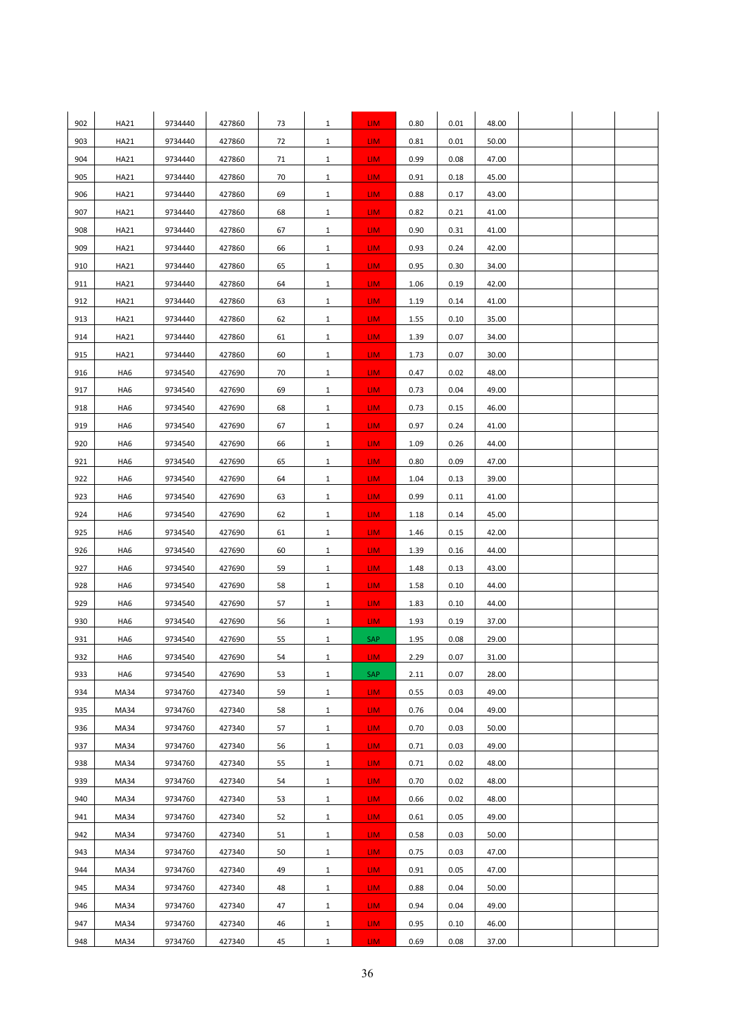| | | | | | | | | | | | | |
|---|---|---|---|---|---|---|---|---|---|---|---|---|
| 902 | HA21 | 9734440 | 427860 | 73 | 1 | LIM | 0.80 | 0.01 | 48.00 | | | |
| 903 | HA21 | 9734440 | 427860 | 72 | 1 | LIM | 0.81 | 0.01 | 50.00 | | | |
| 904 | HA21 | 9734440 | 427860 | 71 | 1 | LIM | 0.99 | 0.08 | 47.00 | | | |
| 905 | HA21 | 9734440 | 427860 | 70 | 1 | LIM | 0.91 | 0.18 | 45.00 | | | |
| 906 | HA21 | 9734440 | 427860 | 69 | 1 | LIM | 0.88 | 0.17 | 43.00 | | | |
| 907 | HA21 | 9734440 | 427860 | 68 | 1 | LIM | 0.82 | 0.21 | 41.00 | | | |
| 908 | HA21 | 9734440 | 427860 | 67 | 1 | LIM | 0.90 | 0.31 | 41.00 | | | |
| 909 | HA21 | 9734440 | 427860 | 66 | 1 | LIM | 0.93 | 0.24 | 42.00 | | | |
| 910 | HA21 | 9734440 | 427860 | 65 | 1 | LIM | 0.95 | 0.30 | 34.00 | | | |
| 911 | HA21 | 9734440 | 427860 | 64 | 1 | LIM | 1.06 | 0.19 | 42.00 | | | |
| 912 | HA21 | 9734440 | 427860 | 63 | 1 | LIM | 1.19 | 0.14 | 41.00 | | | |
| 913 | HA21 | 9734440 | 427860 | 62 | 1 | LIM | 1.55 | 0.10 | 35.00 | | | |
| 914 | HA21 | 9734440 | 427860 | 61 | 1 | LIM | 1.39 | 0.07 | 34.00 | | | |
| 915 | HA21 | 9734440 | 427860 | 60 | 1 | LIM | 1.73 | 0.07 | 30.00 | | | |
| 916 | HA6 | 9734540 | 427690 | 70 | 1 | LIM | 0.47 | 0.02 | 48.00 | | | |
| 917 | HA6 | 9734540 | 427690 | 69 | 1 | LIM | 0.73 | 0.04 | 49.00 | | | |
| 918 | HA6 | 9734540 | 427690 | 68 | 1 | LIM | 0.73 | 0.15 | 46.00 | | | |
| 919 | HA6 | 9734540 | 427690 | 67 | 1 | LIM | 0.97 | 0.24 | 41.00 | | | |
| 920 | HA6 | 9734540 | 427690 | 66 | 1 | LIM | 1.09 | 0.26 | 44.00 | | | |
| 921 | HA6 | 9734540 | 427690 | 65 | 1 | LIM | 0.80 | 0.09 | 47.00 | | | |
| 922 | HA6 | 9734540 | 427690 | 64 | 1 | LIM | 1.04 | 0.13 | 39.00 | | | |
| 923 | HA6 | 9734540 | 427690 | 63 | 1 | LIM | 0.99 | 0.11 | 41.00 | | | |
| 924 | HA6 | 9734540 | 427690 | 62 | 1 | LIM | 1.18 | 0.14 | 45.00 | | | |
| 925 | HA6 | 9734540 | 427690 | 61 | 1 | LIM | 1.46 | 0.15 | 42.00 | | | |
| 926 | HA6 | 9734540 | 427690 | 60 | 1 | LIM | 1.39 | 0.16 | 44.00 | | | |
| 927 | HA6 | 9734540 | 427690 | 59 | 1 | LIM | 1.48 | 0.13 | 43.00 | | | |
| 928 | HA6 | 9734540 | 427690 | 58 | 1 | LIM | 1.58 | 0.10 | 44.00 | | | |
| 929 | HA6 | 9734540 | 427690 | 57 | 1 | LIM | 1.83 | 0.10 | 44.00 | | | |
| 930 | HA6 | 9734540 | 427690 | 56 | 1 | LIM | 1.93 | 0.19 | 37.00 | | | |
| 931 | HA6 | 9734540 | 427690 | 55 | 1 | SAP | 1.95 | 0.08 | 29.00 | | | |
| 932 | HA6 | 9734540 | 427690 | 54 | 1 | LIM | 2.29 | 0.07 | 31.00 | | | |
| 933 | HA6 | 9734540 | 427690 | 53 | 1 | SAP | 2.11 | 0.07 | 28.00 | | | |
| 934 | MA34 | 9734760 | 427340 | 59 | 1 | LIM | 0.55 | 0.03 | 49.00 | | | |
| 935 | MA34 | 9734760 | 427340 | 58 | 1 | LIM | 0.76 | 0.04 | 49.00 | | | |
| 936 | MA34 | 9734760 | 427340 | 57 | 1 | LIM | 0.70 | 0.03 | 50.00 | | | |
| 937 | MA34 | 9734760 | 427340 | 56 | 1 | LIM | 0.71 | 0.03 | 49.00 | | | |
| 938 | MA34 | 9734760 | 427340 | 55 | 1 | LIM | 0.71 | 0.02 | 48.00 | | | |
| 939 | MA34 | 9734760 | 427340 | 54 | 1 | LIM | 0.70 | 0.02 | 48.00 | | | |
| 940 | MA34 | 9734760 | 427340 | 53 | 1 | LIM | 0.66 | 0.02 | 48.00 | | | |
| 941 | MA34 | 9734760 | 427340 | 52 | 1 | LIM | 0.61 | 0.05 | 49.00 | | | |
| 942 | MA34 | 9734760 | 427340 | 51 | 1 | LIM | 0.58 | 0.03 | 50.00 | | | |
| 943 | MA34 | 9734760 | 427340 | 50 | 1 | LIM | 0.75 | 0.03 | 47.00 | | | |
| 944 | MA34 | 9734760 | 427340 | 49 | 1 | LIM | 0.91 | 0.05 | 47.00 | | | |
| 945 | MA34 | 9734760 | 427340 | 48 | 1 | LIM | 0.88 | 0.04 | 50.00 | | | |
| 946 | MA34 | 9734760 | 427340 | 47 | 1 | LIM | 0.94 | 0.04 | 49.00 | | | |
| 947 | MA34 | 9734760 | 427340 | 46 | 1 | LIM | 0.95 | 0.10 | 46.00 | | | |
| 948 | MA34 | 9734760 | 427340 | 45 | 1 | LIM | 0.69 | 0.08 | 37.00 | | | |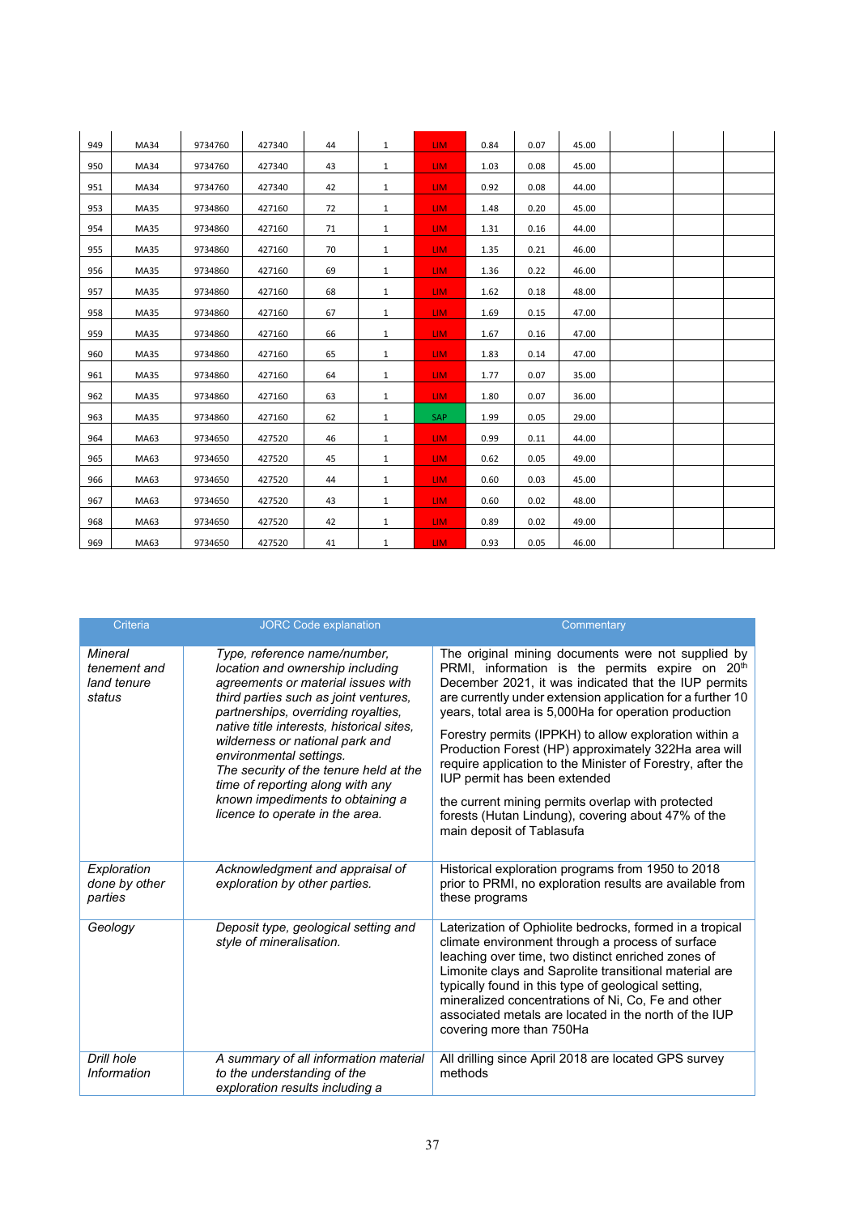| | | | | | | | | | | | | |
|---|---|---|---|---|---|---|---|---|---|---|---|---|
| 949 | MA34 | 9734760 | 427340 | 44 | 1 | LIM | 0.84 | 0.07 | 45.00 | | | |
| 950 | MA34 | 9734760 | 427340 | 43 | 1 | LIM | 1.03 | 0.08 | 45.00 | | | |
| 951 | MA34 | 9734760 | 427340 | 42 | 1 | LIM | 0.92 | 0.08 | 44.00 | | | |
| 953 | MA35 | 9734860 | 427160 | 72 | 1 | LIM | 1.48 | 0.20 | 45.00 | | | |
| 954 | MA35 | 9734860 | 427160 | 71 | 1 | LIM | 1.31 | 0.16 | 44.00 | | | |
| 955 | MA35 | 9734860 | 427160 | 70 | 1 | LIM | 1.35 | 0.21 | 46.00 | | | |
| 956 | MA35 | 9734860 | 427160 | 69 | 1 | LIM | 1.36 | 0.22 | 46.00 | | | |
| 957 | MA35 | 9734860 | 427160 | 68 | 1 | LIM | 1.62 | 0.18 | 48.00 | | | |
| 958 | MA35 | 9734860 | 427160 | 67 | 1 | LIM | 1.69 | 0.15 | 47.00 | | | |
| 959 | MA35 | 9734860 | 427160 | 66 | 1 | LIM | 1.67 | 0.16 | 47.00 | | | |
| 960 | MA35 | 9734860 | 427160 | 65 | 1 | LIM | 1.83 | 0.14 | 47.00 | | | |
| 961 | MA35 | 9734860 | 427160 | 64 | 1 | LIM | 1.77 | 0.07 | 35.00 | | | |
| 962 | MA35 | 9734860 | 427160 | 63 | 1 | LIM | 1.80 | 0.07 | 36.00 | | | |
| 963 | MA35 | 9734860 | 427160 | 62 | 1 | SAP | 1.99 | 0.05 | 29.00 | | | |
| 964 | MA63 | 9734650 | 427520 | 46 | 1 | LIM | 0.99 | 0.11 | 44.00 | | | |
| 965 | MA63 | 9734650 | 427520 | 45 | 1 | LIM | 0.62 | 0.05 | 49.00 | | | |
| 966 | MA63 | 9734650 | 427520 | 44 | 1 | LIM | 0.60 | 0.03 | 45.00 | | | |
| 967 | MA63 | 9734650 | 427520 | 43 | 1 | LIM | 0.60 | 0.02 | 48.00 | | | |
| 968 | MA63 | 9734650 | 427520 | 42 | 1 | LIM | 0.89 | 0.02 | 49.00 | | | |
| 969 | MA63 | 9734650 | 427520 | 41 | 1 | LIM | 0.93 | 0.05 | 46.00 | | | |

| Criteria | JORC Code explanation | Commentary |
|---|---|---|
| *Mineral tenement and land tenure status* | *Type, reference name/number, location and ownership including agreements or material issues with third parties such as joint ventures, partnerships, overriding royalties, native title interests, historical sites, wilderness or national park and environmental settings. The security of the tenure held at the time of reporting along with any known impediments to obtaining a licence to operate in the area.* | The original mining documents were not supplied by PRMI, information is the permits expire on 20th December 2021, it was indicated that the IUP permits are currently under extension application for a further 10 years, total area is 5,000Ha for operation production<br><br>Forestry permits (IPPKH) to allow exploration within a Production Forest (HP) approximately 322Ha area will require application to the Minister of Forestry, after the IUP permit has been extended<br><br>the current mining permits overlap with protected forests (Hutan Lindung), covering about 47% of the main deposit of Tablasufa |
| *Exploration done by other parties* | *Acknowledgment and appraisal of exploration by other parties.* | Historical exploration programs from 1950 to 2018 prior to PRMI, no exploration results are available from these programs |
| *Geology* | *Deposit type, geological setting and style of mineralisation.* | Laterization of Ophiolite bedrocks, formed in a tropical climate environment through a process of surface leaching over time, two distinct enriched zones of Limonite clays and Saprolite transitional material are typically found in this type of geological setting, mineralized concentrations of Ni, Co, Fe and other associated metals are located in the north of the IUP covering more than 750Ha |
| *Drill hole Information* | *A summary of all information material to the understanding of the exploration results including a* | All drilling since April 2018 are located GPS survey methods |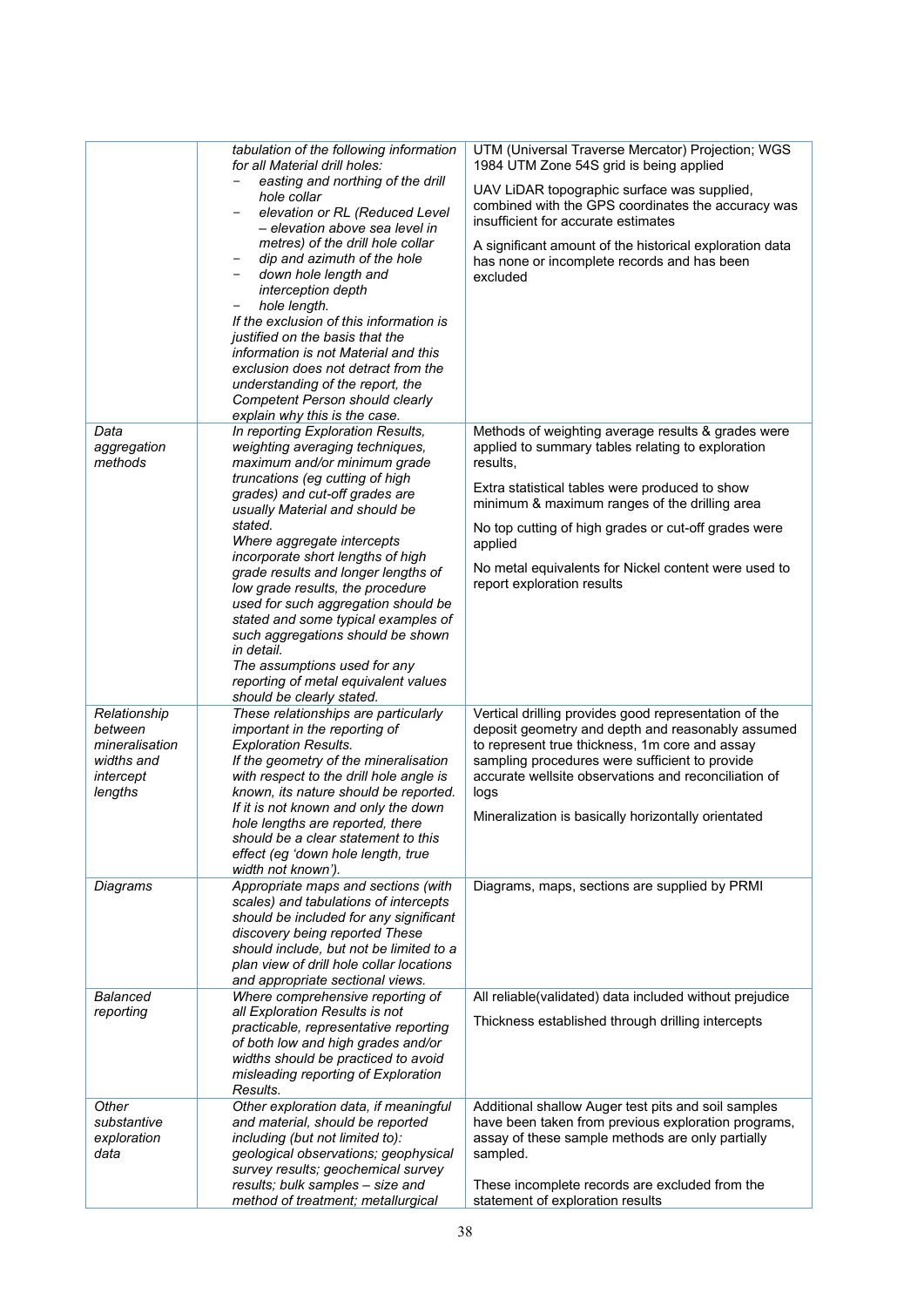| | | |
|---|---|---|
| | *tabulation of the following information for all Material drill holes:*<br>− *easting and northing of the drill hole collar*<br>− *elevation or RL (Reduced Level – elevation above sea level in metres) of the drill hole collar*<br>− *dip and azimuth of the hole*<br>− *down hole length and interception depth*<br>− *hole length.*<br>*If the exclusion of this information is justified on the basis that the information is not Material and this exclusion does not detract from the understanding of the report, the Competent Person should clearly explain why this is the case.* | UTM (Universal Traverse Mercator) Projection; WGS 1984 UTM Zone 54S grid is being applied<br><br>UAV LiDAR topographic surface was supplied, combined with the GPS coordinates the accuracy was insufficient for accurate estimates<br><br>A significant amount of the historical exploration data has none or incomplete records and has been excluded |
| *Data aggregation methods* | *In reporting Exploration Results, weighting averaging techniques, maximum and/or minimum grade truncations (eg cutting of high grades) and cut-off grades are usually Material and should be stated.*<br>*Where aggregate intercepts incorporate short lengths of high grade results and longer lengths of low grade results, the procedure used for such aggregation should be stated and some typical examples of such aggregations should be shown in detail.*<br>*The assumptions used for any reporting of metal equivalent values should be clearly stated.* | Methods of weighting average results & grades were applied to summary tables relating to exploration results,<br><br>Extra statistical tables were produced to show minimum & maximum ranges of the drilling area<br><br>No top cutting of high grades or cut-off grades were applied<br><br>No metal equivalents for Nickel content were used to report exploration results |
| *Relationship between mineralisation widths and intercept lengths* | *These relationships are particularly important in the reporting of Exploration Results.*<br>*If the geometry of the mineralisation with respect to the drill hole angle is known, its nature should be reported.*<br>*If it is not known and only the down hole lengths are reported, there should be a clear statement to this effect (eg 'down hole length, true width not known').* | Vertical drilling provides good representation of the deposit geometry and depth and reasonably assumed to represent true thickness, 1m core and assay sampling procedures were sufficient to provide accurate wellsite observations and reconciliation of logs<br><br>Mineralization is basically horizontally orientated |
| *Diagrams* | *Appropriate maps and sections (with scales) and tabulations of intercepts should be included for any significant discovery being reported These should include, but not be limited to a plan view of drill hole collar locations and appropriate sectional views.* | Diagrams, maps, sections are supplied by PRMI |
| *Balanced reporting* | *Where comprehensive reporting of all Exploration Results is not practicable, representative reporting of both low and high grades and/or widths should be practiced to avoid misleading reporting of Exploration Results.* | All reliable(validated) data included without prejudice<br><br>Thickness established through drilling intercepts |
| *Other substantive exploration data* | *Other exploration data, if meaningful and material, should be reported including (but not limited to): geological observations; geophysical survey results; geochemical survey results; bulk samples – size and method of treatment; metallurgical* | Additional shallow Auger test pits and soil samples have been taken from previous exploration programs, assay of these sample methods are only partially sampled.<br><br>These incomplete records are excluded from the statement of exploration results |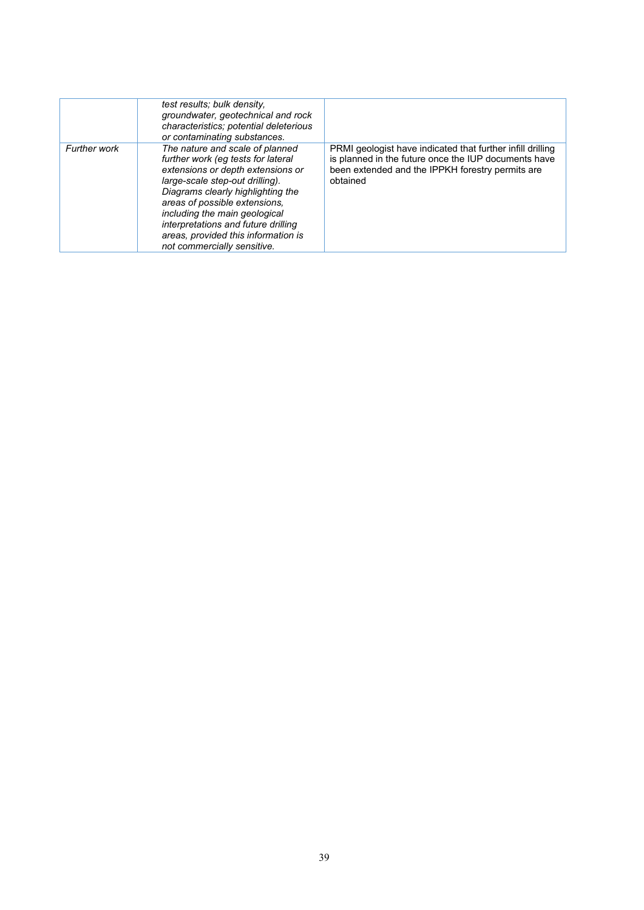| | | |
|---|---|---|
| | *test results; bulk density, groundwater, geotechnical and rock characteristics; potential deleterious or contaminating substances.* | |
| *Further work* | *The nature and scale of planned further work (eg tests for lateral extensions or depth extensions or large-scale step-out drilling). Diagrams clearly highlighting the areas of possible extensions, including the main geological interpretations and future drilling areas, provided this information is not commercially sensitive.* | PRMI geologist have indicated that further infill drilling is planned in the future once the IUP documents have been extended and the IPPKH forestry permits are obtained |